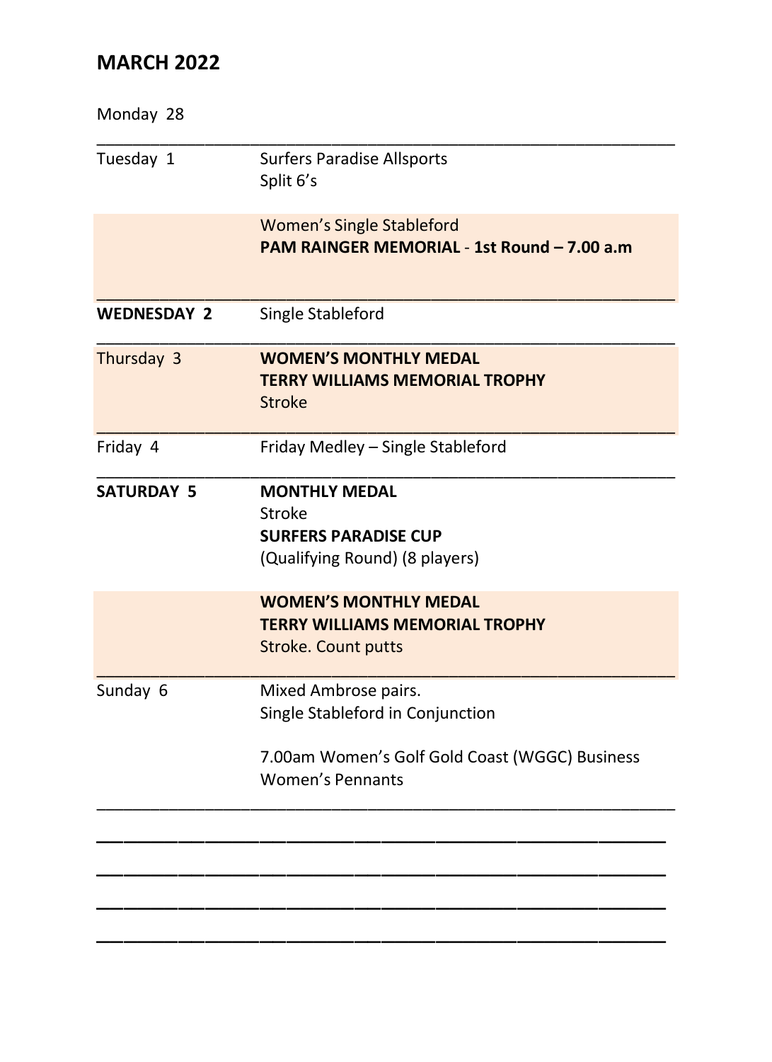# MARCH 2022

| Day | Event |
| --- | --- |
| Monday 28 | |
| Tuesday 1 | Surfers Paradise Allsports<br>Split 6's |
| | Women's Single Stableford<br>**PAM RAINGER MEMORIAL - 1st Round – 7.00 a.m** |
| **WEDNESDAY 2** | Single Stableford |
| Thursday 3 | **WOMEN'S MONTHLY MEDAL**<br>**TERRY WILLIAMS MEMORIAL TROPHY**<br>Stroke |
| Friday 4 | Friday Medley – Single Stableford |
| **SATURDAY 5** | **MONTHLY MEDAL**<br>Stroke<br>**SURFERS PARADISE CUP**<br>(Qualifying Round) (8 players) |
| | **WOMEN'S MONTHLY MEDAL**<br>**TERRY WILLIAMS MEMORIAL TROPHY**<br>Stroke. Count putts |
| Sunday 6 | Mixed Ambrose pairs.<br>Single Stableford in Conjunction<br><br>7.00am Women's Golf Gold Coast (WGGC) Business Women's Pennants |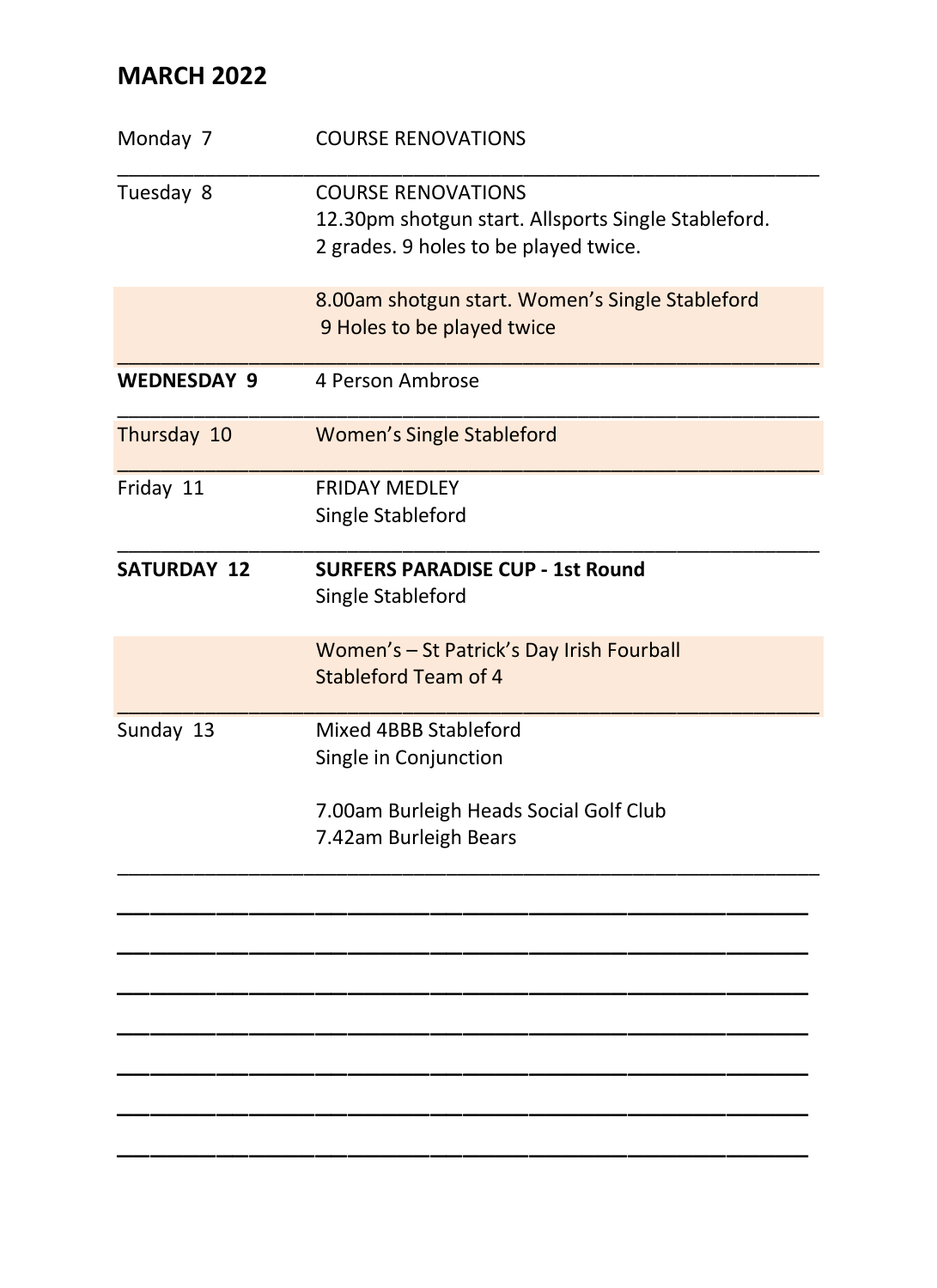## MARCH 2022

| | |
|---|---|
| Monday 7 | COURSE RENOVATIONS |
| Tuesday 8 | COURSE RENOVATIONS<br>12.30pm shotgun start. Allsports Single Stableford.<br>2 grades. 9 holes to be played twice. |
| | 8.00am shotgun start. Women's Single Stableford<br>9 Holes to be played twice |
| **WEDNESDAY 9** | 4 Person Ambrose |
| Thursday 10 | Women's Single Stableford |
| Friday 11 | FRIDAY MEDLEY<br>Single Stableford |
| **SATURDAY 12** | **SURFERS PARADISE CUP - 1st Round**<br>Single Stableford |
| | Women's – St Patrick's Day Irish Fourball<br>Stableford Team of 4 |
| Sunday 13 | Mixed 4BBB Stableford<br>Single in Conjunction<br><br>7.00am Burleigh Heads Social Golf Club<br>7.42am Burleigh Bears |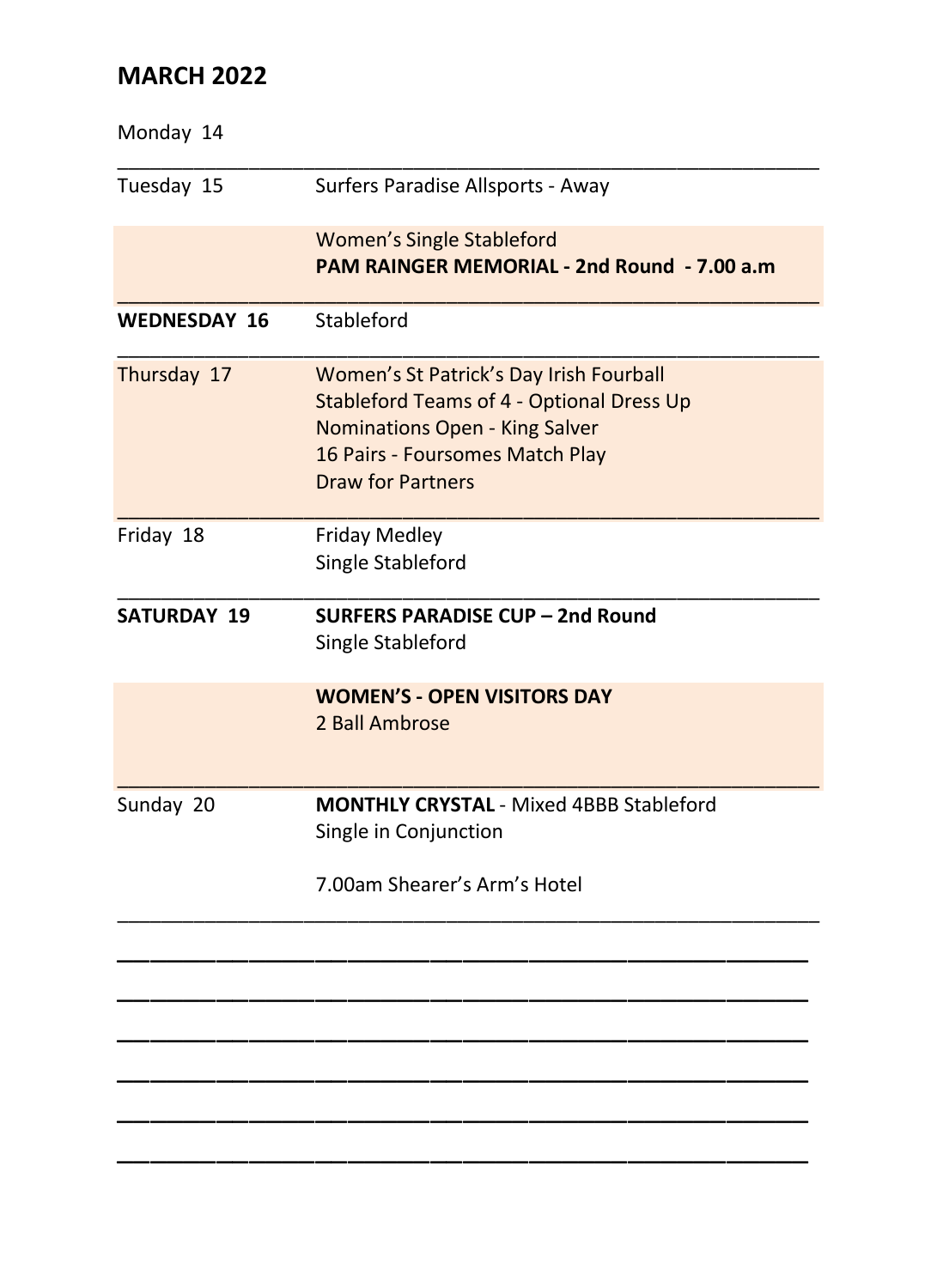## MARCH 2022

| | |
|---|---|
| Monday 14 | |
| Tuesday 15 | Surfers Paradise Allsports - Away<br><br>Women's Single Stableford<br>**PAM RAINGER MEMORIAL - 2nd Round - 7.00 a.m** |
| **WEDNESDAY 16** | Stableford |
| Thursday 17 | Women's St Patrick's Day Irish Fourball<br>Stableford Teams of 4 - Optional Dress Up<br>Nominations Open - King Salver<br>16 Pairs - Foursomes Match Play<br>Draw for Partners |
| Friday 18 | Friday Medley<br>Single Stableford |
| **SATURDAY 19** | **SURFERS PARADISE CUP – 2nd Round**<br>Single Stableford<br><br>**WOMEN'S - OPEN VISITORS DAY**<br>2 Ball Ambrose |
| Sunday 20 | **MONTHLY CRYSTAL** - Mixed 4BBB Stableford<br>Single in Conjunction<br><br>7.00am Shearer's Arm's Hotel |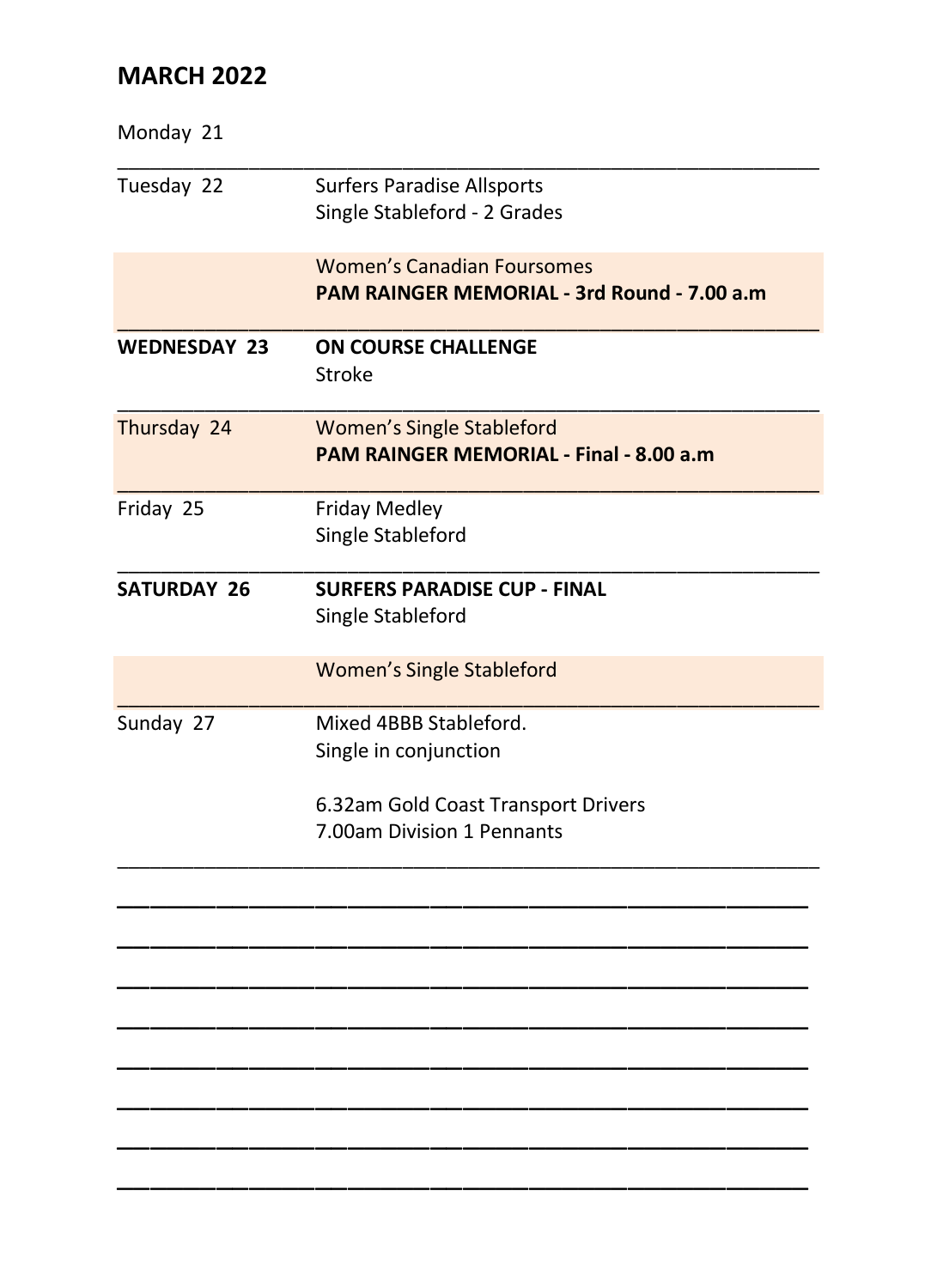## MARCH 2022

| Day | Event |
|---|---|
| Monday 21 | |
| Tuesday 22 | Surfers Paradise Allsports<br>Single Stableford - 2 Grades |
| | Women's Canadian Foursomes<br>**PAM RAINGER MEMORIAL - 3rd Round - 7.00 a.m** |
| **WEDNESDAY 23** | **ON COURSE CHALLENGE**<br>Stroke |
| Thursday 24 | Women's Single Stableford<br>**PAM RAINGER MEMORIAL - Final - 8.00 a.m** |
| Friday 25 | Friday Medley<br>Single Stableford |
| **SATURDAY 26** | **SURFERS PARADISE CUP - FINAL**<br>Single Stableford |
| | Women's Single Stableford |
| Sunday 27 | Mixed 4BBB Stableford.<br>Single in conjunction<br><br>6.32am Gold Coast Transport Drivers<br>7.00am Division 1 Pennants |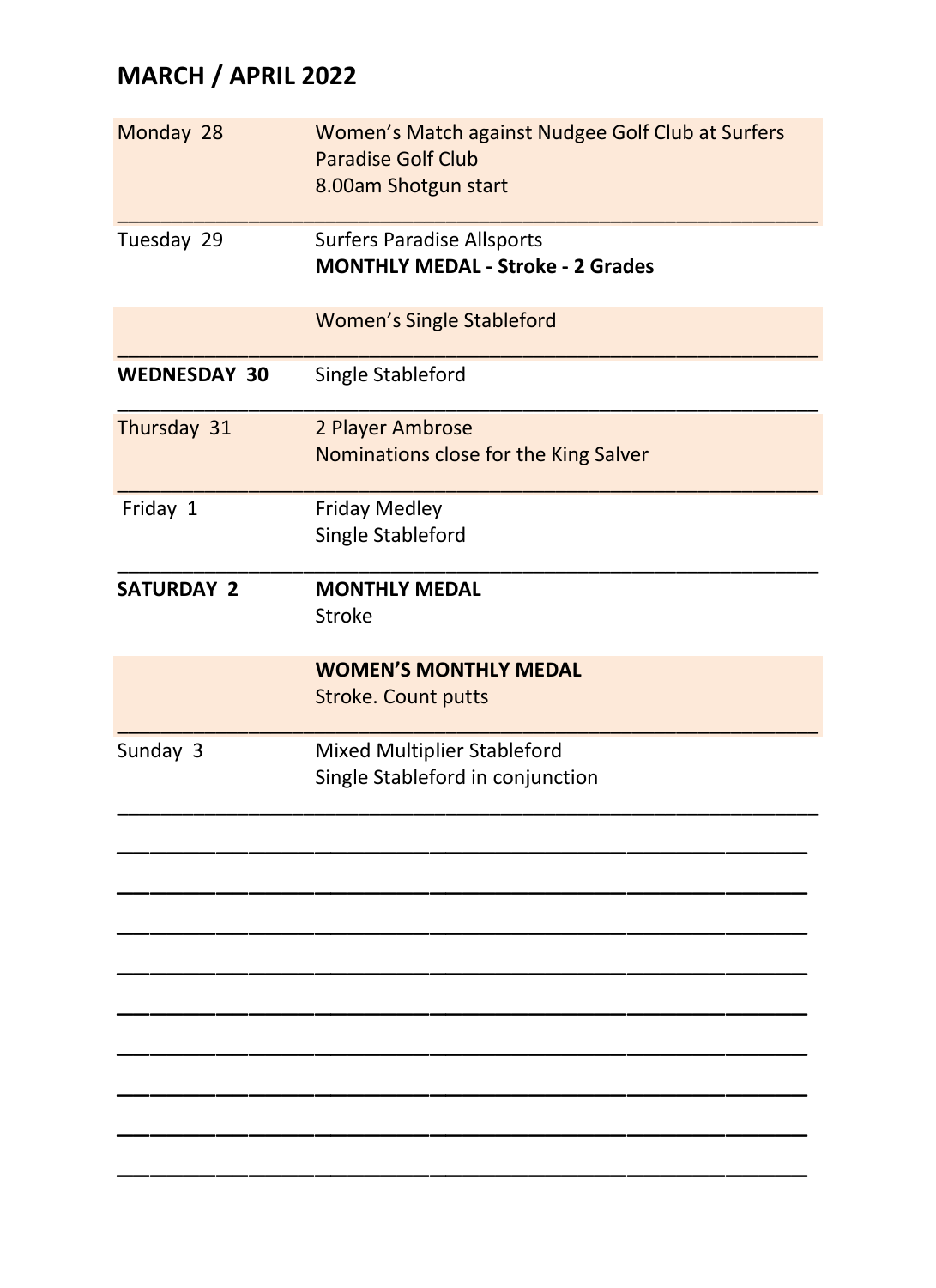## MARCH / APRIL 2022

| | |
|---|---|
| Monday 28 | Women's Match against Nudgee Golf Club at Surfers Paradise Golf Club<br>8.00am Shotgun start |
| Tuesday 29 | Surfers Paradise Allsports<br>**MONTHLY MEDAL - Stroke - 2 Grades** |
| | Women's Single Stableford |
| **WEDNESDAY 30** | Single Stableford |
| Thursday 31 | 2 Player Ambrose<br>Nominations close for the King Salver |
| Friday 1 | Friday Medley<br>Single Stableford |
| **SATURDAY 2** | **MONTHLY MEDAL**<br>Stroke |
| | **WOMEN'S MONTHLY MEDAL**<br>Stroke. Count putts |
| Sunday 3 | Mixed Multiplier Stableford<br>Single Stableford in conjunction |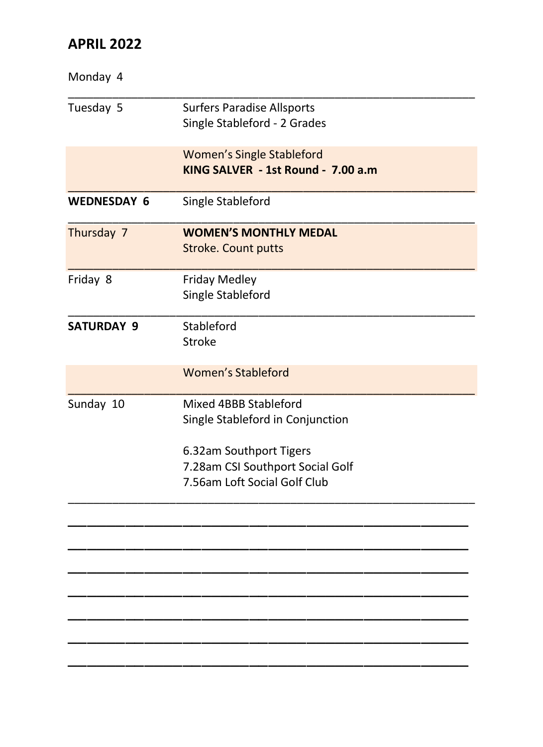## APRIL 2022

| Day | Event |
|---|---|
| Monday 4 | |
| Tuesday 5 | Surfers Paradise Allsports<br>Single Stableford - 2 Grades |
| | Women's Single Stableford<br>**KING SALVER - 1st Round - 7.00 a.m** |
| **WEDNESDAY 6** | Single Stableford |
| Thursday 7 | **WOMEN'S MONTHLY MEDAL**<br>Stroke. Count putts |
| Friday 8 | Friday Medley<br>Single Stableford |
| **SATURDAY 9** | Stableford<br>Stroke |
| | Women's Stableford |
| Sunday 10 | Mixed 4BBB Stableford<br>Single Stableford in Conjunction<br><br>6.32am Southport Tigers<br>7.28am CSI Southport Social Golf<br>7.56am Loft Social Golf Club |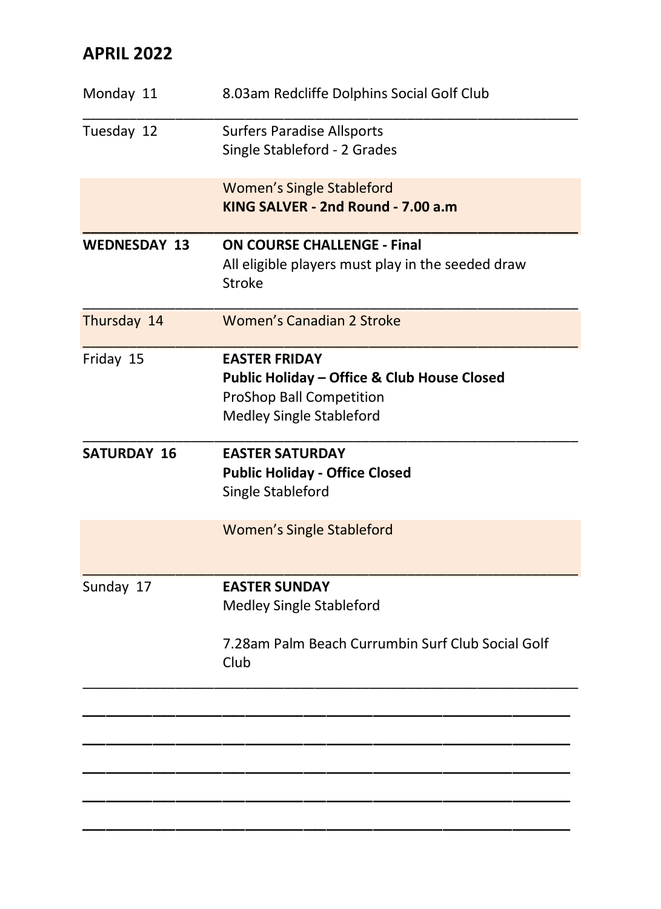## APRIL 2022

| Day | Event |
|---|---|
| Monday 11 | 8.03am Redcliffe Dolphins Social Golf Club |
| Tuesday 12 | Surfers Paradise Allsports<br>Single Stableford - 2 Grades<br><br>Women's Single Stableford<br>**KING SALVER - 2nd Round - 7.00 a.m** |
| **WEDNESDAY 13** | **ON COURSE CHALLENGE - Final**<br>All eligible players must play in the seeded draw<br>Stroke |
| Thursday 14 | Women's Canadian 2 Stroke |
| Friday 15 | **EASTER FRIDAY**<br>**Public Holiday – Office & Club House Closed**<br>ProShop Ball Competition<br>Medley Single Stableford |
| **SATURDAY 16** | **EASTER SATURDAY**<br>**Public Holiday - Office Closed**<br>Single Stableford<br><br>Women's Single Stableford |
| Sunday 17 | **EASTER SUNDAY**<br>Medley Single Stableford<br><br>7.28am Palm Beach Currumbin Surf Club Social Golf Club |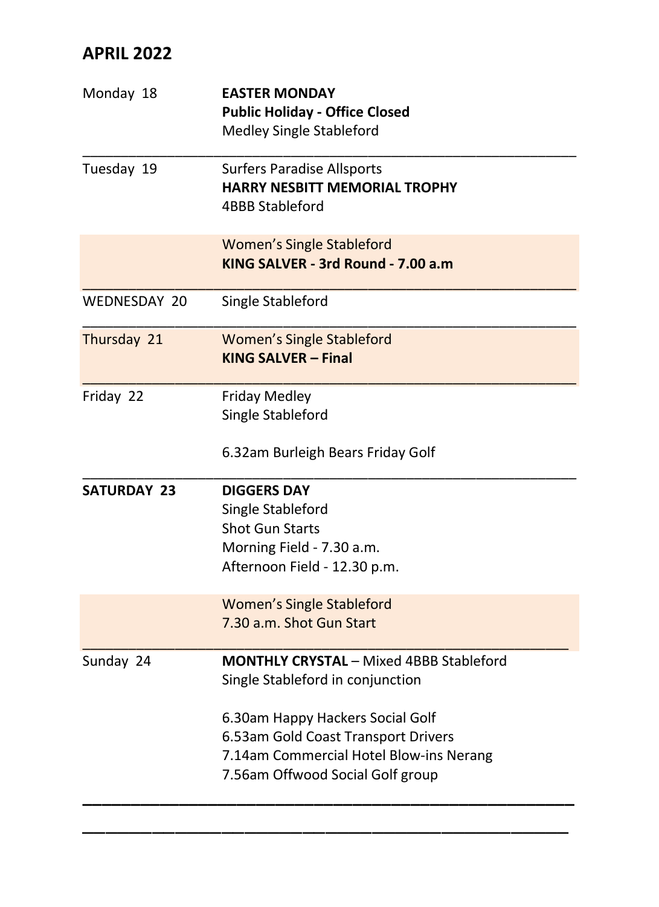## APRIL 2022

| | |
|---|---|
| Monday 18 | **EASTER MONDAY**<br>**Public Holiday - Office Closed**<br>Medley Single Stableford |
| Tuesday 19 | Surfers Paradise Allsports<br>**HARRY NESBITT MEMORIAL TROPHY**<br>4BBB Stableford |
| | Women's Single Stableford<br>**KING SALVER - 3rd Round - 7.00 a.m** |
| WEDNESDAY 20 | Single Stableford |
| Thursday 21 | Women's Single Stableford<br>**KING SALVER – Final** |
| Friday 22 | Friday Medley<br>Single Stableford<br><br>6.32am Burleigh Bears Friday Golf |
| **SATURDAY 23** | **DIGGERS DAY**<br>Single Stableford<br>Shot Gun Starts<br>Morning Field - 7.30 a.m.<br>Afternoon Field - 12.30 p.m. |
| | Women's Single Stableford<br>7.30 a.m. Shot Gun Start |
| Sunday 24 | **MONTHLY CRYSTAL** – Mixed 4BBB Stableford<br>Single Stableford in conjunction<br><br>6.30am Happy Hackers Social Golf<br>6.53am Gold Coast Transport Drivers<br>7.14am Commercial Hotel Blow-ins Nerang<br>7.56am Offwood Social Golf group |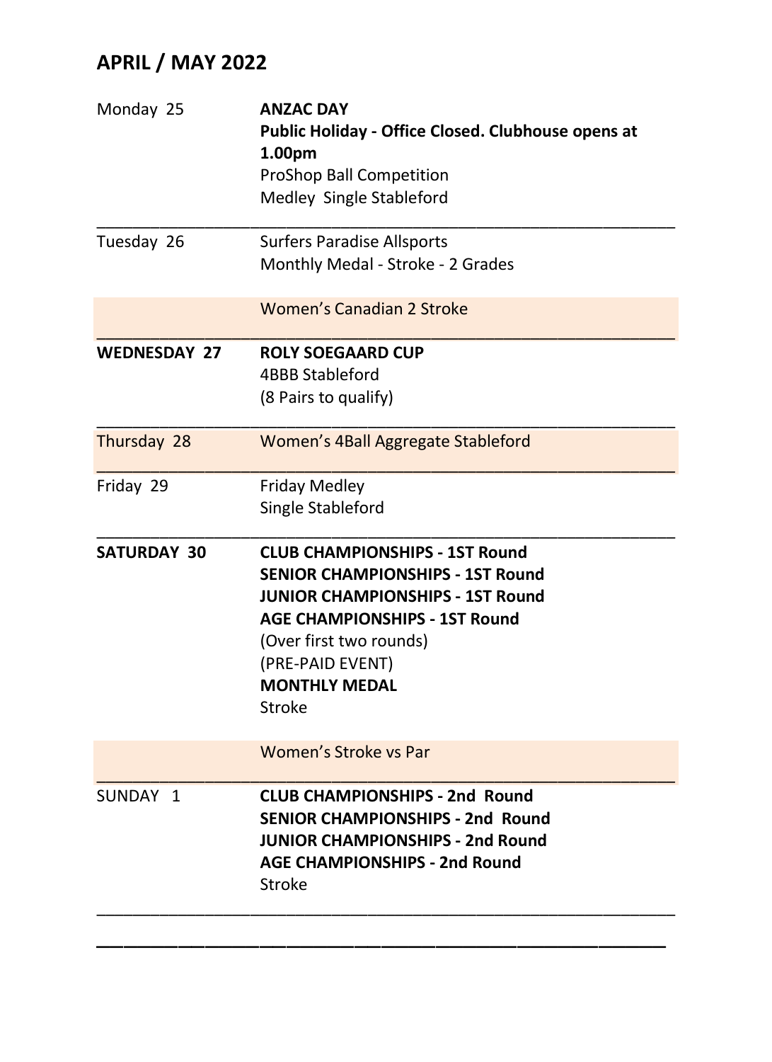## APRIL / MAY 2022

| | |
|---|---|
| Monday 25 | **ANZAC DAY**<br>**Public Holiday - Office Closed. Clubhouse opens at 1.00pm**<br>ProShop Ball Competition<br>Medley Single Stableford |
| Tuesday 26 | Surfers Paradise Allsports<br>Monthly Medal - Stroke - 2 Grades |
| | Women's Canadian 2 Stroke |
| **WEDNESDAY 27** | **ROLY SOEGAARD CUP**<br>4BBB Stableford<br>(8 Pairs to qualify) |
| Thursday 28 | Women's 4Ball Aggregate Stableford |
| Friday 29 | Friday Medley<br>Single Stableford |
| **SATURDAY 30** | **CLUB CHAMPIONSHIPS - 1ST Round**<br>**SENIOR CHAMPIONSHIPS - 1ST Round**<br>**JUNIOR CHAMPIONSHIPS - 1ST Round**<br>**AGE CHAMPIONSHIPS - 1ST Round**<br>(Over first two rounds)<br>(PRE-PAID EVENT)<br>**MONTHLY MEDAL**<br>Stroke |
| | Women's Stroke vs Par |
| SUNDAY 1 | **CLUB CHAMPIONSHIPS - 2nd Round**<br>**SENIOR CHAMPIONSHIPS - 2nd Round**<br>**JUNIOR CHAMPIONSHIPS - 2nd Round**<br>**AGE CHAMPIONSHIPS - 2nd Round**<br>Stroke |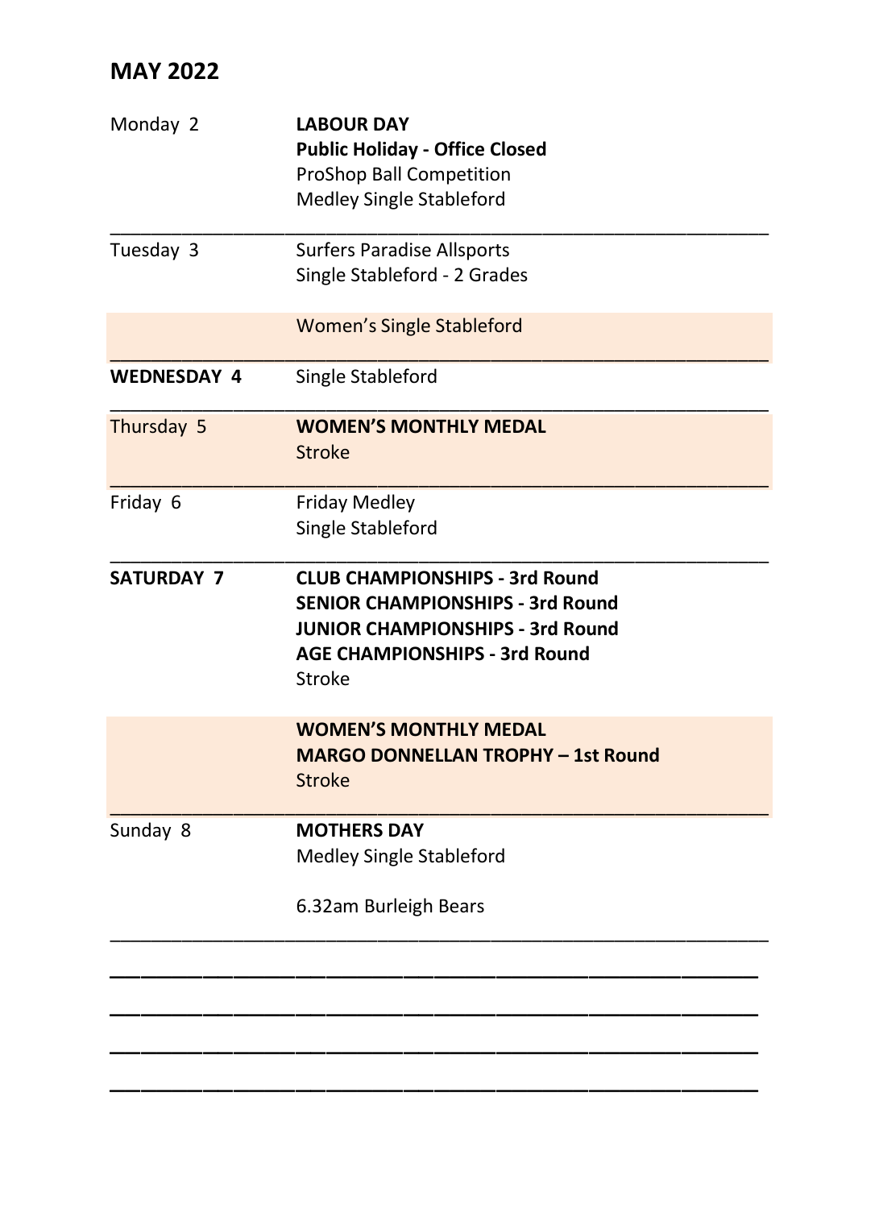## MAY 2022

| Day | Event |
|---|---|
| Monday 2 | **LABOUR DAY**<br>**Public Holiday - Office Closed**<br>ProShop Ball Competition<br>Medley Single Stableford |
| Tuesday 3 | Surfers Paradise Allsports<br>Single Stableford - 2 Grades<br><br>Women's Single Stableford |
| **WEDNESDAY 4** | Single Stableford |
| Thursday 5 | **WOMEN'S MONTHLY MEDAL**<br>Stroke |
| Friday 6 | Friday Medley<br>Single Stableford |
| **SATURDAY 7** | **CLUB CHAMPIONSHIPS - 3rd Round**<br>**SENIOR CHAMPIONSHIPS - 3rd Round**<br>**JUNIOR CHAMPIONSHIPS - 3rd Round**<br>**AGE CHAMPIONSHIPS - 3rd Round**<br>Stroke<br><br>**WOMEN'S MONTHLY MEDAL**<br>**MARGO DONNELLAN TROPHY – 1st Round**<br>Stroke |
| Sunday 8 | **MOTHERS DAY**<br>Medley Single Stableford<br><br>6.32am Burleigh Bears |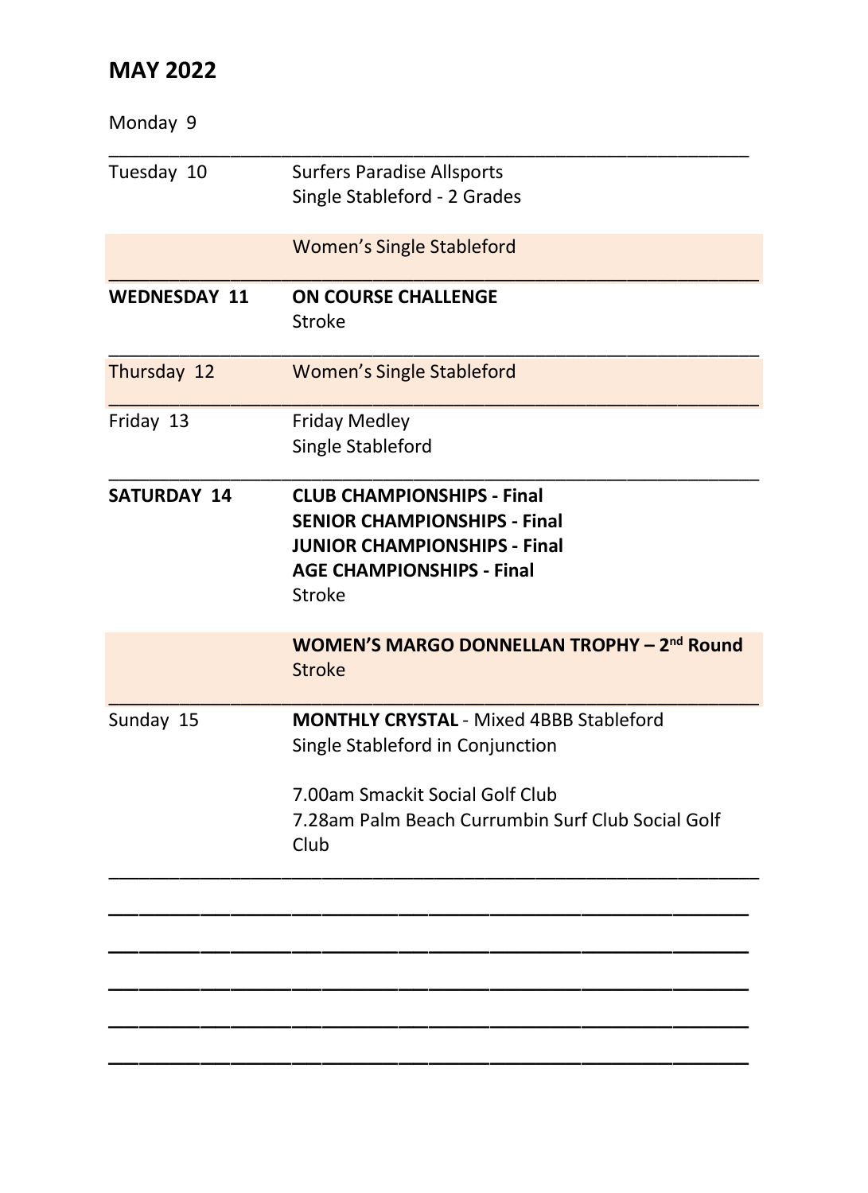## MAY 2022

| Day | Event |
|---|---|
| Monday 9 | |
| Tuesday 10 | Surfers Paradise Allsports<br>Single Stableford - 2 Grades |
| | Women's Single Stableford |
| **WEDNESDAY 11** | **ON COURSE CHALLENGE**<br>Stroke |
| Thursday 12 | Women's Single Stableford |
| Friday 13 | Friday Medley<br>Single Stableford |
| **SATURDAY 14** | **CLUB CHAMPIONSHIPS - Final**<br>**SENIOR CHAMPIONSHIPS - Final**<br>**JUNIOR CHAMPIONSHIPS - Final**<br>**AGE CHAMPIONSHIPS - Final**<br>Stroke |
| | **WOMEN'S MARGO DONNELLAN TROPHY – 2nd Round**<br>Stroke |
| Sunday 15 | **MONTHLY CRYSTAL** - Mixed 4BBB Stableford<br>Single Stableford in Conjunction<br><br>7.00am Smackit Social Golf Club<br>7.28am Palm Beach Currumbin Surf Club Social Golf Club |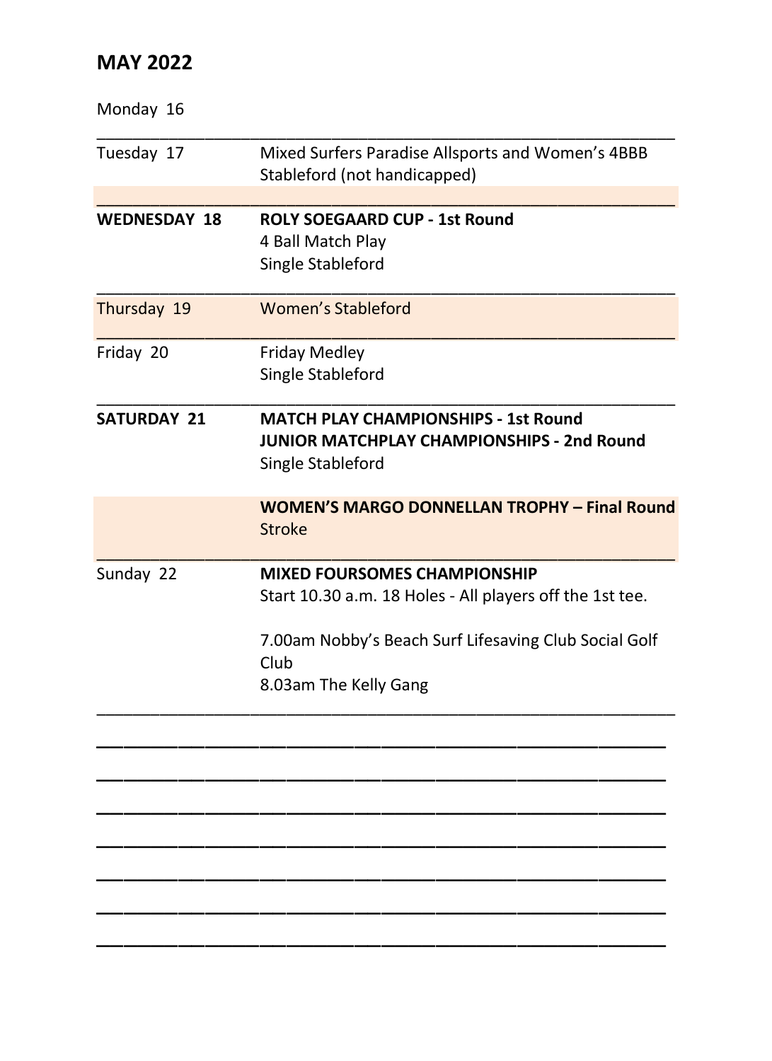## MAY 2022

| Day | Event |
|---|---|
| Monday 16 | |
| Tuesday 17 | Mixed Surfers Paradise Allsports and Women's 4BBB Stableford (not handicapped) |
| **WEDNESDAY 18** | **ROLY SOEGAARD CUP - 1st Round**<br>4 Ball Match Play<br>Single Stableford |
| Thursday 19 | Women's Stableford |
| Friday 20 | Friday Medley<br>Single Stableford |
| **SATURDAY 21** | **MATCH PLAY CHAMPIONSHIPS - 1st Round**<br>**JUNIOR MATCHPLAY CHAMPIONSHIPS - 2nd Round**<br>Single Stableford |
| | **WOMEN'S MARGO DONNELLAN TROPHY – Final Round**<br>Stroke |
| Sunday 22 | **MIXED FOURSOMES CHAMPIONSHIP**<br>Start 10.30 a.m. 18 Holes - All players off the 1st tee.<br><br>7.00am Nobby's Beach Surf Lifesaving Club Social Golf Club<br>8.03am The Kelly Gang |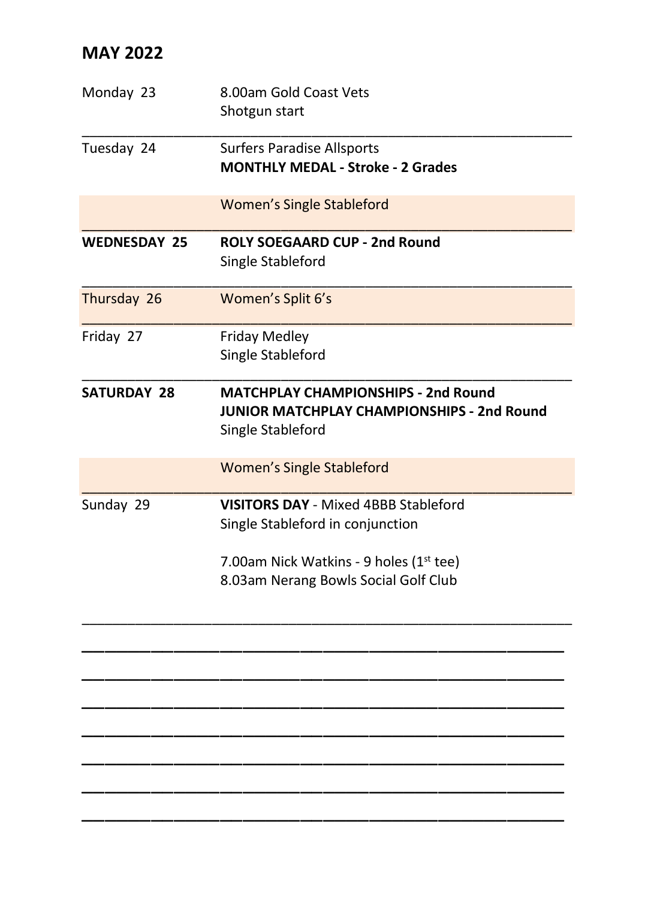## MAY 2022

| Day | Events |
|---|---|
| Monday 23 | 8.00am Gold Coast Vets<br>Shotgun start |
| Tuesday 24 | Surfers Paradise Allsports<br>**MONTHLY MEDAL - Stroke - 2 Grades** |
| | Women's Single Stableford |
| **WEDNESDAY 25** | **ROLY SOEGAARD CUP - 2nd Round**<br>Single Stableford |
| Thursday 26 | Women's Split 6's |
| Friday 27 | Friday Medley<br>Single Stableford |
| **SATURDAY 28** | **MATCHPLAY CHAMPIONSHIPS - 2nd Round**<br>**JUNIOR MATCHPLAY CHAMPIONSHIPS - 2nd Round**<br>Single Stableford |
| | Women's Single Stableford |
| Sunday 29 | **VISITORS DAY** - Mixed 4BBB Stableford<br>Single Stableford in conjunction<br><br>7.00am Nick Watkins - 9 holes (1st tee)<br>8.03am Nerang Bowls Social Golf Club |

________________________________________________

________________________________________________

________________________________________________

________________________________________________

________________________________________________

________________________________________________

________________________________________________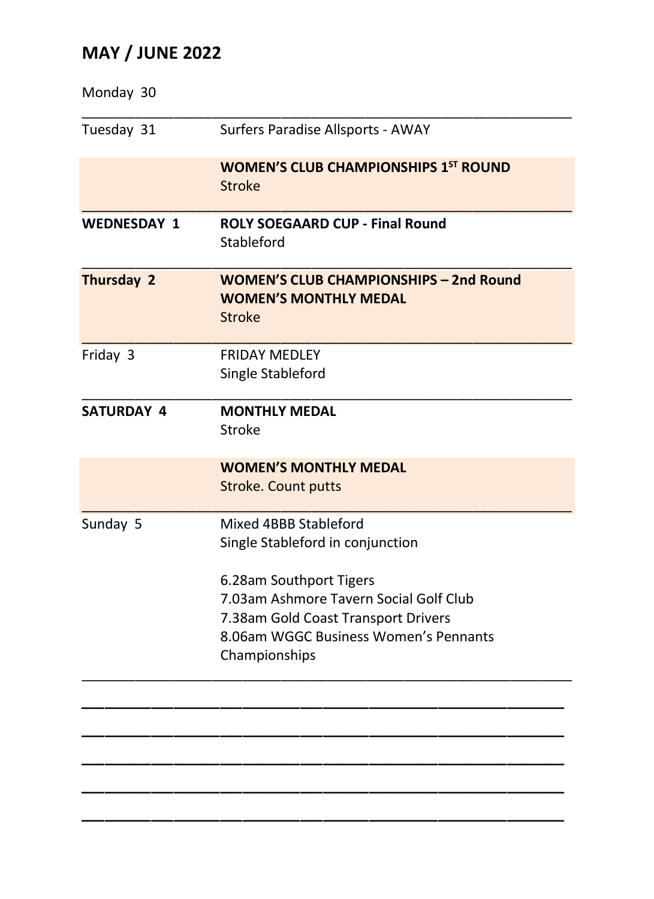## MAY / JUNE 2022

| Day | Event |
|---|---|
| Monday 30 | |
| Tuesday 31 | Surfers Paradise Allsports - AWAY |
| | **WOMEN'S CLUB CHAMPIONSHIPS 1ST ROUND**<br>Stroke |
| **WEDNESDAY 1** | **ROLY SOEGAARD CUP - Final Round**<br>Stableford |
| **Thursday 2** | **WOMEN'S CLUB CHAMPIONSHIPS – 2nd Round**<br>**WOMEN'S MONTHLY MEDAL**<br>Stroke |
| Friday 3 | FRIDAY MEDLEY<br>Single Stableford |
| **SATURDAY 4** | **MONTHLY MEDAL**<br>Stroke |
| | **WOMEN'S MONTHLY MEDAL**<br>Stroke. Count putts |
| Sunday 5 | Mixed 4BBB Stableford<br>Single Stableford in conjunction<br><br>6.28am Southport Tigers<br>7.03am Ashmore Tavern Social Golf Club<br>7.38am Gold Coast Transport Drivers<br>8.06am WGGC Business Women's Pennants Championships |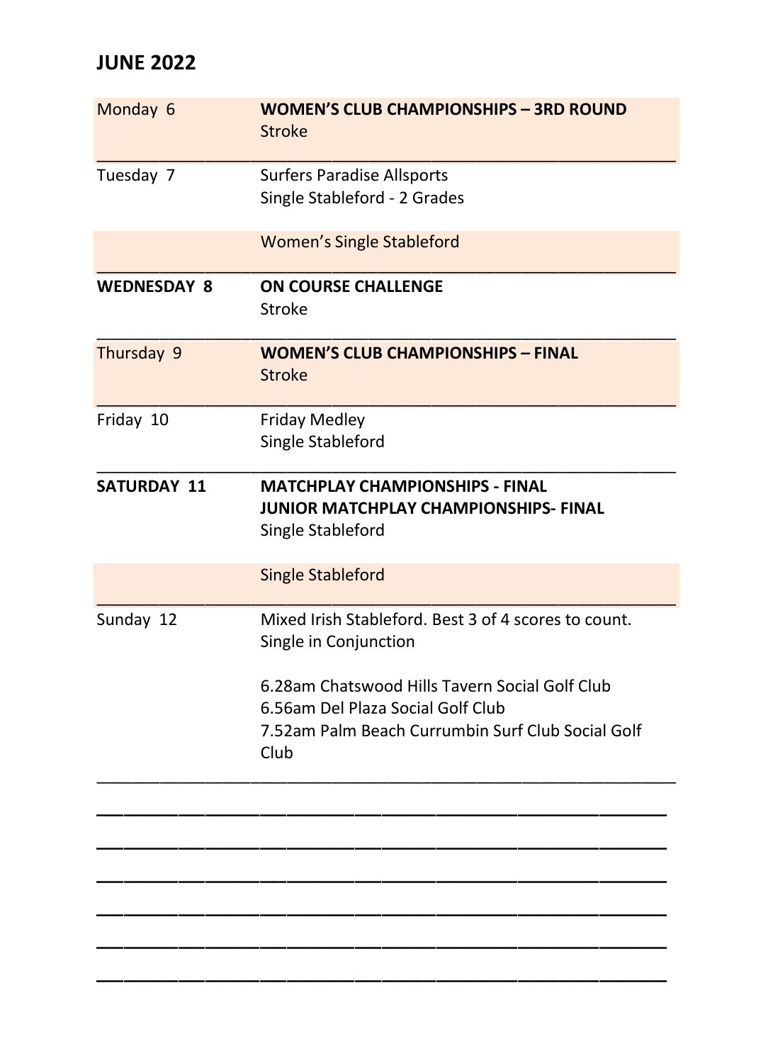## JUNE 2022

| | |
|---|---|
| Monday 6 | **WOMEN'S CLUB CHAMPIONSHIPS – 3RD ROUND**<br>Stroke |
| Tuesday 7 | Surfers Paradise Allsports<br>Single Stableford - 2 Grades |
| | Women's Single Stableford |
| **WEDNESDAY 8** | **ON COURSE CHALLENGE**<br>Stroke |
| Thursday 9 | **WOMEN'S CLUB CHAMPIONSHIPS – FINAL**<br>Stroke |
| Friday 10 | Friday Medley<br>Single Stableford |
| **SATURDAY 11** | **MATCHPLAY CHAMPIONSHIPS - FINAL**<br>**JUNIOR MATCHPLAY CHAMPIONSHIPS- FINAL**<br>Single Stableford |
| | Single Stableford |
| Sunday 12 | Mixed Irish Stableford. Best 3 of 4 scores to count.<br>Single in Conjunction<br><br>6.28am Chatswood Hills Tavern Social Golf Club<br>6.56am Del Plaza Social Golf Club<br>7.52am Palm Beach Currumbin Surf Club Social Golf Club |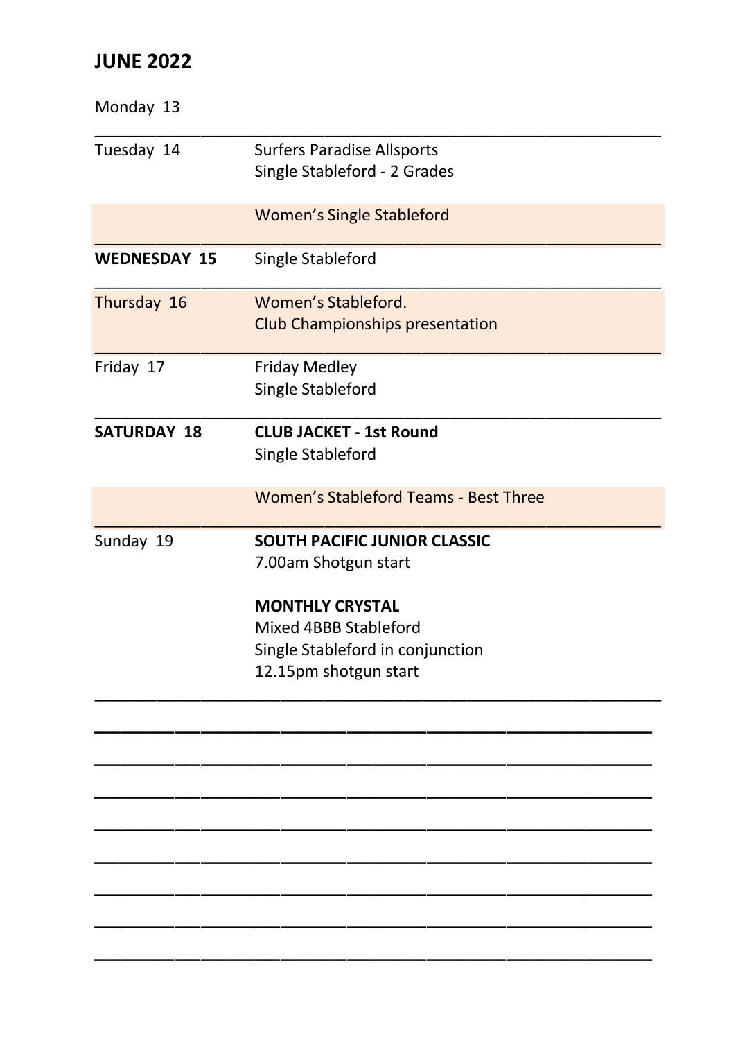## JUNE 2022

| Day | Event |
|---|---|
| Monday 13 | |
| Tuesday 14 | Surfers Paradise Allsports<br>Single Stableford - 2 Grades |
| | Women's Single Stableford |
| **WEDNESDAY 15** | Single Stableford |
| Thursday 16 | Women's Stableford.<br>Club Championships presentation |
| Friday 17 | Friday Medley<br>Single Stableford |
| **SATURDAY 18** | **CLUB JACKET - 1st Round**<br>Single Stableford |
| | Women's Stableford Teams - Best Three |
| Sunday 19 | **SOUTH PACIFIC JUNIOR CLASSIC**<br>7.00am Shotgun start<br><br>**MONTHLY CRYSTAL**<br>Mixed 4BBB Stableford<br>Single Stableford in conjunction<br>12.15pm shotgun start |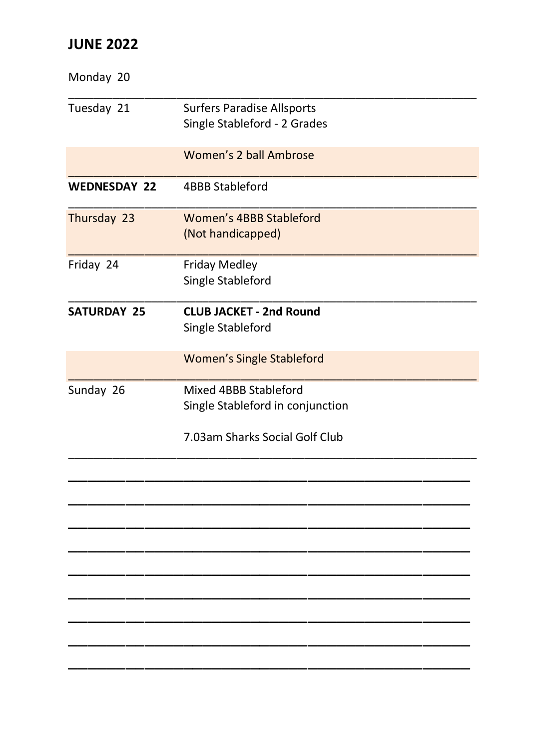# JUNE 2022

| Day | Event |
|---|---|
| Monday 20 | |
| Tuesday 21 | Surfers Paradise Allsports<br>Single Stableford - 2 Grades |
| | Women's 2 ball Ambrose |
| **WEDNESDAY 22** | 4BBB Stableford |
| Thursday 23 | Women's 4BBB Stableford<br>(Not handicapped) |
| Friday 24 | Friday Medley<br>Single Stableford |
| **SATURDAY 25** | **CLUB JACKET - 2nd Round**<br>Single Stableford |
| | Women's Single Stableford |
| Sunday 26 | Mixed 4BBB Stableford<br>Single Stableford in conjunction<br><br>7.03am Sharks Social Golf Club |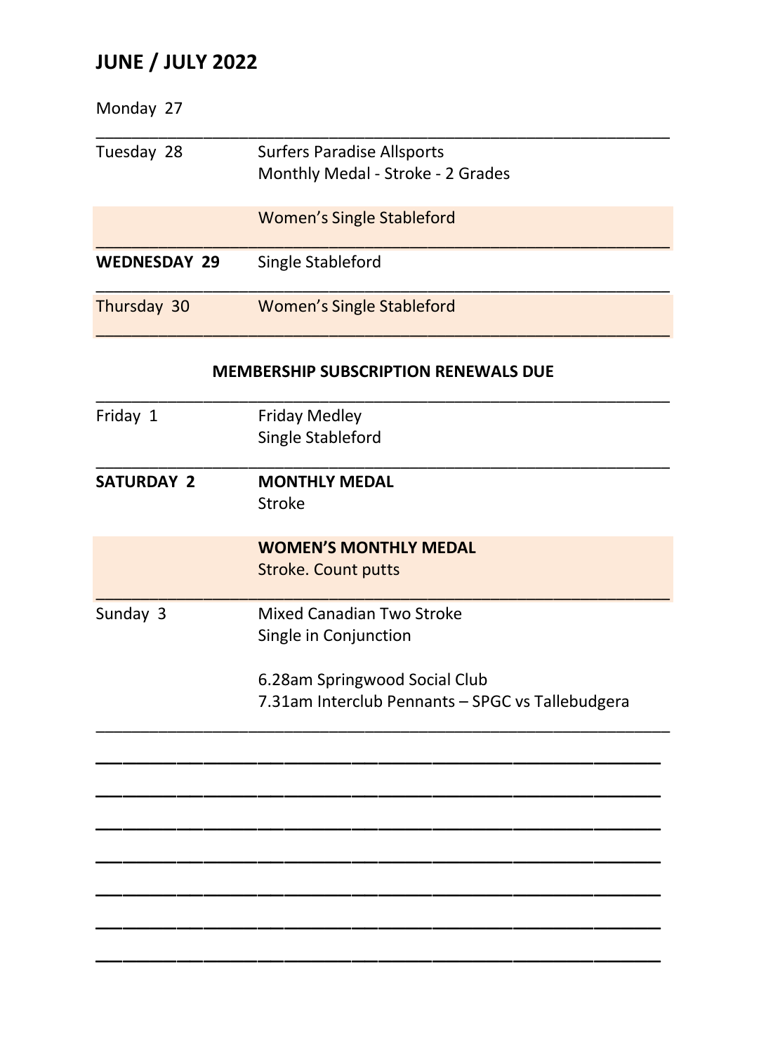## JUNE / JULY 2022

| | |
|---|---|
| Monday 27 | |
| Tuesday 28 | Surfers Paradise Allsports<br>Monthly Medal - Stroke - 2 Grades |
| | Women's Single Stableford |
| **WEDNESDAY 29** | Single Stableford |
| Thursday 30 | Women's Single Stableford |

**MEMBERSHIP SUBSCRIPTION RENEWALS DUE**

| | |
|---|---|
| Friday 1 | Friday Medley<br>Single Stableford |
| **SATURDAY 2** | **MONTHLY MEDAL**<br>Stroke |
| | **WOMEN'S MONTHLY MEDAL**<br>Stroke. Count putts |
| Sunday 3 | Mixed Canadian Two Stroke<br>Single in Conjunction<br><br>6.28am Springwood Social Club<br>7.31am Interclub Pennants – SPGC vs Tallebudgera |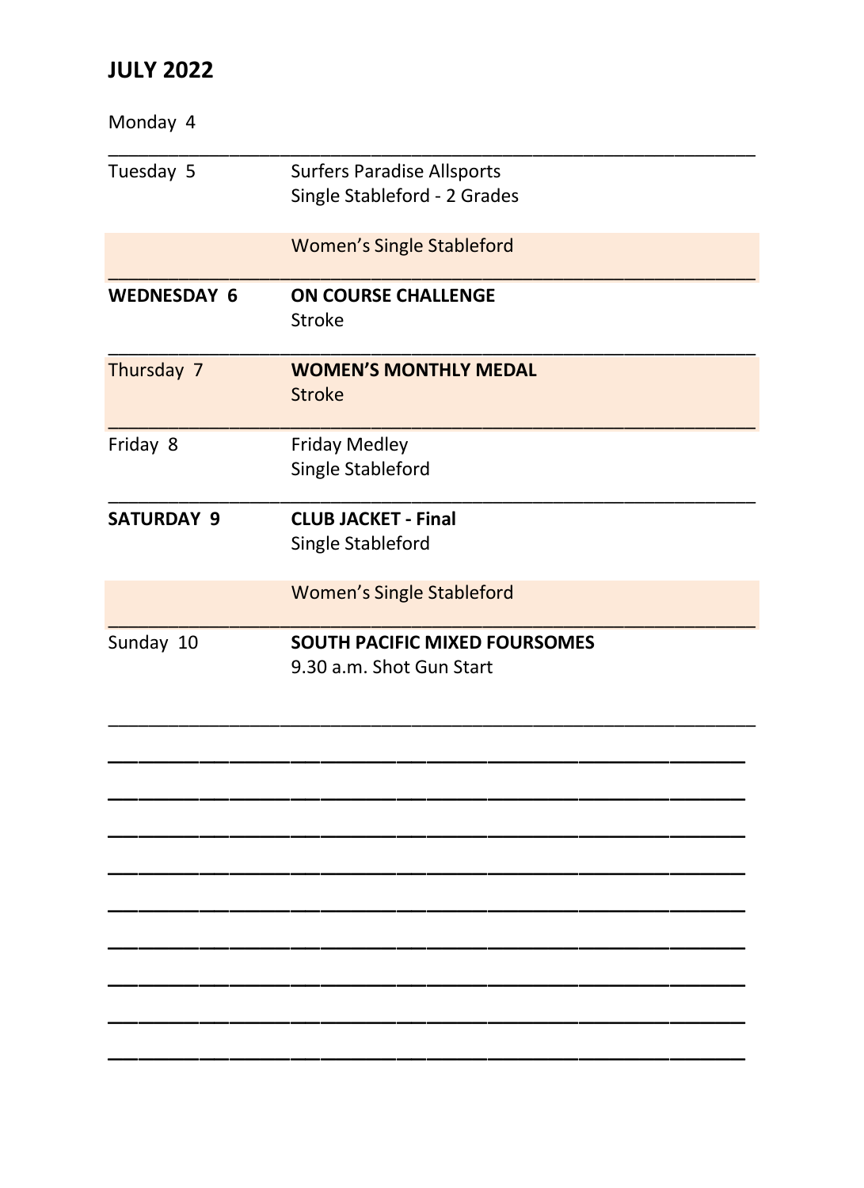## JULY 2022

| | |
|---|---|
| Monday 4 | |
| Tuesday 5 | Surfers Paradise Allsports<br>Single Stableford - 2 Grades |
| | Women's Single Stableford |
| **WEDNESDAY 6** | **ON COURSE CHALLENGE**<br>Stroke |
| Thursday 7 | **WOMEN'S MONTHLY MEDAL**<br>Stroke |
| Friday 8 | Friday Medley<br>Single Stableford |
| **SATURDAY 9** | **CLUB JACKET - Final**<br>Single Stableford |
| | Women's Single Stableford |
| Sunday 10 | **SOUTH PACIFIC MIXED FOURSOMES**<br>9.30 a.m. Shot Gun Start |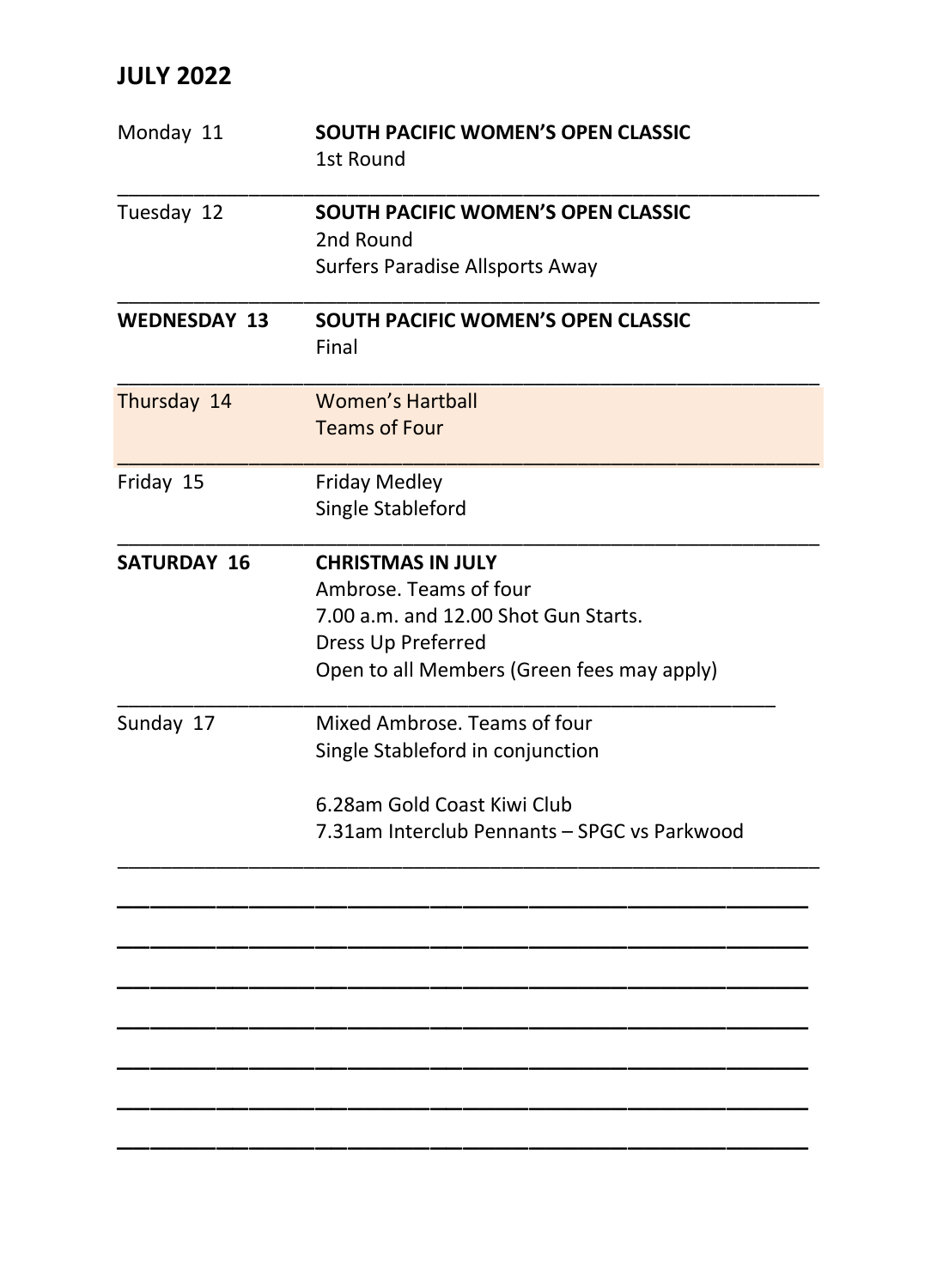## JULY 2022

| | |
|---|---|
| Monday 11 | **SOUTH PACIFIC WOMEN'S OPEN CLASSIC**<br>1st Round |
| Tuesday 12 | **SOUTH PACIFIC WOMEN'S OPEN CLASSIC**<br>2nd Round<br>Surfers Paradise Allsports Away |
| **WEDNESDAY 13** | **SOUTH PACIFIC WOMEN'S OPEN CLASSIC**<br>Final |
| Thursday 14 | Women's Hartball<br>Teams of Four |
| Friday 15 | Friday Medley<br>Single Stableford |
| **SATURDAY 16** | **CHRISTMAS IN JULY**<br>Ambrose. Teams of four<br>7.00 a.m. and 12.00 Shot Gun Starts.<br>Dress Up Preferred<br>Open to all Members (Green fees may apply) |
| Sunday 17 | Mixed Ambrose. Teams of four<br>Single Stableford in conjunction<br><br>6.28am Gold Coast Kiwi Club<br>7.31am Interclub Pennants – SPGC vs Parkwood |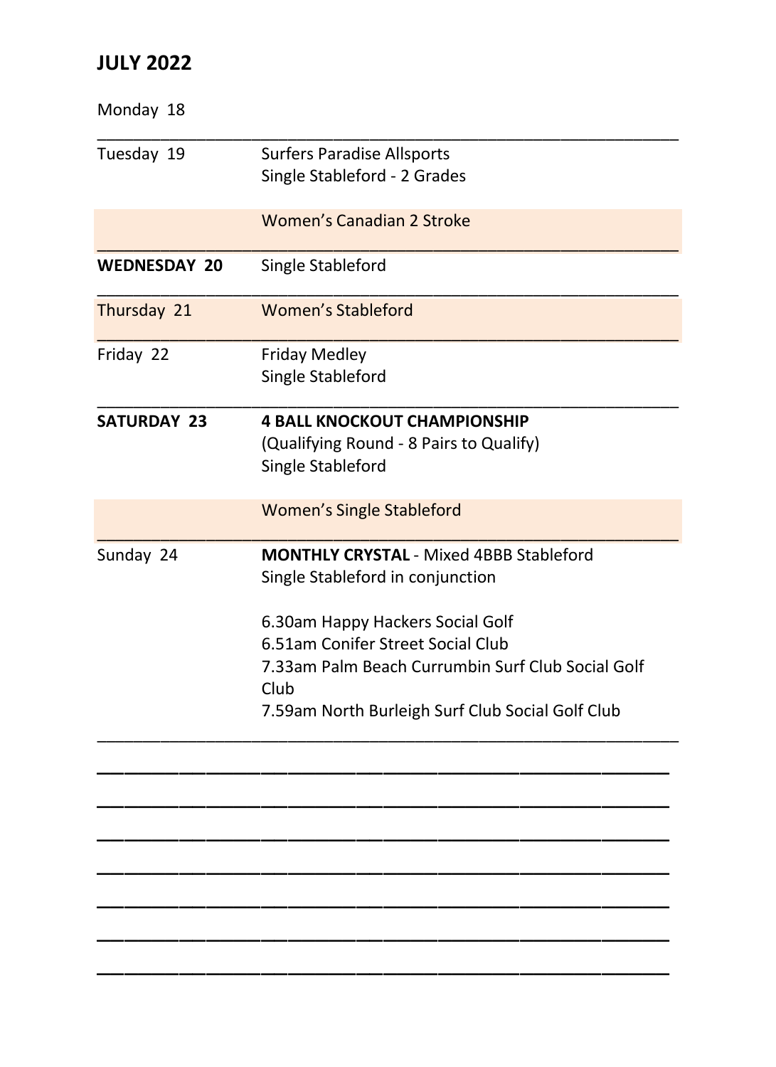## JULY 2022

| Day | Events |
|---|---|
| Monday 18 | |
| Tuesday 19 | Surfers Paradise Allsports<br>Single Stableford - 2 Grades<br><br>Women's Canadian 2 Stroke |
| **WEDNESDAY 20** | Single Stableford |
| Thursday 21 | Women's Stableford |
| Friday 22 | Friday Medley<br>Single Stableford |
| **SATURDAY 23** | **4 BALL KNOCKOUT CHAMPIONSHIP**<br>(Qualifying Round - 8 Pairs to Qualify)<br>Single Stableford<br><br>Women's Single Stableford |
| Sunday 24 | **MONTHLY CRYSTAL** - Mixed 4BBB Stableford<br>Single Stableford in conjunction<br><br>6.30am Happy Hackers Social Golf<br>6.51am Conifer Street Social Club<br>7.33am Palm Beach Currumbin Surf Club Social Golf Club<br>7.59am North Burleigh Surf Club Social Golf Club |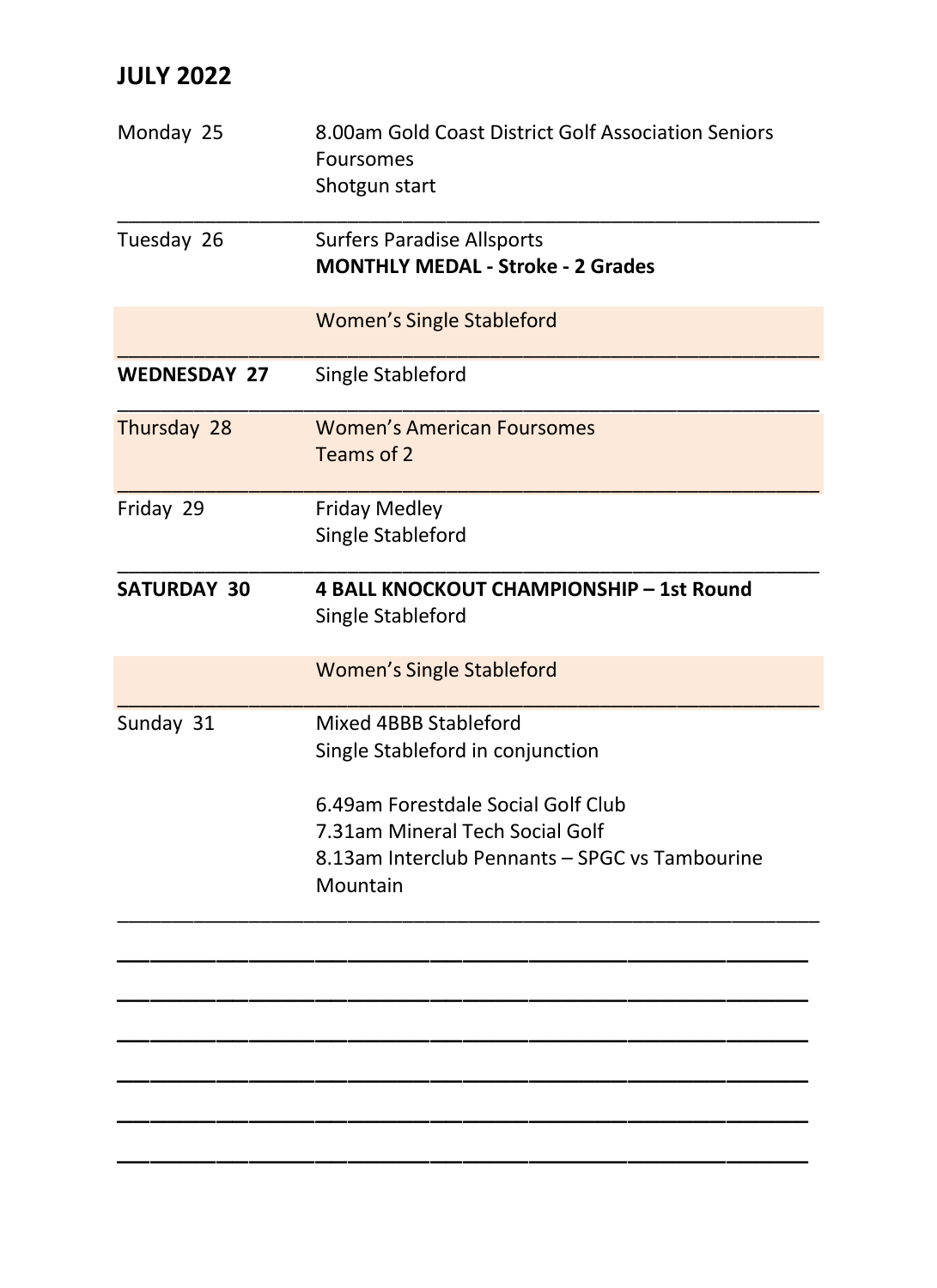## JULY 2022

| | |
|---|---|
| Monday 25 | 8.00am Gold Coast District Golf Association Seniors Foursomes<br>Shotgun start |
| Tuesday 26 | Surfers Paradise Allsports<br>**MONTHLY MEDAL - Stroke - 2 Grades** |
| | Women's Single Stableford |
| **WEDNESDAY 27** | Single Stableford |
| Thursday 28 | Women's American Foursomes<br>Teams of 2 |
| Friday 29 | Friday Medley<br>Single Stableford |
| **SATURDAY 30** | **4 BALL KNOCKOUT CHAMPIONSHIP – 1st Round**<br>Single Stableford |
| | Women's Single Stableford |
| Sunday 31 | Mixed 4BBB Stableford<br>Single Stableford in conjunction<br><br>6.49am Forestdale Social Golf Club<br>7.31am Mineral Tech Social Golf<br>8.13am Interclub Pennants – SPGC vs Tambourine Mountain |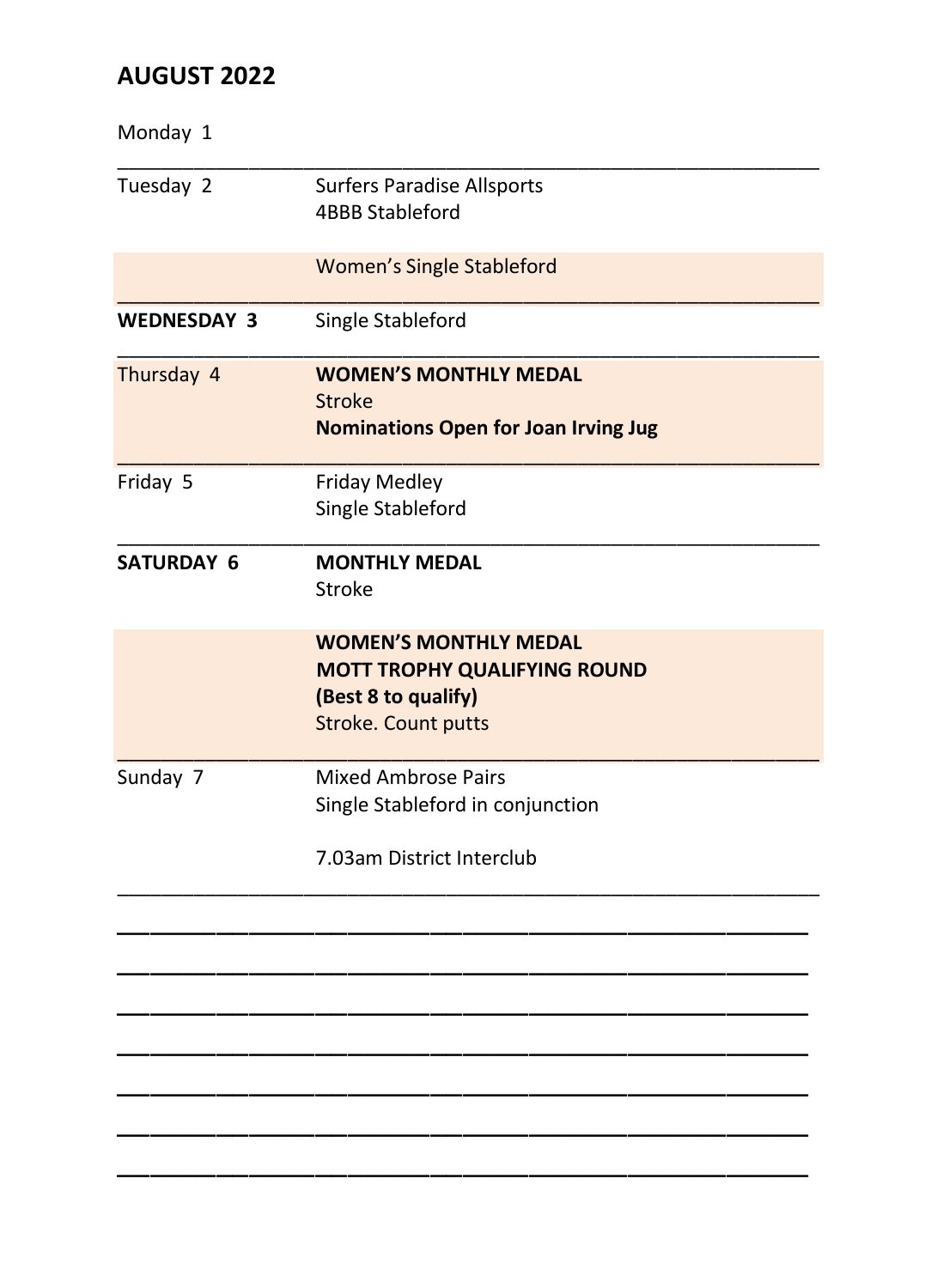## AUGUST 2022

| | |
|---|---|
| Monday 1 | |
| Tuesday 2 | Surfers Paradise Allsports<br>4BBB Stableford |
| | Women's Single Stableford |
| **WEDNESDAY 3** | Single Stableford |
| Thursday 4 | **WOMEN'S MONTHLY MEDAL**<br>Stroke<br>**Nominations Open for Joan Irving Jug** |
| Friday 5 | Friday Medley<br>Single Stableford |
| **SATURDAY 6** | **MONTHLY MEDAL**<br>Stroke |
| | **WOMEN'S MONTHLY MEDAL**<br>**MOTT TROPHY QUALIFYING ROUND**<br>**(Best 8 to qualify)**<br>Stroke. Count putts |
| Sunday 7 | Mixed Ambrose Pairs<br>Single Stableford in conjunction<br><br>7.03am District Interclub |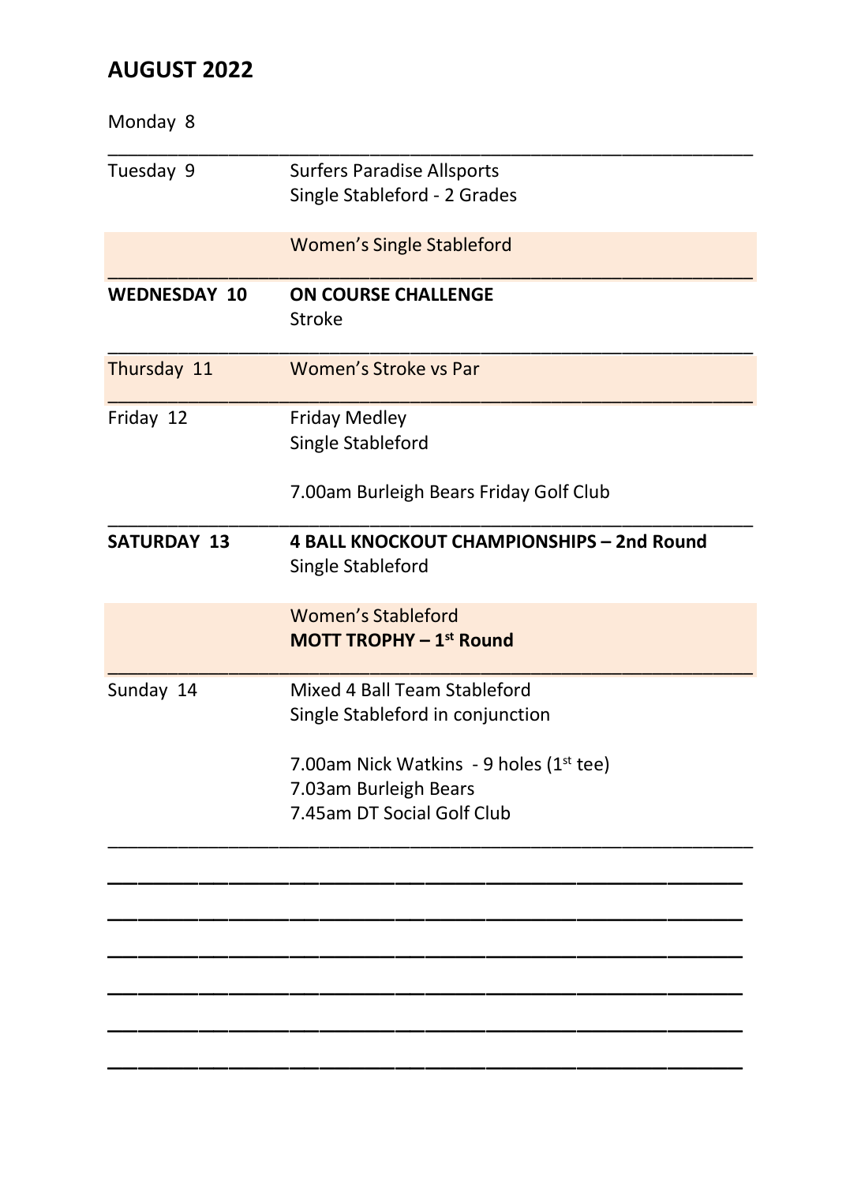## AUGUST 2022

| Day | Event |
|---|---|
| Monday 8 | |
| Tuesday 9 | Surfers Paradise Allsports<br>Single Stableford - 2 Grades |
| | Women's Single Stableford |
| **WEDNESDAY 10** | **ON COURSE CHALLENGE**<br>Stroke |
| Thursday 11 | Women's Stroke vs Par |
| Friday 12 | Friday Medley<br>Single Stableford<br><br>7.00am Burleigh Bears Friday Golf Club |
| **SATURDAY 13** | **4 BALL KNOCKOUT CHAMPIONSHIPS – 2nd Round**<br>Single Stableford |
| | Women's Stableford<br>**MOTT TROPHY – 1st Round** |
| Sunday 14 | Mixed 4 Ball Team Stableford<br>Single Stableford in conjunction<br><br>7.00am Nick Watkins - 9 holes (1st tee)<br>7.03am Burleigh Bears<br>7.45am DT Social Golf Club |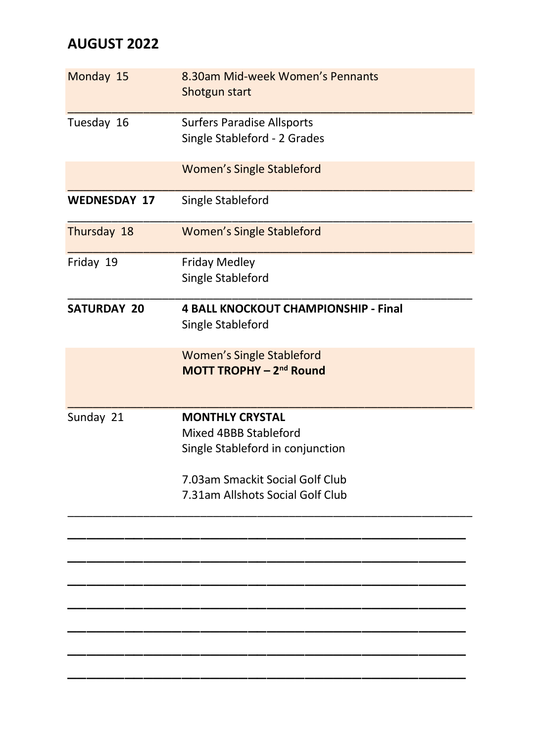## AUGUST 2022

| | |
|---|---|
| Monday 15 | 8.30am Mid-week Women's Pennants<br>Shotgun start |
| Tuesday 16 | Surfers Paradise Allsports<br>Single Stableford - 2 Grades |
| | Women's Single Stableford |
| **WEDNESDAY 17** | Single Stableford |
| Thursday 18 | Women's Single Stableford |
| Friday 19 | Friday Medley<br>Single Stableford |
| **SATURDAY 20** | **4 BALL KNOCKOUT CHAMPIONSHIP - Final**<br>Single Stableford |
| | Women's Single Stableford<br>**MOTT TROPHY – 2nd Round** |
| Sunday 21 | **MONTHLY CRYSTAL**<br>Mixed 4BBB Stableford<br>Single Stableford in conjunction<br><br>7.03am Smackit Social Golf Club<br>7.31am Allshots Social Golf Club |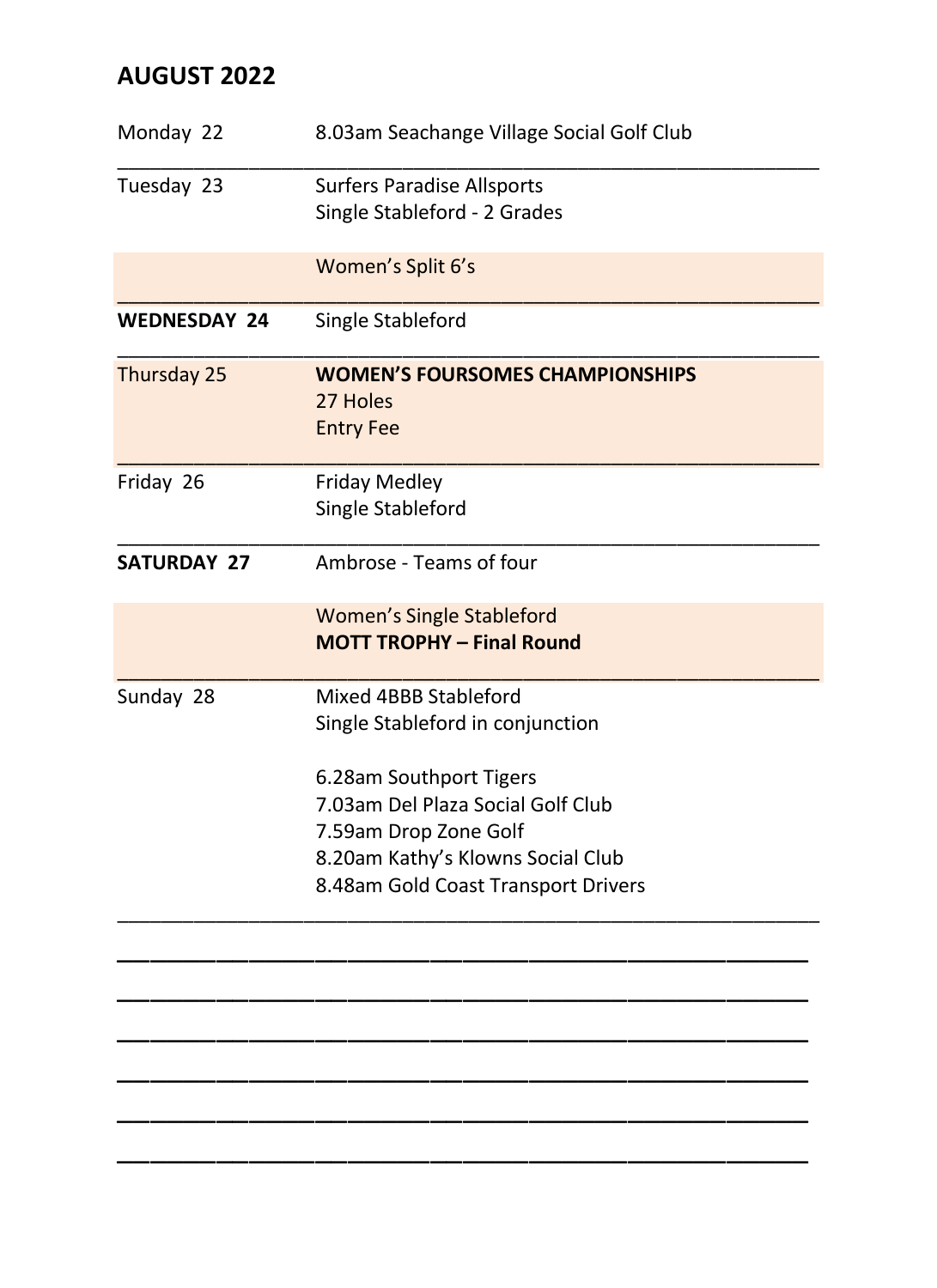## AUGUST 2022

| | |
|---|---|
| Monday 22 | 8.03am Seachange Village Social Golf Club |
| Tuesday 23 | Surfers Paradise Allsports<br>Single Stableford - 2 Grades |
| | Women's Split 6's |
| **WEDNESDAY 24** | Single Stableford |
| Thursday 25 | **WOMEN'S FOURSOMES CHAMPIONSHIPS**<br>27 Holes<br>Entry Fee |
| Friday 26 | Friday Medley<br>Single Stableford |
| **SATURDAY 27** | Ambrose - Teams of four |
| | Women's Single Stableford<br>**MOTT TROPHY – Final Round** |
| Sunday 28 | Mixed 4BBB Stableford<br>Single Stableford in conjunction<br><br>6.28am Southport Tigers<br>7.03am Del Plaza Social Golf Club<br>7.59am Drop Zone Golf<br>8.20am Kathy's Klowns Social Club<br>8.48am Gold Coast Transport Drivers |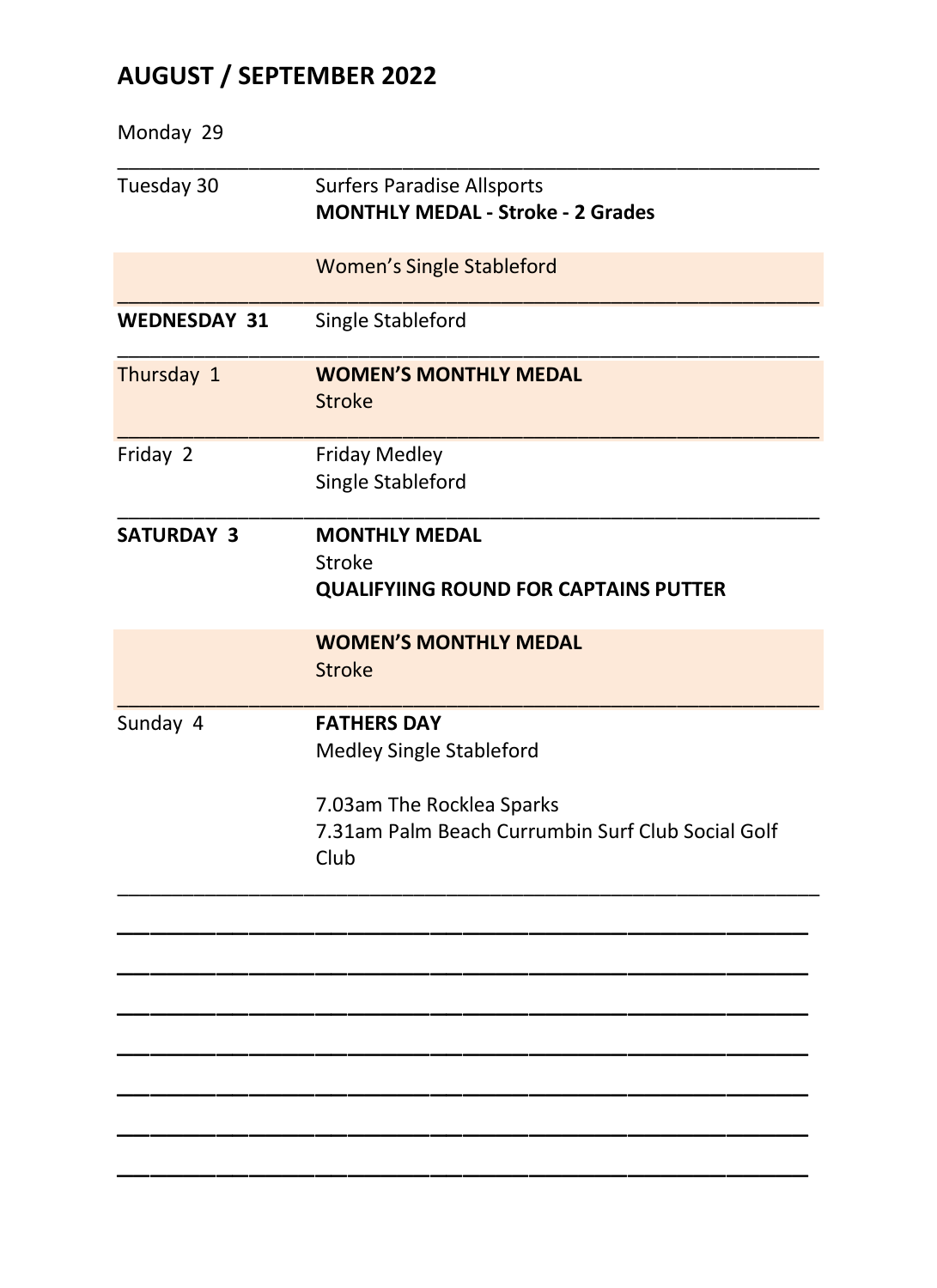## AUGUST / SEPTEMBER 2022

| Day | Event |
|---|---|
| Monday 29 | |
| Tuesday 30 | Surfers Paradise Allsports<br>**MONTHLY MEDAL - Stroke - 2 Grades** |
| | Women's Single Stableford |
| **WEDNESDAY 31** | Single Stableford |
| Thursday 1 | **WOMEN'S MONTHLY MEDAL**<br>Stroke |
| Friday 2 | Friday Medley<br>Single Stableford |
| **SATURDAY 3** | **MONTHLY MEDAL**<br>Stroke<br>**QUALIFYIING ROUND FOR CAPTAINS PUTTER** |
| | **WOMEN'S MONTHLY MEDAL**<br>Stroke |
| Sunday 4 | **FATHERS DAY**<br>Medley Single Stableford<br><br>7.03am The Rocklea Sparks<br>7.31am Palm Beach Currumbin Surf Club Social Golf Club |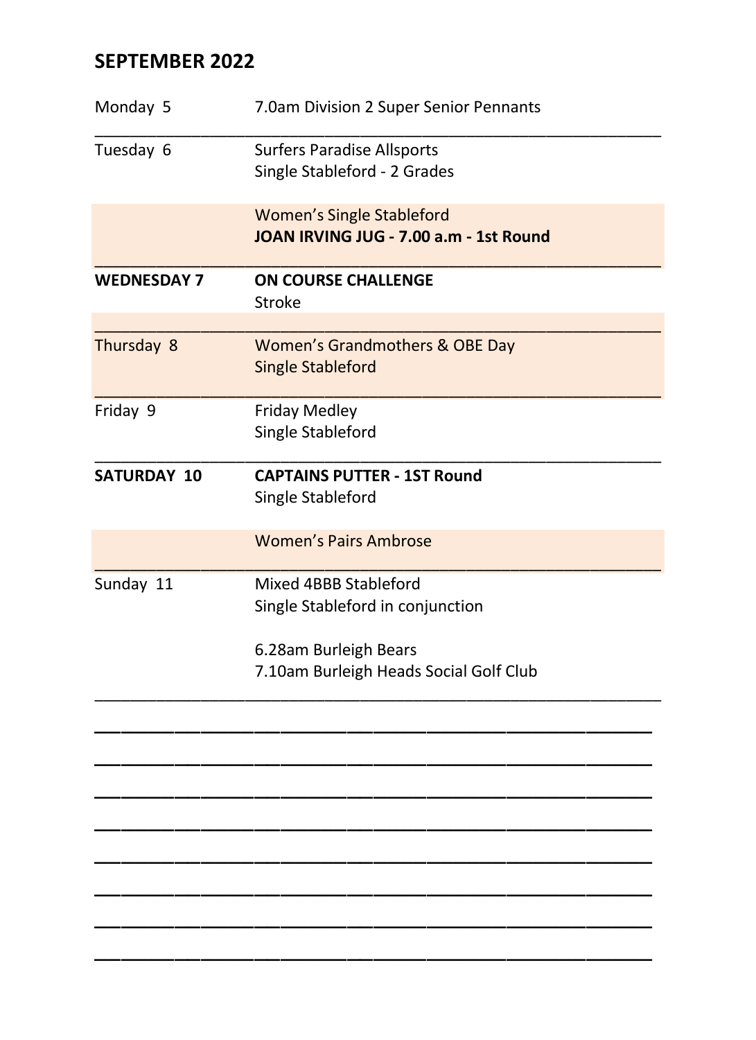## SEPTEMBER 2022

| Day | Event |
|---|---|
| Monday 5 | 7.0am Division 2 Super Senior Pennants |
| Tuesday 6 | Surfers Paradise Allsports<br>Single Stableford - 2 Grades |
| | Women's Single Stableford<br>**JOAN IRVING JUG - 7.00 a.m - 1st Round** |
| **WEDNESDAY 7** | **ON COURSE CHALLENGE**<br>Stroke |
| Thursday 8 | Women's Grandmothers & OBE Day<br>Single Stableford |
| Friday 9 | Friday Medley<br>Single Stableford |
| **SATURDAY 10** | **CAPTAINS PUTTER - 1ST Round**<br>Single Stableford |
| | Women's Pairs Ambrose |
| Sunday 11 | Mixed 4BBB Stableford<br>Single Stableford in conjunction<br><br>6.28am Burleigh Bears<br>7.10am Burleigh Heads Social Golf Club |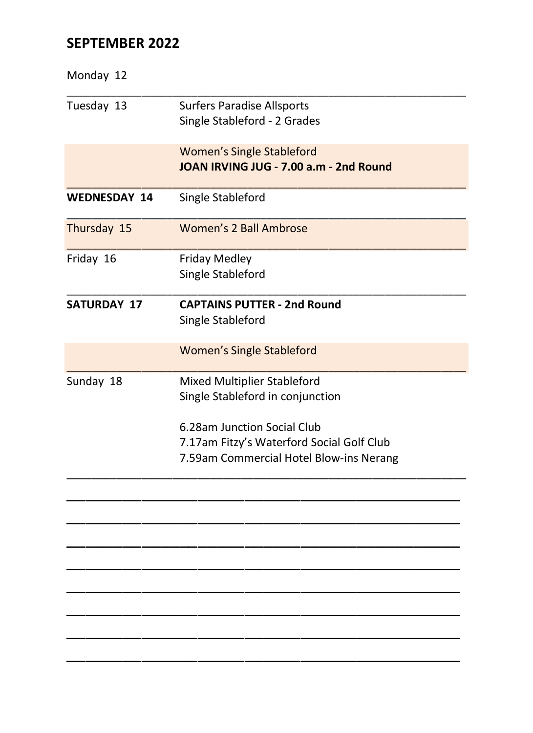## SEPTEMBER 2022

| | |
|---|---|
| Monday 12 | |
| Tuesday 13 | Surfers Paradise Allsports<br>Single Stableford - 2 Grades |
| | Women's Single Stableford<br>**JOAN IRVING JUG - 7.00 a.m - 2nd Round** |
| **WEDNESDAY 14** | Single Stableford |
| Thursday 15 | Women's 2 Ball Ambrose |
| Friday 16 | Friday Medley<br>Single Stableford |
| **SATURDAY 17** | **CAPTAINS PUTTER - 2nd Round**<br>Single Stableford |
| | Women's Single Stableford |
| Sunday 18 | Mixed Multiplier Stableford<br>Single Stableford in conjunction<br><br>6.28am Junction Social Club<br>7.17am Fitzy's Waterford Social Golf Club<br>7.59am Commercial Hotel Blow-ins Nerang |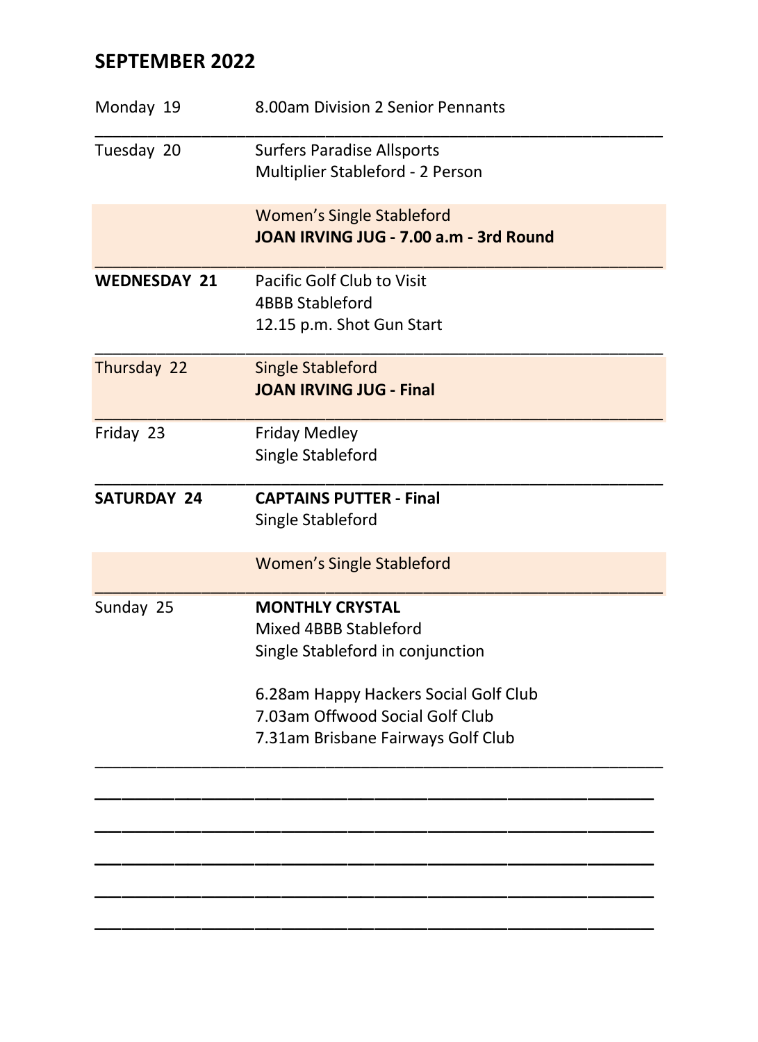# SEPTEMBER 2022

| | |
|---|---|
| Monday 19 | 8.00am Division 2 Senior Pennants |
| Tuesday 20 | Surfers Paradise Allsports<br>Multiplier Stableford - 2 Person |
| | Women's Single Stableford<br>**JOAN IRVING JUG - 7.00 a.m - 3rd Round** |
| **WEDNESDAY 21** | Pacific Golf Club to Visit<br>4BBB Stableford<br>12.15 p.m. Shot Gun Start |
| Thursday 22 | Single Stableford<br>**JOAN IRVING JUG - Final** |
| Friday 23 | Friday Medley<br>Single Stableford |
| **SATURDAY 24** | **CAPTAINS PUTTER - Final**<br>Single Stableford |
| | Women's Single Stableford |
| Sunday 25 | **MONTHLY CRYSTAL**<br>Mixed 4BBB Stableford<br>Single Stableford in conjunction<br><br>6.28am Happy Hackers Social Golf Club<br>7.03am Offwood Social Golf Club<br>7.31am Brisbane Fairways Golf Club |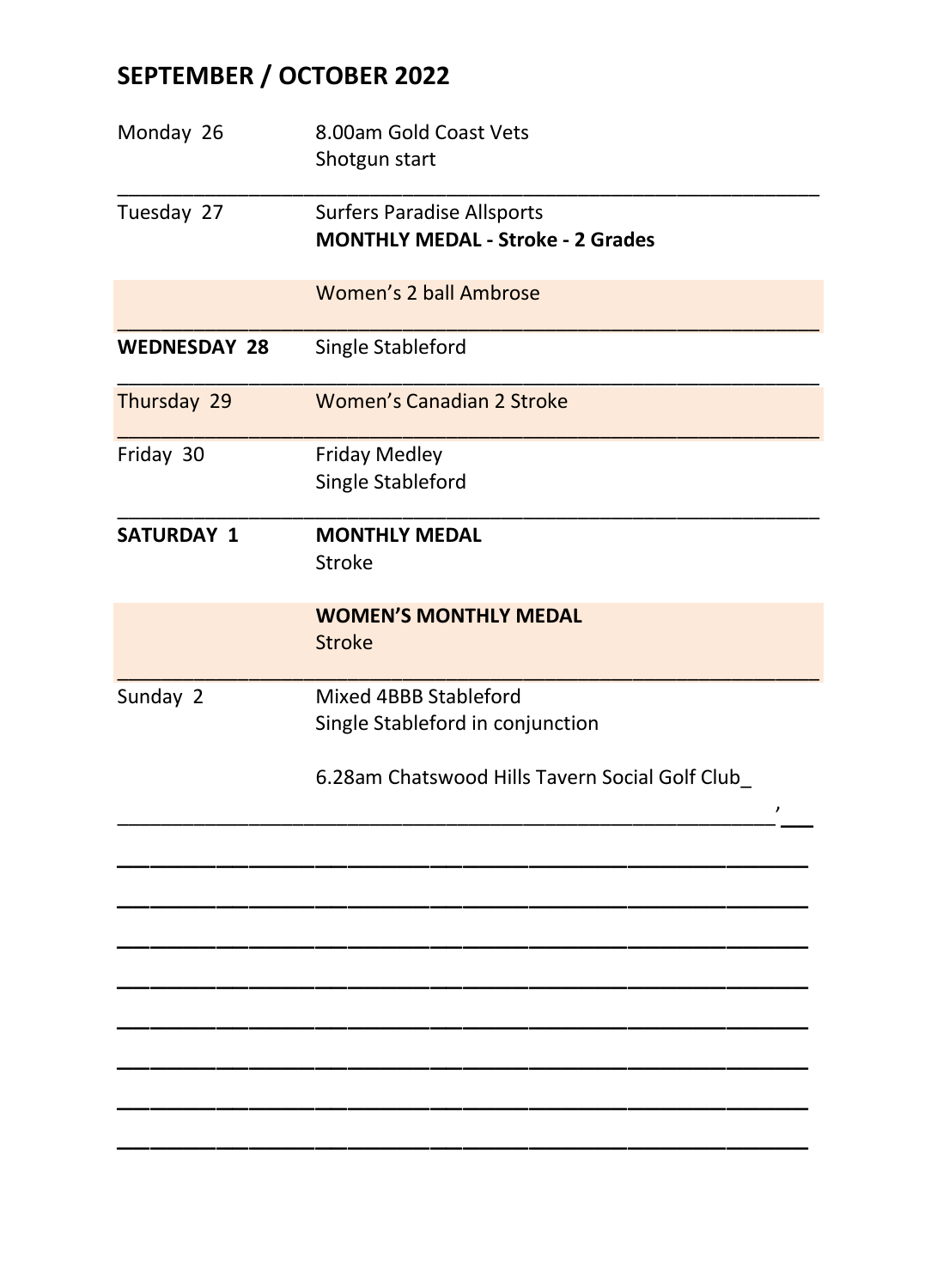## SEPTEMBER / OCTOBER 2022

| Day | Event |
|---|---|
| Monday 26 | 8.00am Gold Coast Vets<br>Shotgun start |
| Tuesday 27 | Surfers Paradise Allsports<br>**MONTHLY MEDAL - Stroke - 2 Grades** |
| | Women's 2 ball Ambrose |
| **WEDNESDAY 28** | Single Stableford |
| Thursday 29 | Women's Canadian 2 Stroke |
| Friday 30 | Friday Medley<br>Single Stableford |
| **SATURDAY 1** | **MONTHLY MEDAL**<br>Stroke |
| | **WOMEN'S MONTHLY MEDAL**<br>Stroke |
| Sunday 2 | Mixed 4BBB Stableford<br>Single Stableford in conjunction<br><br>6.28am Chatswood Hills Tavern Social Golf Club_ |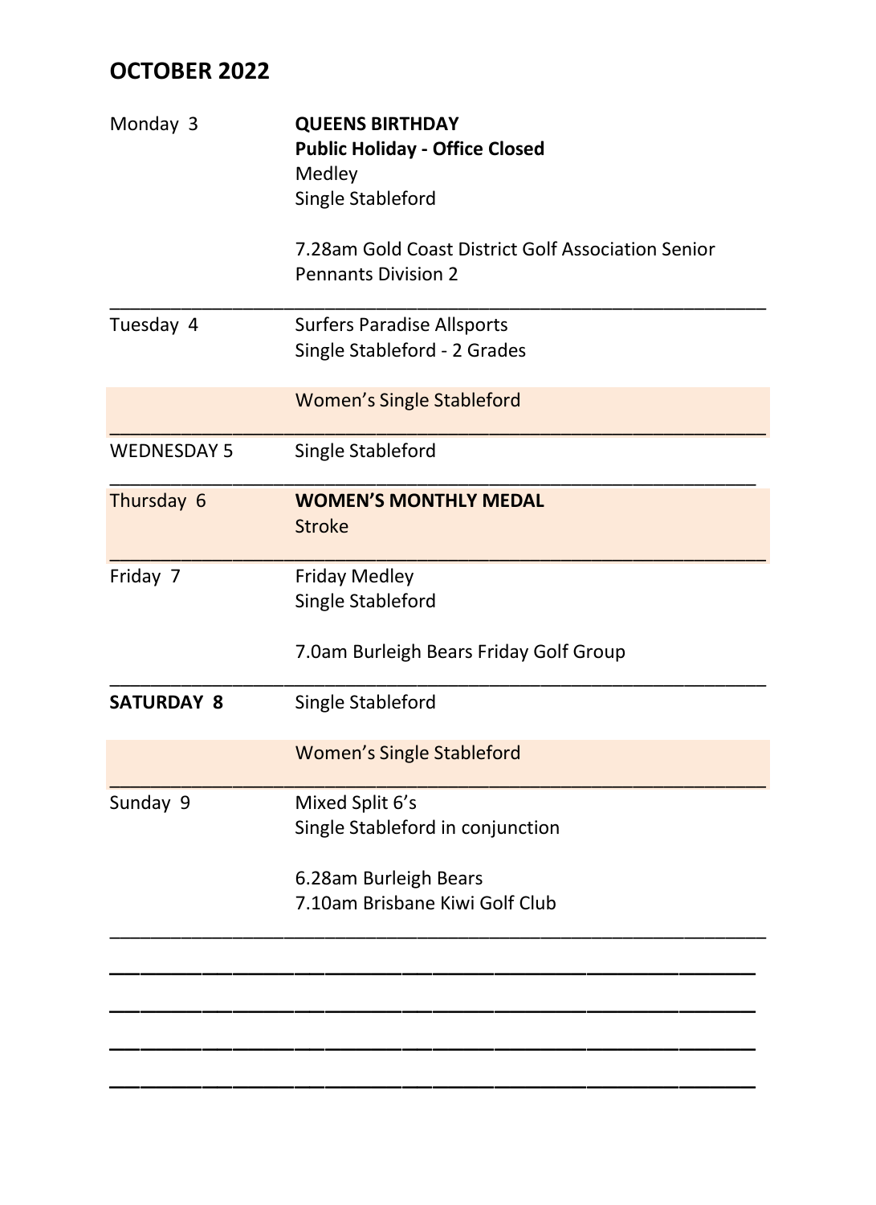## OCTOBER 2022

| | |
|---|---|
| Monday 3 | **QUEENS BIRTHDAY**<br>**Public Holiday - Office Closed**<br>Medley<br>Single Stableford<br><br>7.28am Gold Coast District Golf Association Senior Pennants Division 2 |
| Tuesday 4 | Surfers Paradise Allsports<br>Single Stableford - 2 Grades |
| | Women's Single Stableford |
| WEDNESDAY 5 | Single Stableford |
| Thursday 6 | **WOMEN'S MONTHLY MEDAL**<br>Stroke |
| Friday 7 | Friday Medley<br>Single Stableford<br><br>7.0am Burleigh Bears Friday Golf Group |
| **SATURDAY 8** | Single Stableford |
| | Women's Single Stableford |
| Sunday 9 | Mixed Split 6's<br>Single Stableford in conjunction<br><br>6.28am Burleigh Bears<br>7.10am Brisbane Kiwi Golf Club |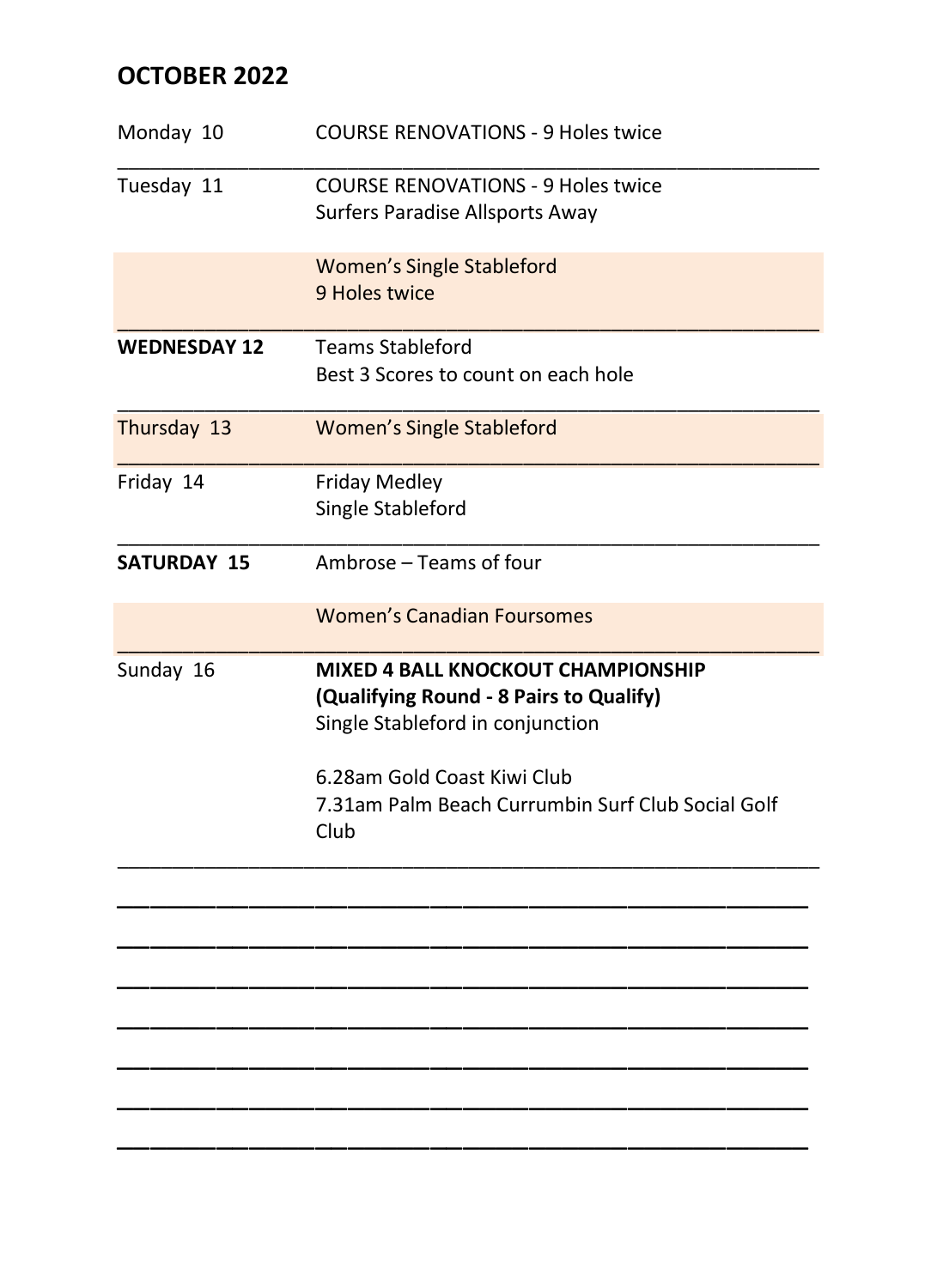## OCTOBER 2022

| | |
|---|---|
| Monday 10 | COURSE RENOVATIONS - 9 Holes twice |
| Tuesday 11 | COURSE RENOVATIONS - 9 Holes twice<br>Surfers Paradise Allsports Away |
| | Women's Single Stableford<br>9 Holes twice |
| **WEDNESDAY 12** | Teams Stableford<br>Best 3 Scores to count on each hole |
| Thursday 13 | Women's Single Stableford |
| Friday 14 | Friday Medley<br>Single Stableford |
| **SATURDAY 15** | Ambrose – Teams of four |
| | Women's Canadian Foursomes |
| Sunday 16 | **MIXED 4 BALL KNOCKOUT CHAMPIONSHIP**<br>**(Qualifying Round - 8 Pairs to Qualify)**<br>Single Stableford in conjunction<br><br>6.28am Gold Coast Kiwi Club<br>7.31am Palm Beach Currumbin Surf Club Social Golf Club |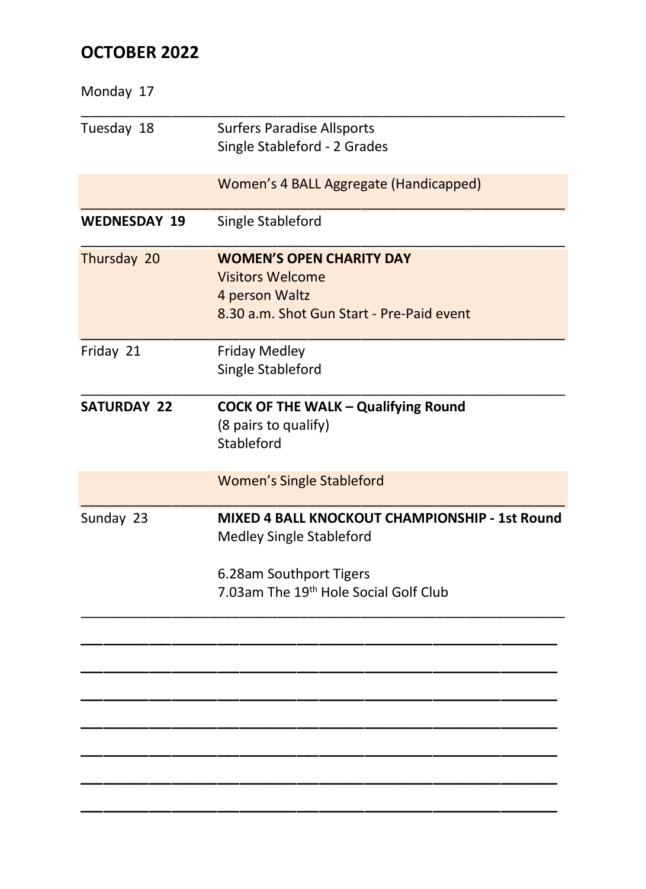## OCTOBER 2022

| Day | Event |
|---|---|
| Monday 17 | |
| Tuesday 18 | Surfers Paradise Allsports<br>Single Stableford - 2 Grades |
| | Women's 4 BALL Aggregate (Handicapped) |
| **WEDNESDAY 19** | Single Stableford |
| Thursday 20 | **WOMEN'S OPEN CHARITY DAY**<br>Visitors Welcome<br>4 person Waltz<br>8.30 a.m. Shot Gun Start - Pre-Paid event |
| Friday 21 | Friday Medley<br>Single Stableford |
| **SATURDAY 22** | **COCK OF THE WALK – Qualifying Round**<br>(8 pairs to qualify)<br>Stableford |
| | Women's Single Stableford |
| Sunday 23 | **MIXED 4 BALL KNOCKOUT CHAMPIONSHIP - 1st Round**<br>Medley Single Stableford<br><br>6.28am Southport Tigers<br>7.03am The 19th Hole Social Golf Club |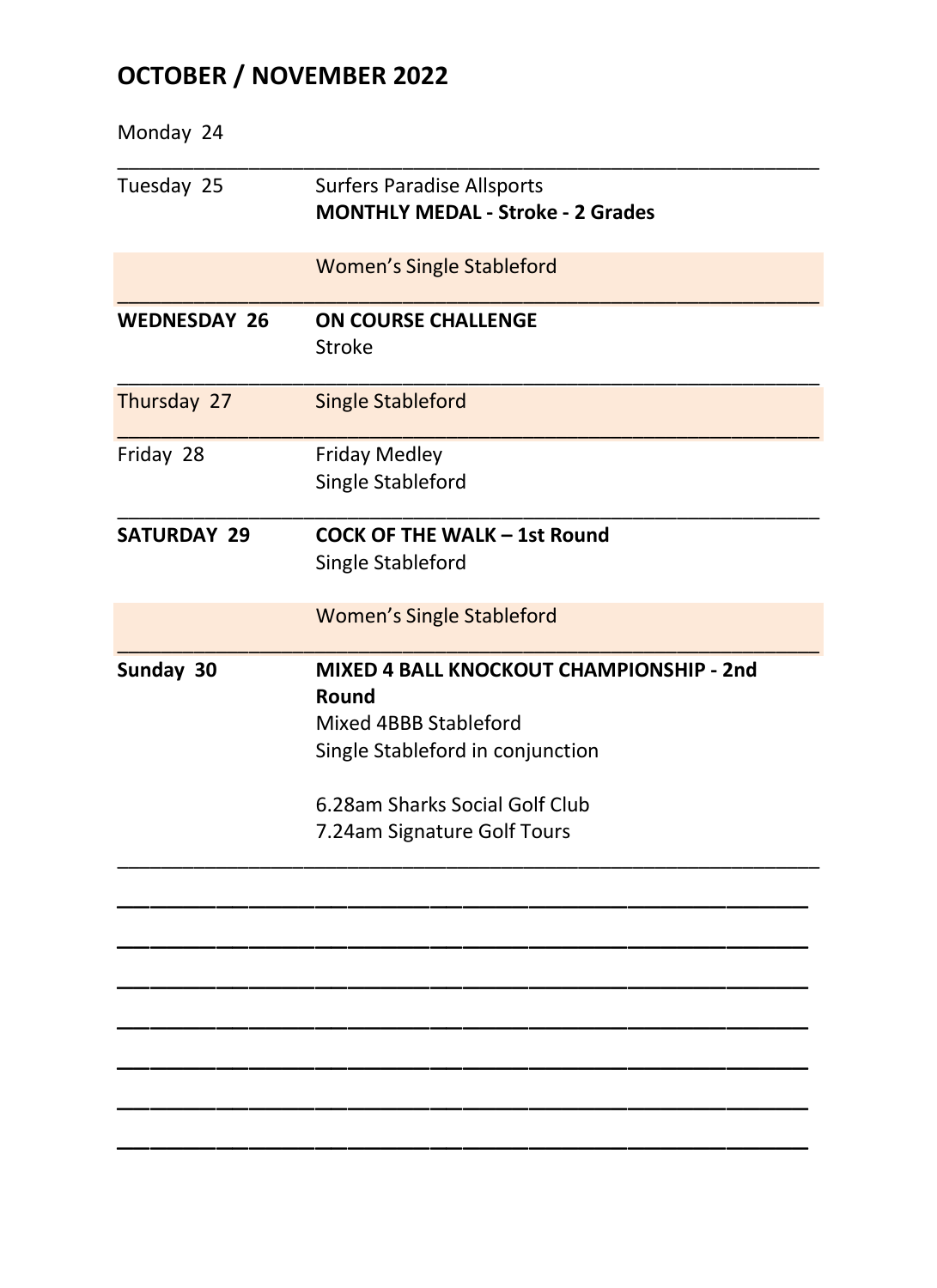# OCTOBER / NOVEMBER 2022

| Day | Event |
|---|---|
| Monday 24 | |
| Tuesday 25 | Surfers Paradise Allsports<br>**MONTHLY MEDAL - Stroke - 2 Grades**<br><br>Women's Single Stableford |
| **WEDNESDAY 26** | **ON COURSE CHALLENGE**<br>Stroke |
| Thursday 27 | Single Stableford |
| Friday 28 | Friday Medley<br>Single Stableford |
| **SATURDAY 29** | **COCK OF THE WALK – 1st Round**<br>Single Stableford<br><br>Women's Single Stableford |
| **Sunday 30** | **MIXED 4 BALL KNOCKOUT CHAMPIONSHIP - 2nd Round**<br>Mixed 4BBB Stableford<br>Single Stableford in conjunction<br><br>6.28am Sharks Social Golf Club<br>7.24am Signature Golf Tours |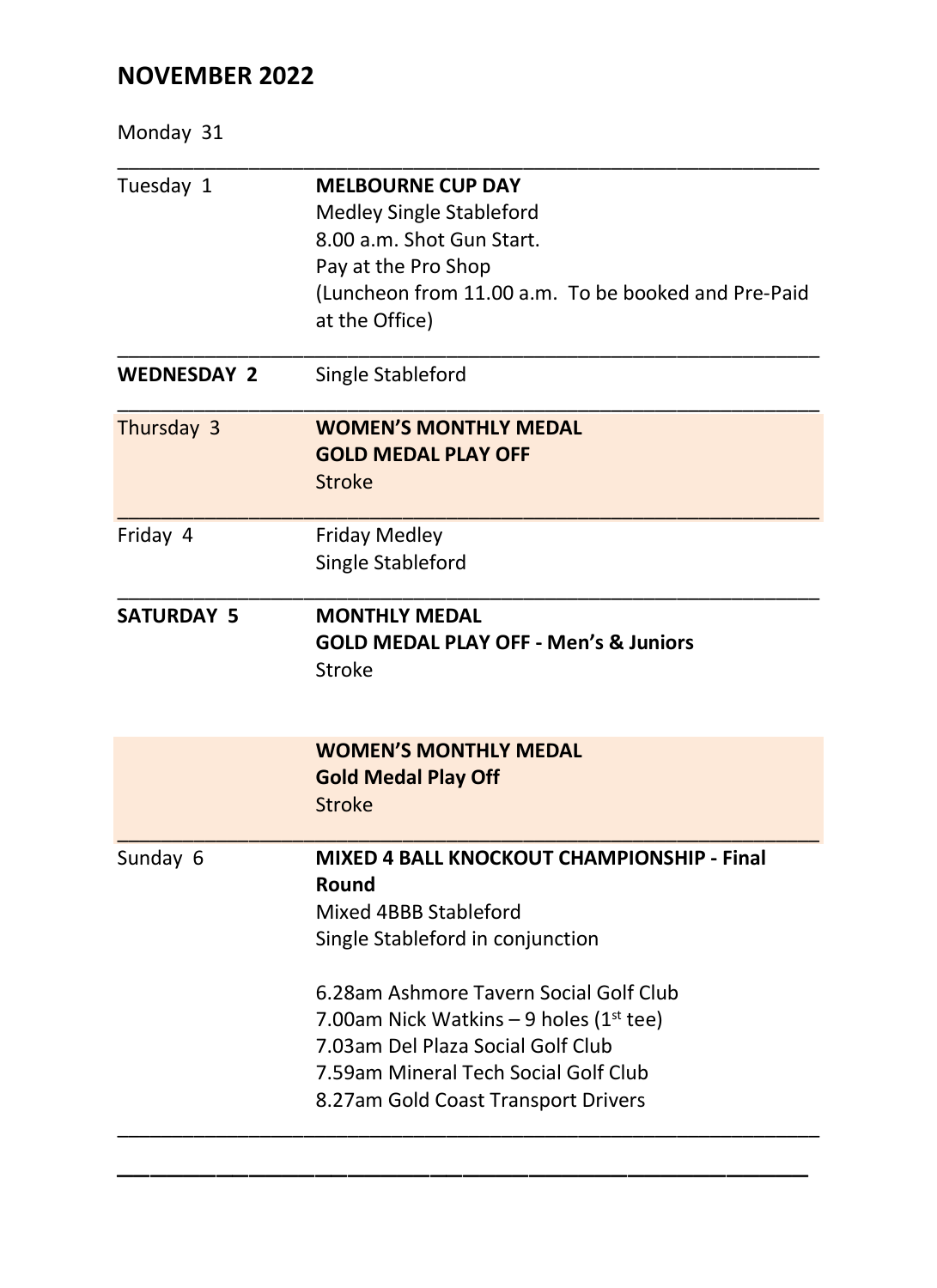## NOVEMBER 2022

Monday 31

| | |
|---|---|
| Tuesday 1 | **MELBOURNE CUP DAY**<br>Medley Single Stableford<br>8.00 a.m. Shot Gun Start.<br>Pay at the Pro Shop<br>(Luncheon from 11.00 a.m. To be booked and Pre-Paid at the Office) |
| **WEDNESDAY 2** | Single Stableford |
| Thursday 3 | **WOMEN'S MONTHLY MEDAL**<br>**GOLD MEDAL PLAY OFF**<br>Stroke |
| Friday 4 | Friday Medley<br>Single Stableford |
| **SATURDAY 5** | **MONTHLY MEDAL**<br>**GOLD MEDAL PLAY OFF - Men's & Juniors**<br>Stroke |
| | **WOMEN'S MONTHLY MEDAL**<br>**Gold Medal Play Off**<br>Stroke |
| Sunday 6 | **MIXED 4 BALL KNOCKOUT CHAMPIONSHIP - Final Round**<br>Mixed 4BBB Stableford<br>Single Stableford in conjunction<br><br>6.28am Ashmore Tavern Social Golf Club<br>7.00am Nick Watkins – 9 holes (1st tee)<br>7.03am Del Plaza Social Golf Club<br>7.59am Mineral Tech Social Golf Club<br>8.27am Gold Coast Transport Drivers |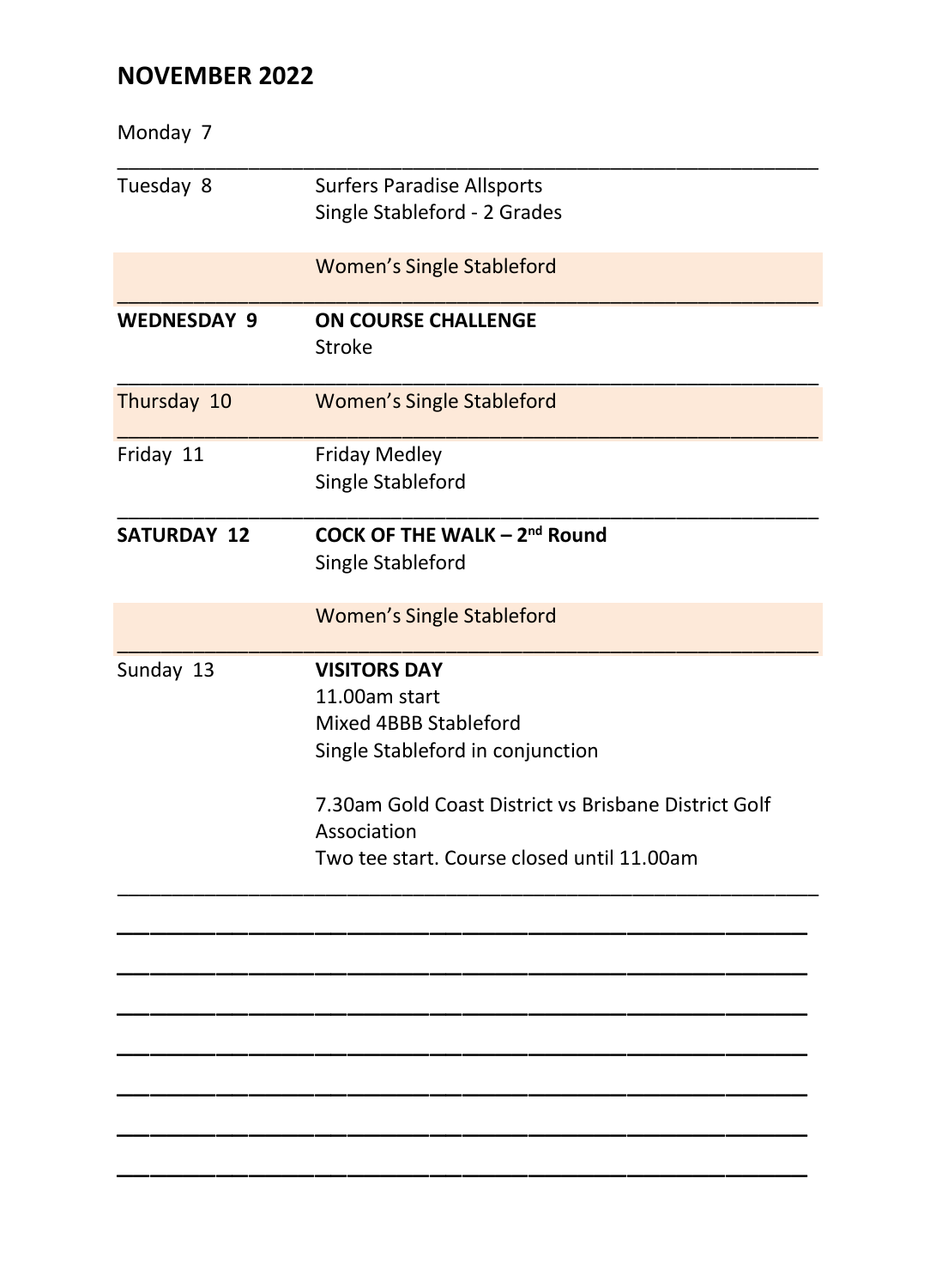## NOVEMBER 2022

| | |
|---|---|
| Monday 7 | |
| Tuesday 8 | Surfers Paradise Allsports<br>Single Stableford - 2 Grades |
| | Women's Single Stableford |
| **WEDNESDAY 9** | **ON COURSE CHALLENGE**<br>Stroke |
| Thursday 10 | Women's Single Stableford |
| Friday 11 | Friday Medley<br>Single Stableford |
| **SATURDAY 12** | **COCK OF THE WALK – 2nd Round**<br>Single Stableford |
| | Women's Single Stableford |
| Sunday 13 | **VISITORS DAY**<br>11.00am start<br>Mixed 4BBB Stableford<br>Single Stableford in conjunction<br><br>7.30am Gold Coast District vs Brisbane District Golf Association<br>Two tee start. Course closed until 11.00am |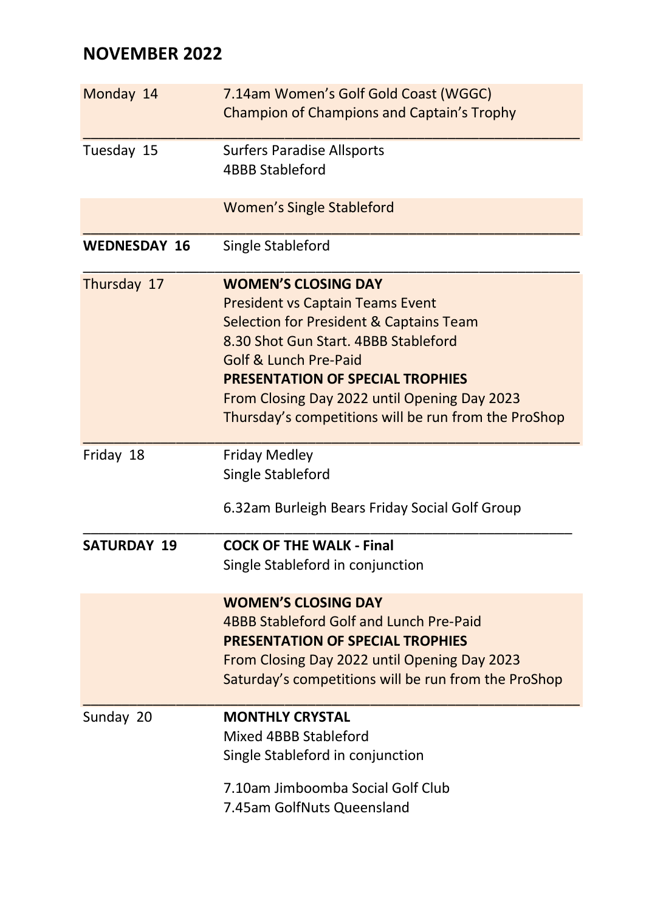## NOVEMBER 2022

| | |
|---|---|
| Monday 14 | 7.14am Women's Golf Gold Coast (WGGC)<br>Champion of Champions and Captain's Trophy |
| Tuesday 15 | Surfers Paradise Allsports<br>4BBB Stableford |
| | Women's Single Stableford |
| **WEDNESDAY 16** | Single Stableford |
| Thursday 17 | **WOMEN'S CLOSING DAY**<br>President vs Captain Teams Event<br>Selection for President & Captains Team<br>8.30 Shot Gun Start. 4BBB Stableford<br>Golf & Lunch Pre-Paid<br>**PRESENTATION OF SPECIAL TROPHIES**<br>From Closing Day 2022 until Opening Day 2023<br>Thursday's competitions will be run from the ProShop |
| Friday 18 | Friday Medley<br>Single Stableford<br><br>6.32am Burleigh Bears Friday Social Golf Group |
| **SATURDAY 19** | **COCK OF THE WALK - Final**<br>Single Stableford in conjunction |
| | **WOMEN'S CLOSING DAY**<br>4BBB Stableford Golf and Lunch Pre-Paid<br>**PRESENTATION OF SPECIAL TROPHIES**<br>From Closing Day 2022 until Opening Day 2023<br>Saturday's competitions will be run from the ProShop |
| Sunday 20 | **MONTHLY CRYSTAL**<br>Mixed 4BBB Stableford<br>Single Stableford in conjunction<br><br>7.10am Jimboomba Social Golf Club<br>7.45am GolfNuts Queensland |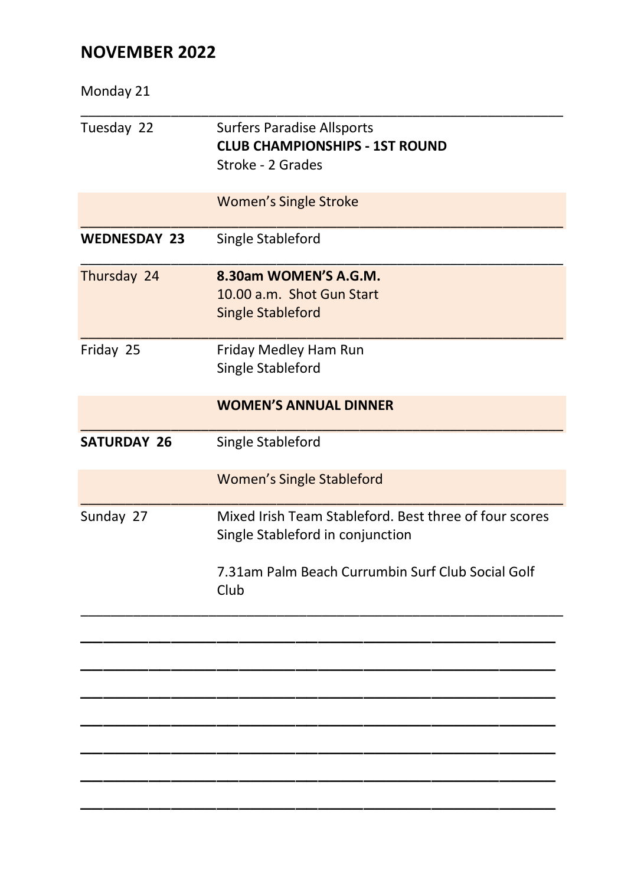## NOVEMBER 2022

| | |
|---|---|
| Monday 21 | |
| Tuesday 22 | Surfers Paradise Allsports<br>**CLUB CHAMPIONSHIPS - 1ST ROUND**<br>Stroke - 2 Grades |
| | Women's Single Stroke |
| **WEDNESDAY 23** | Single Stableford |
| Thursday 24 | **8.30am WOMEN'S A.G.M.**<br>10.00 a.m. Shot Gun Start<br>Single Stableford |
| Friday 25 | Friday Medley Ham Run<br>Single Stableford |
| | **WOMEN'S ANNUAL DINNER** |
| **SATURDAY 26** | Single Stableford |
| | Women's Single Stableford |
| Sunday 27 | Mixed Irish Team Stableford. Best three of four scores<br>Single Stableford in conjunction<br><br>7.31am Palm Beach Currumbin Surf Club Social Golf Club |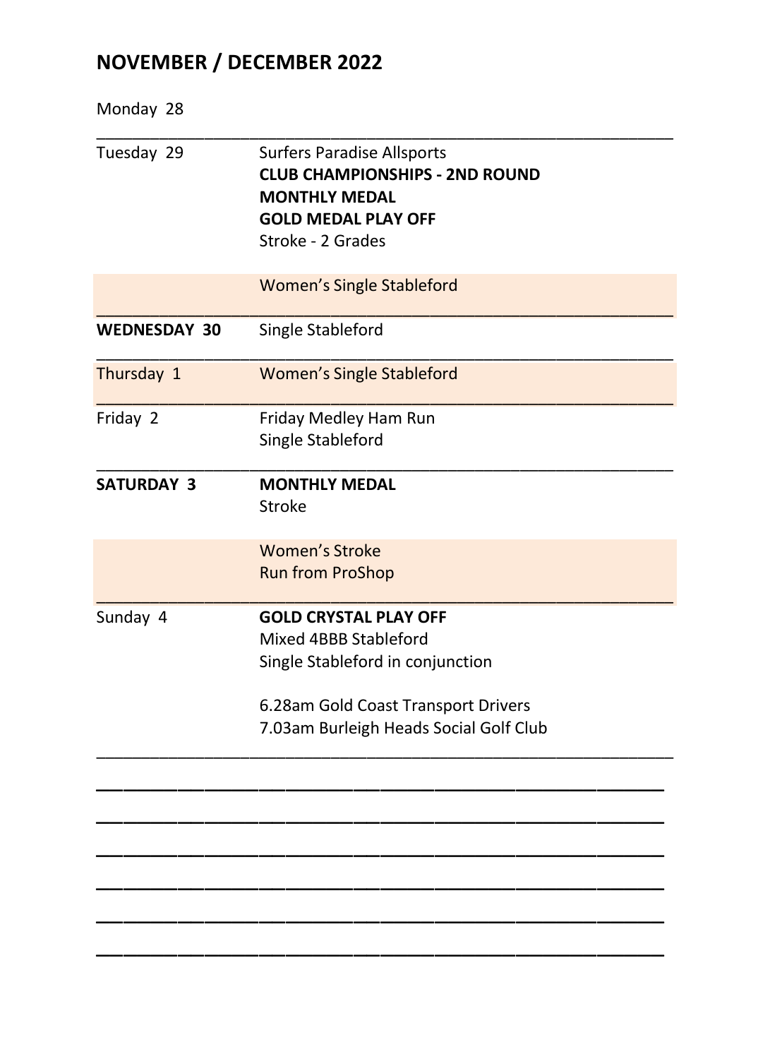## NOVEMBER / DECEMBER 2022

| Day | Event |
|---|---|
| Monday 28 | |
| Tuesday 29 | Surfers Paradise Allsports<br>**CLUB CHAMPIONSHIPS - 2ND ROUND**<br>**MONTHLY MEDAL**<br>**GOLD MEDAL PLAY OFF**<br>Stroke - 2 Grades |
| | Women's Single Stableford |
| **WEDNESDAY 30** | Single Stableford |
| Thursday 1 | Women's Single Stableford |
| Friday 2 | Friday Medley Ham Run<br>Single Stableford |
| **SATURDAY 3** | **MONTHLY MEDAL**<br>Stroke |
| | Women's Stroke<br>Run from ProShop |
| Sunday 4 | **GOLD CRYSTAL PLAY OFF**<br>Mixed 4BBB Stableford<br>Single Stableford in conjunction<br><br>6.28am Gold Coast Transport Drivers<br>7.03am Burleigh Heads Social Golf Club |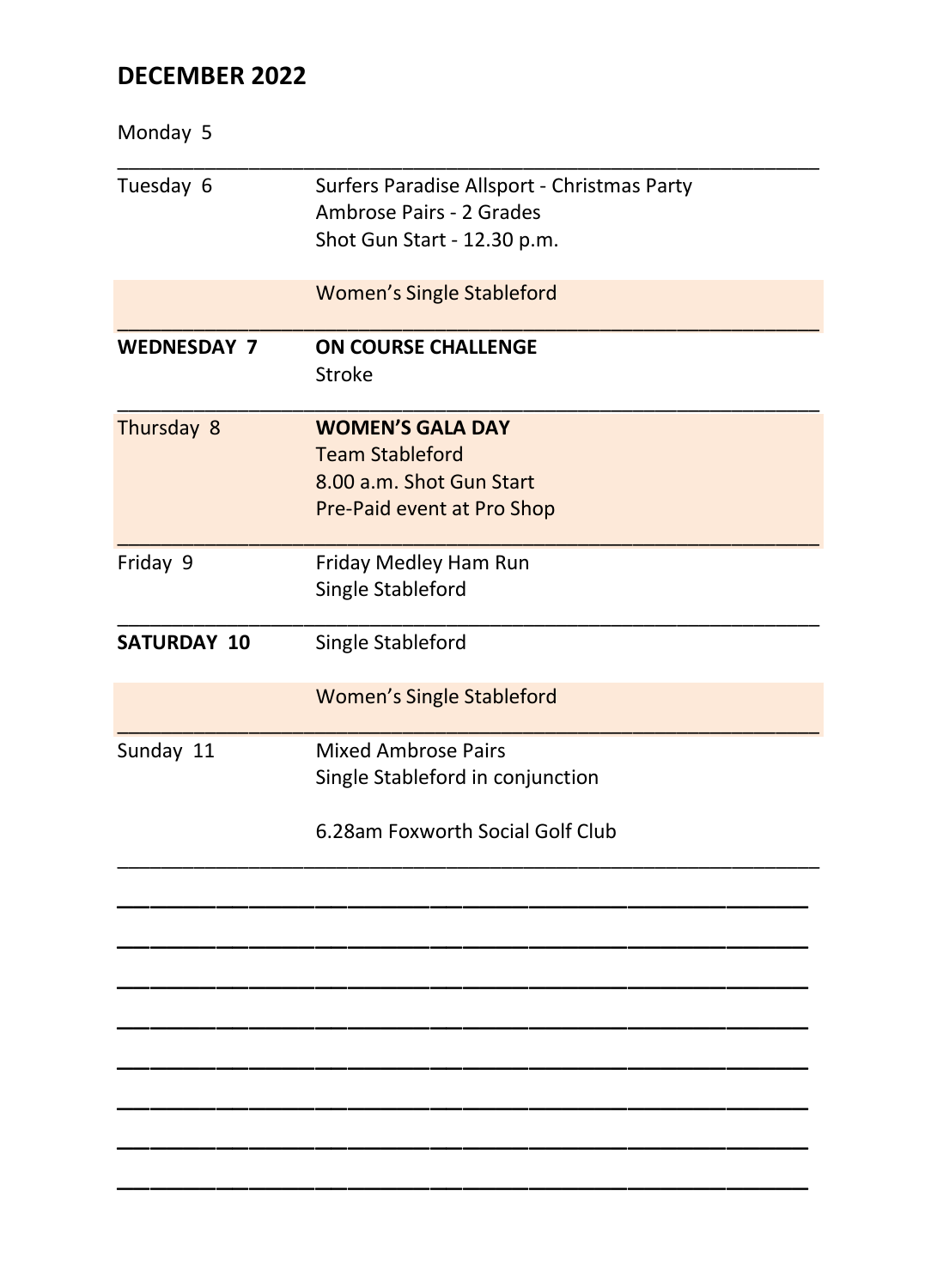## DECEMBER 2022

| | |
|---|---|
| Monday 5 | |
| Tuesday 6 | Surfers Paradise Allsport - Christmas Party<br>Ambrose Pairs - 2 Grades<br>Shot Gun Start - 12.30 p.m. |
| | Women's Single Stableford |
| **WEDNESDAY 7** | **ON COURSE CHALLENGE**<br>Stroke |
| Thursday 8 | **WOMEN'S GALA DAY**<br>Team Stableford<br>8.00 a.m. Shot Gun Start<br>Pre-Paid event at Pro Shop |
| Friday 9 | Friday Medley Ham Run<br>Single Stableford |
| **SATURDAY 10** | Single Stableford |
| | Women's Single Stableford |
| Sunday 11 | Mixed Ambrose Pairs<br>Single Stableford in conjunction<br><br>6.28am Foxworth Social Golf Club |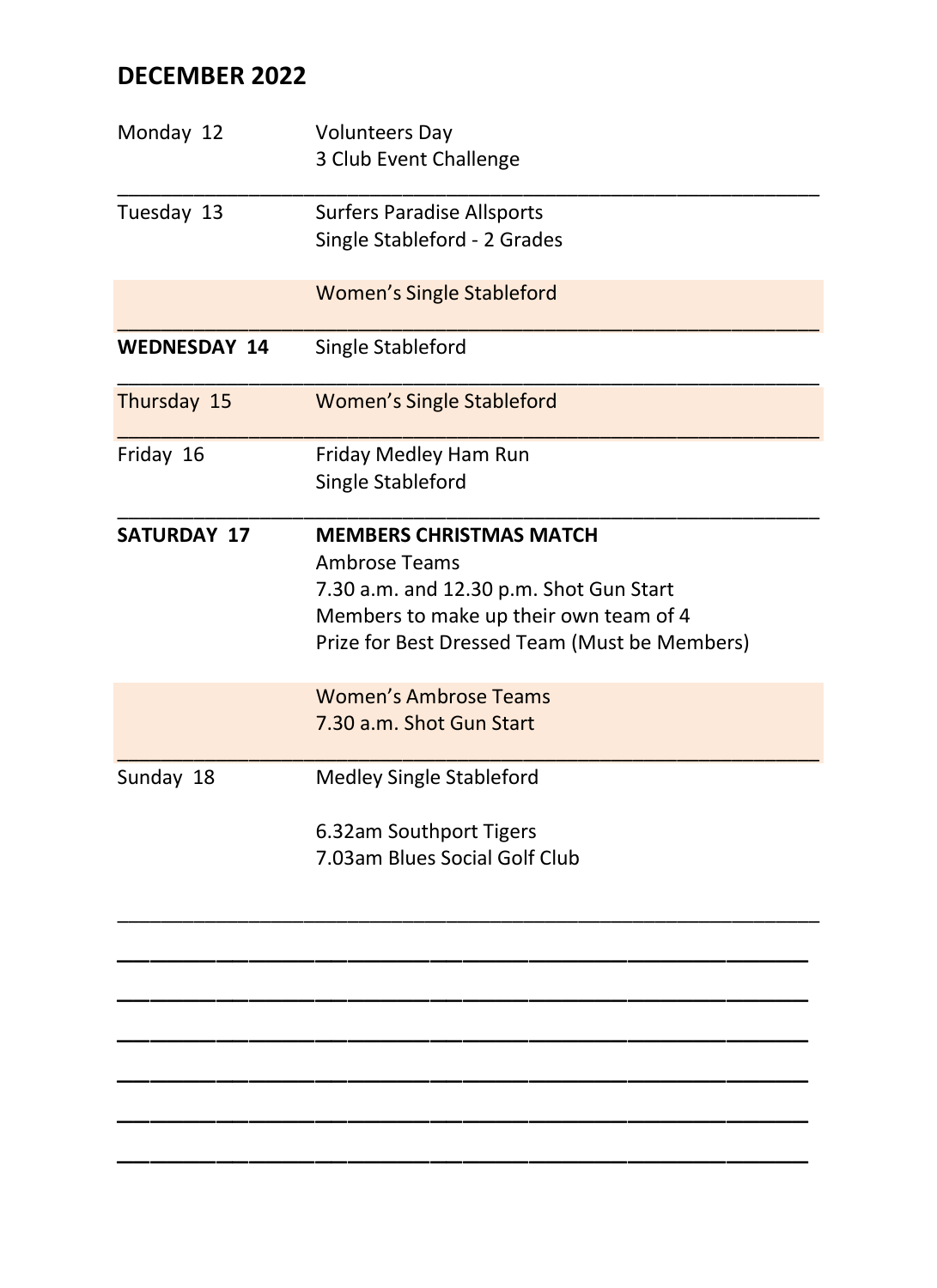## DECEMBER 2022

| | |
|---|---|
| Monday 12 | Volunteers Day<br>3 Club Event Challenge |
| Tuesday 13 | Surfers Paradise Allsports<br>Single Stableford - 2 Grades |
| | Women's Single Stableford |
| **WEDNESDAY 14** | Single Stableford |
| Thursday 15 | Women's Single Stableford |
| Friday 16 | Friday Medley Ham Run<br>Single Stableford |
| **SATURDAY 17** | **MEMBERS CHRISTMAS MATCH**<br>Ambrose Teams<br>7.30 a.m. and 12.30 p.m. Shot Gun Start<br>Members to make up their own team of 4<br>Prize for Best Dressed Team (Must be Members) |
| | Women's Ambrose Teams<br>7.30 a.m. Shot Gun Start |
| Sunday 18 | Medley Single Stableford<br><br>6.32am Southport Tigers<br>7.03am Blues Social Golf Club |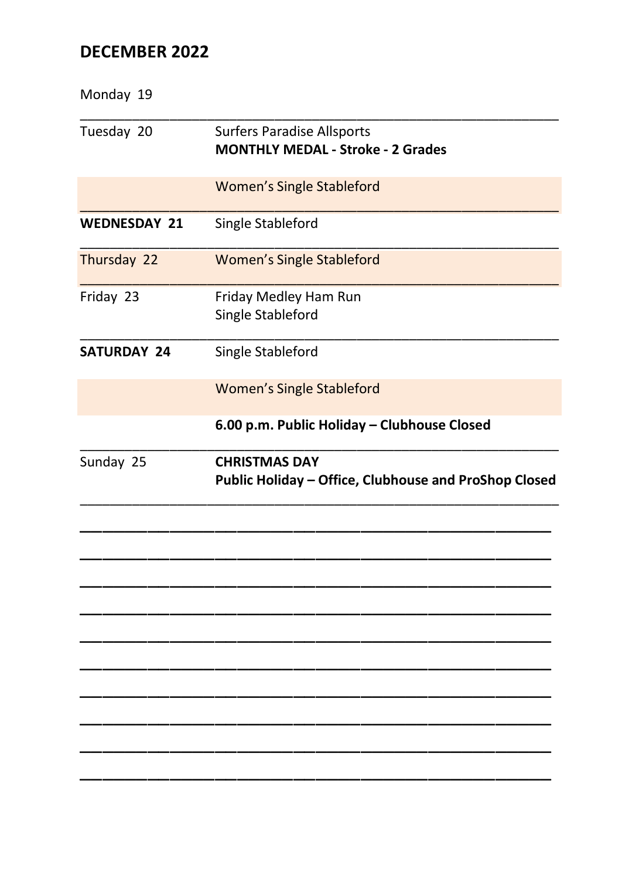## DECEMBER 2022

| | |
|---|---|
| Monday 19 | |
| Tuesday 20 | Surfers Paradise Allsports<br>**MONTHLY MEDAL - Stroke - 2 Grades** |
| | Women's Single Stableford |
| **WEDNESDAY 21** | Single Stableford |
| Thursday 22 | Women's Single Stableford |
| Friday 23 | Friday Medley Ham Run<br>Single Stableford |
| **SATURDAY 24** | Single Stableford |
| | Women's Single Stableford |
| | **6.00 p.m. Public Holiday – Clubhouse Closed** |
| Sunday 25 | **CHRISTMAS DAY**<br>**Public Holiday – Office, Clubhouse and ProShop Closed** |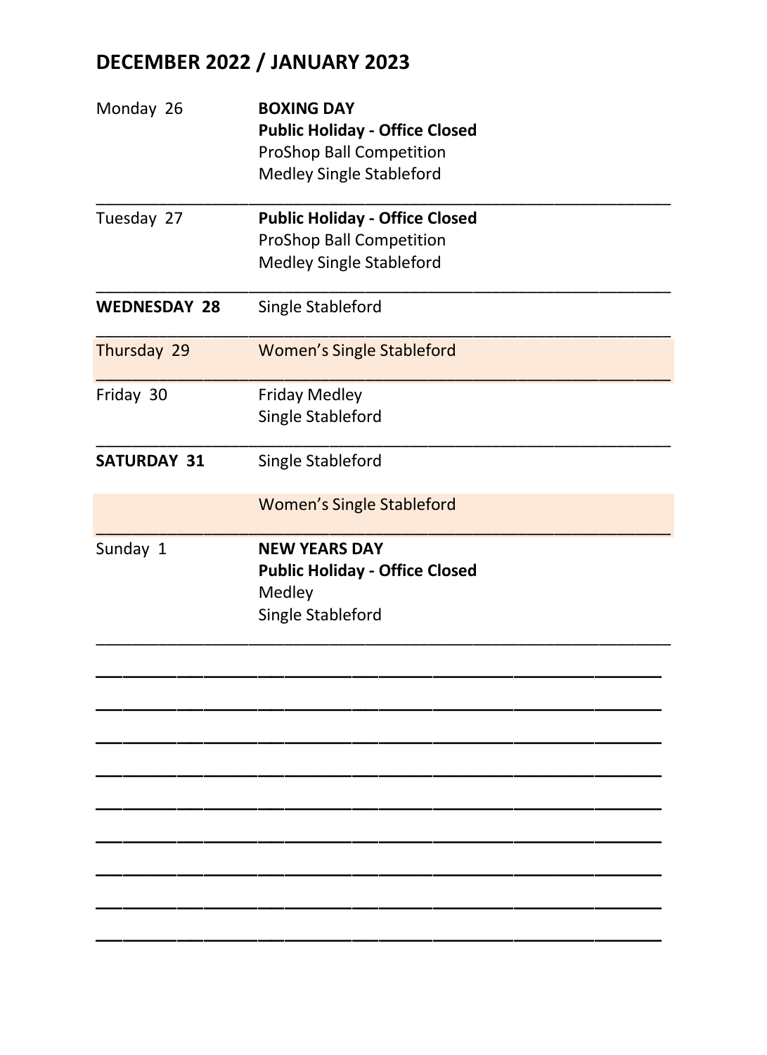## DECEMBER 2022 / JANUARY 2023

| Day | Events |
|---|---|
| Monday 26 | **BOXING DAY**<br>**Public Holiday - Office Closed**<br>ProShop Ball Competition<br>Medley Single Stableford |
| Tuesday 27 | **Public Holiday - Office Closed**<br>ProShop Ball Competition<br>Medley Single Stableford |
| **WEDNESDAY 28** | Single Stableford |
| Thursday 29 | Women's Single Stableford |
| Friday 30 | Friday Medley<br>Single Stableford |
| **SATURDAY 31** | Single Stableford<br><br>Women's Single Stableford |
| Sunday 1 | **NEW YEARS DAY**<br>**Public Holiday - Office Closed**<br>Medley<br>Single Stableford |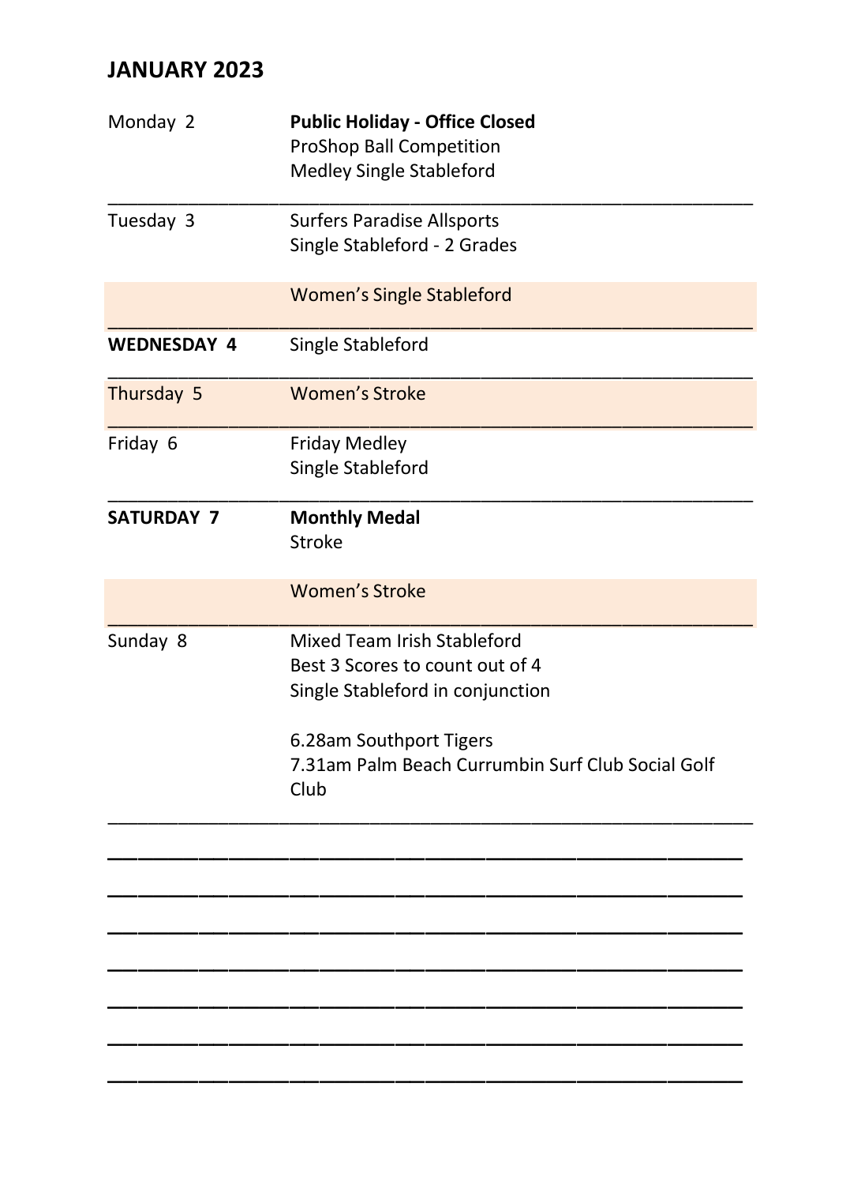## JANUARY 2023

| Day | Event |
|---|---|
| Monday 2 | **Public Holiday - Office Closed**<br>ProShop Ball Competition<br>Medley Single Stableford |
| Tuesday 3 | Surfers Paradise Allsports<br>Single Stableford - 2 Grades |
| | Women's Single Stableford |
| **WEDNESDAY 4** | Single Stableford |
| Thursday 5 | Women's Stroke |
| Friday 6 | Friday Medley<br>Single Stableford |
| **SATURDAY 7** | **Monthly Medal**<br>Stroke |
| | Women's Stroke |
| Sunday 8 | Mixed Team Irish Stableford<br>Best 3 Scores to count out of 4<br>Single Stableford in conjunction<br><br>6.28am Southport Tigers<br>7.31am Palm Beach Currumbin Surf Club Social Golf Club |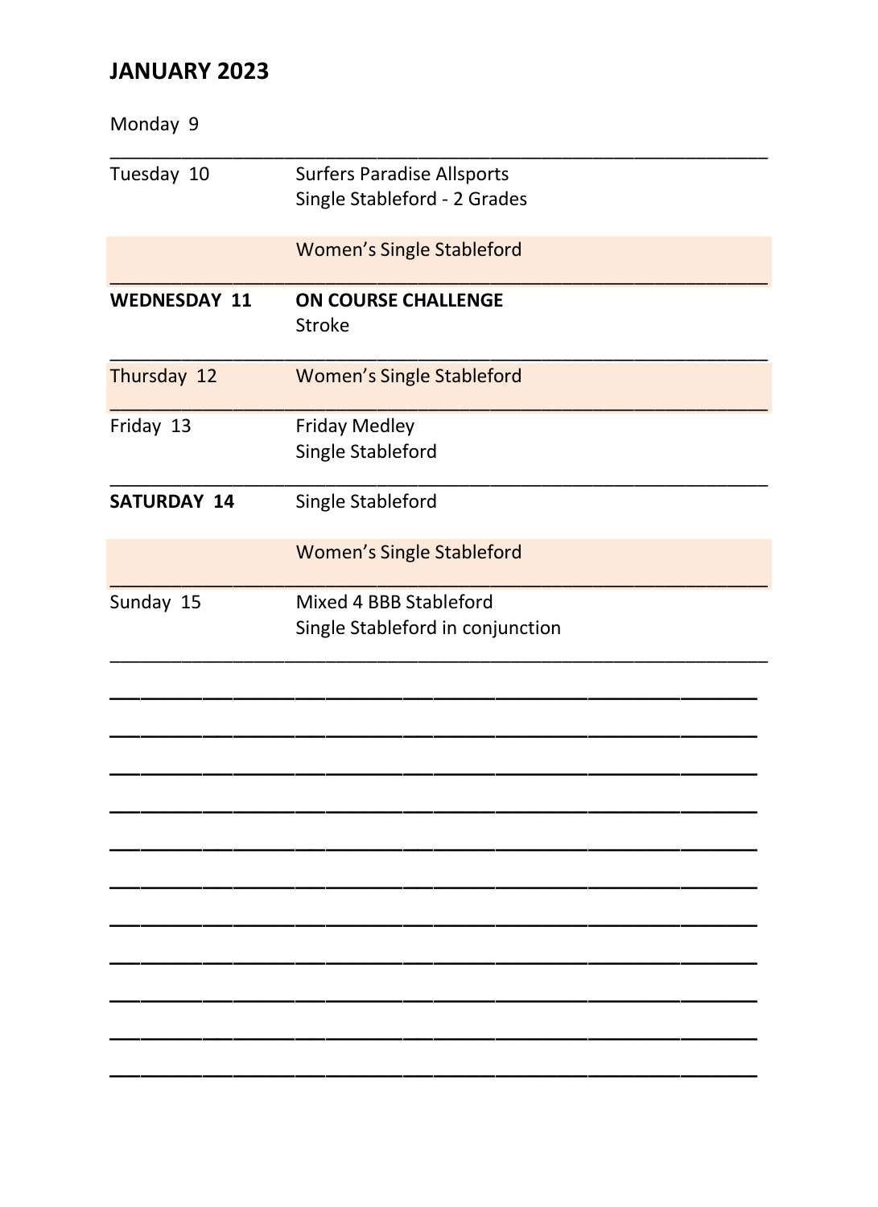## JANUARY 2023

| Day | Event |
| --- | --- |
| Monday 9 | |
| Tuesday 10 | Surfers Paradise Allsports<br>Single Stableford - 2 Grades |
| | Women's Single Stableford |
| **WEDNESDAY 11** | **ON COURSE CHALLENGE**<br>Stroke |
| Thursday 12 | Women's Single Stableford |
| Friday 13 | Friday Medley<br>Single Stableford |
| **SATURDAY 14** | Single Stableford |
| | Women's Single Stableford |
| Sunday 15 | Mixed 4 BBB Stableford<br>Single Stableford in conjunction |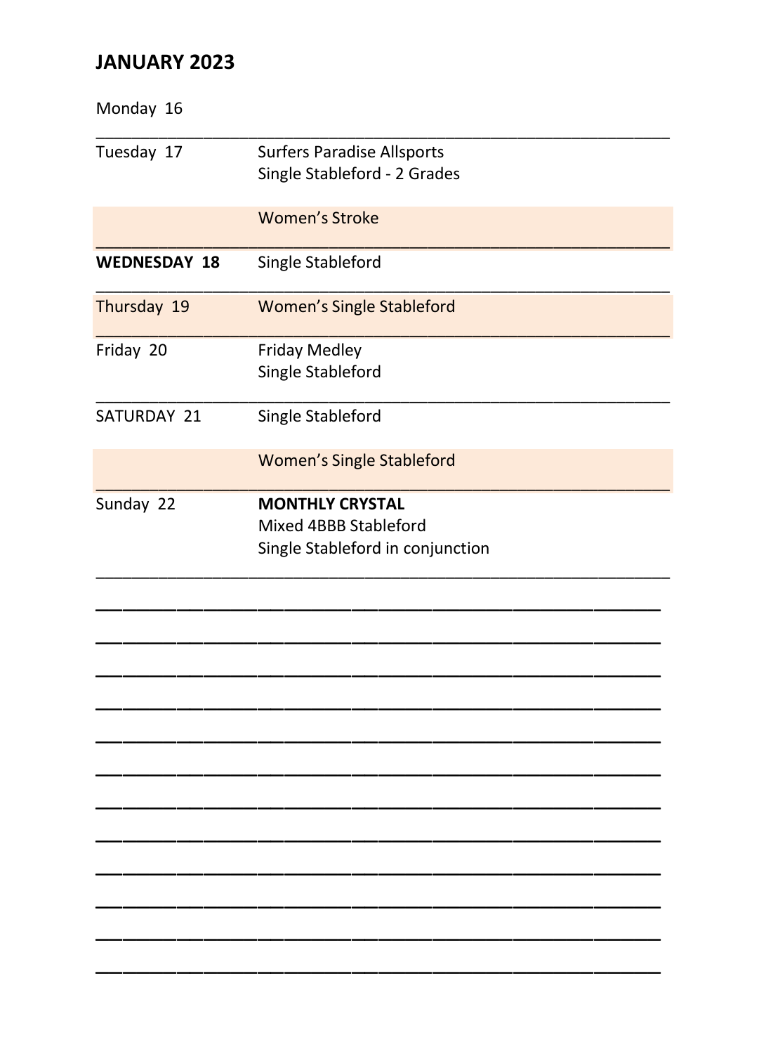## JANUARY 2023

| Day | Event |
|---|---|
| Monday 16 | |
| Tuesday 17 | Surfers Paradise Allsports<br>Single Stableford - 2 Grades |
| | Women's Stroke |
| **WEDNESDAY 18** | Single Stableford |
| Thursday 19 | Women's Single Stableford |
| Friday 20 | Friday Medley<br>Single Stableford |
| SATURDAY 21 | Single Stableford |
| | Women's Single Stableford |
| Sunday 22 | **MONTHLY CRYSTAL**<br>Mixed 4BBB Stableford<br>Single Stableford in conjunction |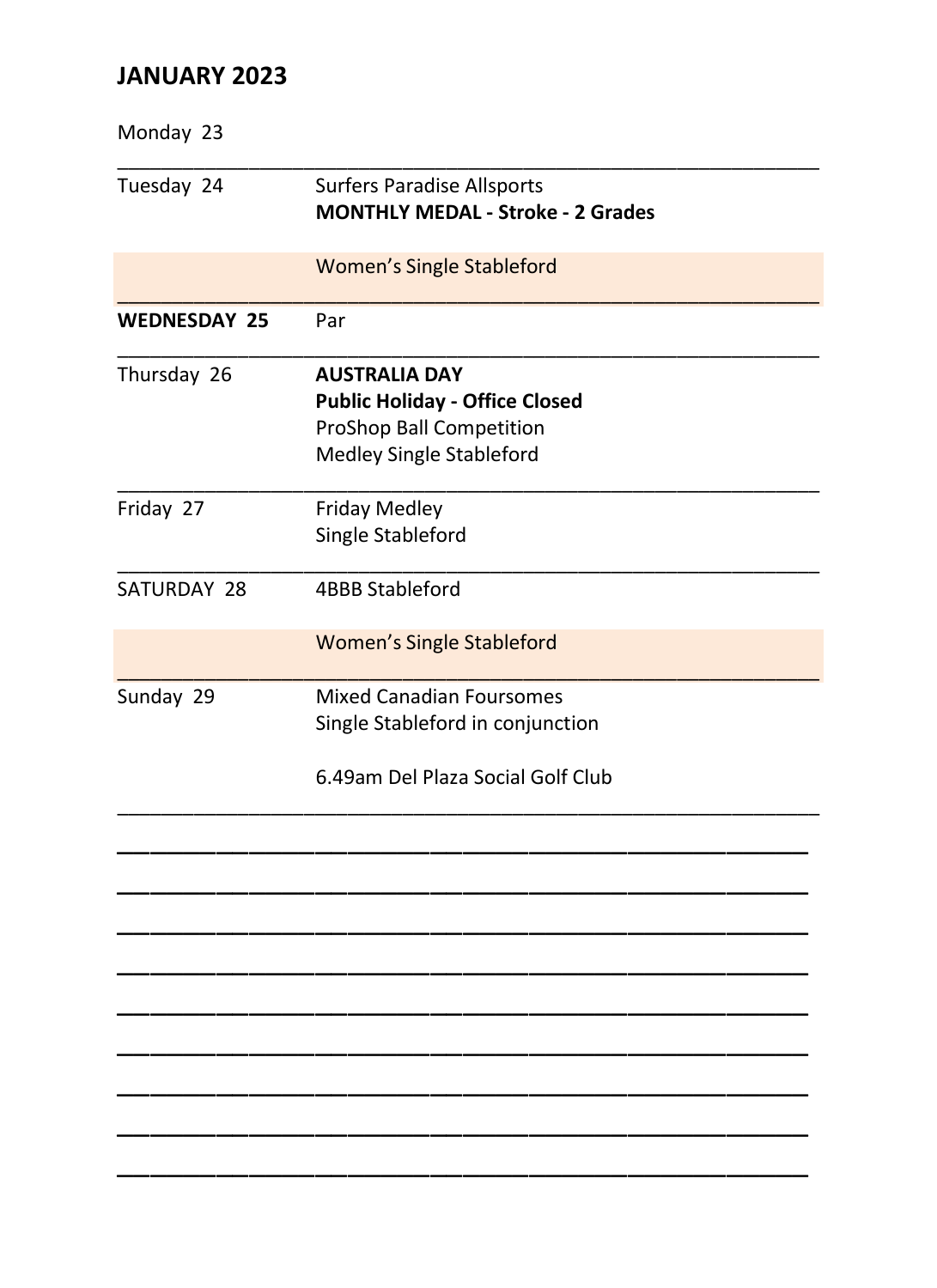## JANUARY 2023

| Day | Event |
|---|---|
| Monday 23 | |
| Tuesday 24 | Surfers Paradise Allsports<br>**MONTHLY MEDAL - Stroke - 2 Grades** |
| | Women's Single Stableford |
| **WEDNESDAY 25** | Par |
| Thursday 26 | **AUSTRALIA DAY**<br>**Public Holiday - Office Closed**<br>ProShop Ball Competition<br>Medley Single Stableford |
| Friday 27 | Friday Medley<br>Single Stableford |
| SATURDAY 28 | 4BBB Stableford |
| | Women's Single Stableford |
| Sunday 29 | Mixed Canadian Foursomes<br>Single Stableford in conjunction<br><br>6.49am Del Plaza Social Golf Club |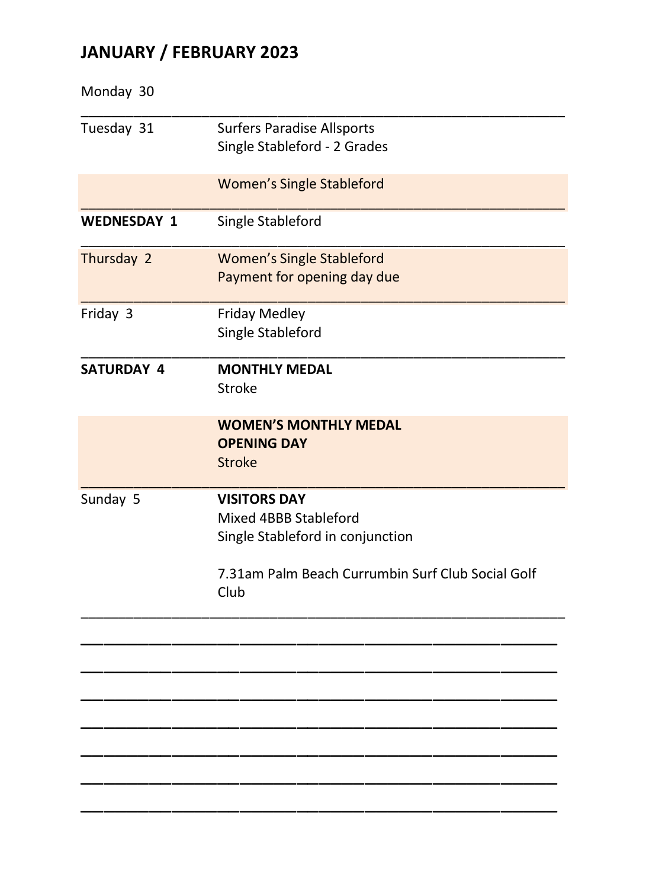## JANUARY / FEBRUARY 2023

| | |
|---|---|
| Monday 30 | |
| Tuesday 31 | Surfers Paradise Allsports<br>Single Stableford - 2 Grades |
| | Women's Single Stableford |
| **WEDNESDAY 1** | Single Stableford |
| Thursday 2 | Women's Single Stableford<br>Payment for opening day due |
| Friday 3 | Friday Medley<br>Single Stableford |
| **SATURDAY 4** | **MONTHLY MEDAL**<br>Stroke |
| | **WOMEN'S MONTHLY MEDAL**<br>**OPENING DAY**<br>Stroke |
| Sunday 5 | **VISITORS DAY**<br>Mixed 4BBB Stableford<br>Single Stableford in conjunction<br><br>7.31am Palm Beach Currumbin Surf Club Social Golf Club |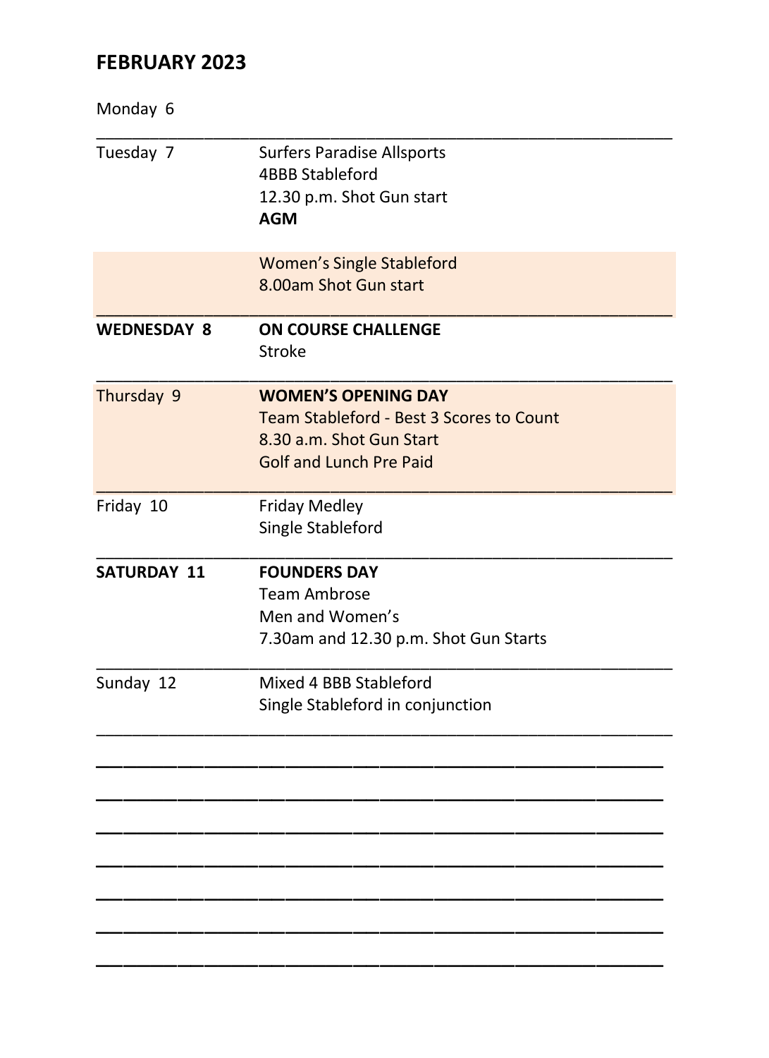# FEBRUARY 2023

| Day | Event |
|---|---|
| Monday 6 | |
| Tuesday 7 | Surfers Paradise Allsports<br>4BBB Stableford<br>12.30 p.m. Shot Gun start<br>**AGM** |
| | Women's Single Stableford<br>8.00am Shot Gun start |
| **WEDNESDAY 8** | **ON COURSE CHALLENGE**<br>Stroke |
| Thursday 9 | **WOMEN'S OPENING DAY**<br>Team Stableford - Best 3 Scores to Count<br>8.30 a.m. Shot Gun Start<br>Golf and Lunch Pre Paid |
| Friday 10 | Friday Medley<br>Single Stableford |
| **SATURDAY 11** | **FOUNDERS DAY**<br>Team Ambrose<br>Men and Women's<br>7.30am and 12.30 p.m. Shot Gun Starts |
| Sunday 12 | Mixed 4 BBB Stableford<br>Single Stableford in conjunction |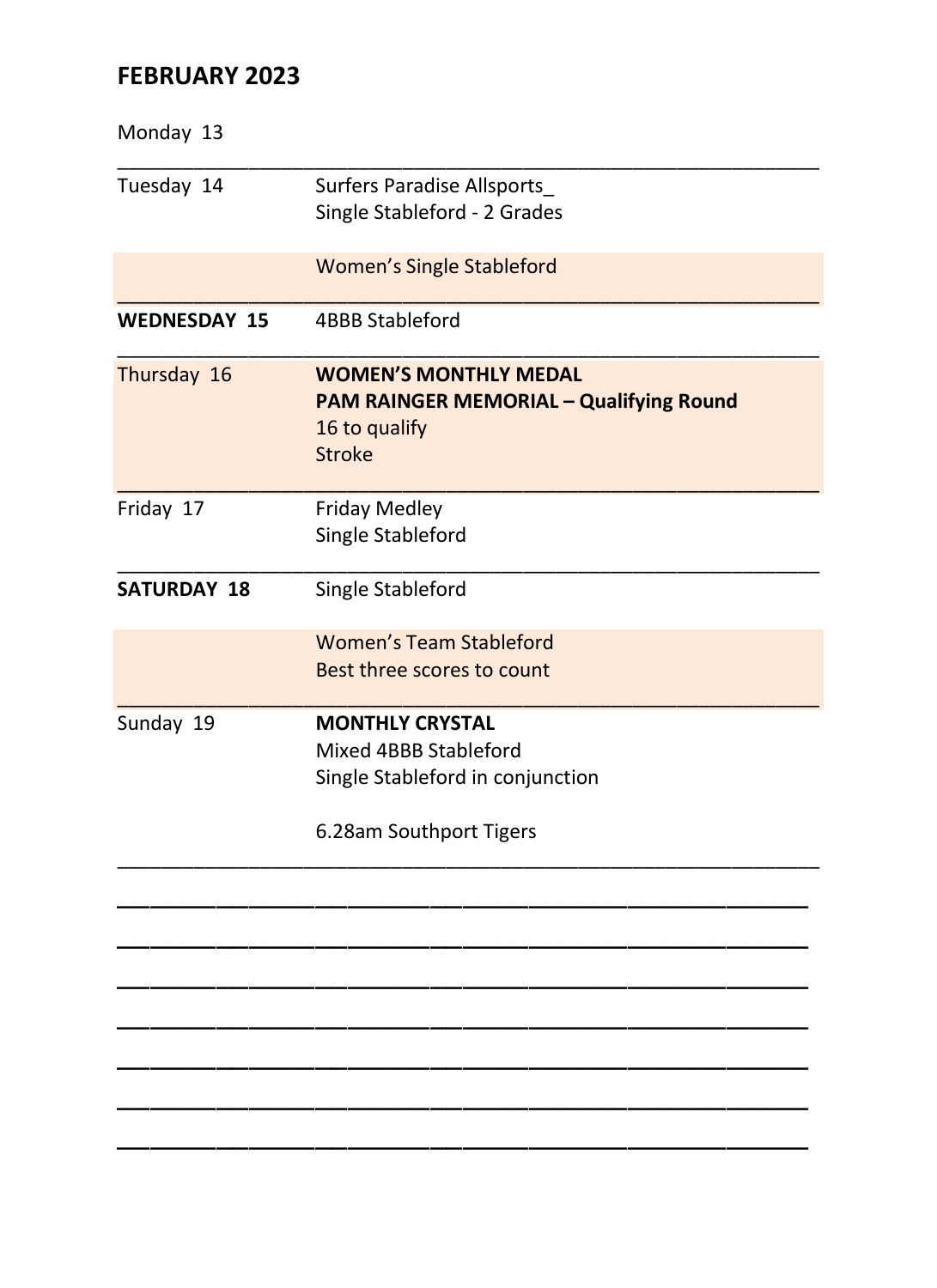## FEBRUARY 2023

| Day | Event |
|---|---|
| Monday 13 | |
| Tuesday 14 | Surfers Paradise Allsports_<br>Single Stableford - 2 Grades<br><br>Women's Single Stableford |
| **WEDNESDAY 15** | 4BBB Stableford |
| Thursday 16 | **WOMEN'S MONTHLY MEDAL**<br>**PAM RAINGER MEMORIAL – Qualifying Round**<br>16 to qualify<br>Stroke |
| Friday 17 | Friday Medley<br>Single Stableford |
| **SATURDAY 18** | Single Stableford<br><br>Women's Team Stableford<br>Best three scores to count |
| Sunday 19 | **MONTHLY CRYSTAL**<br>Mixed 4BBB Stableford<br>Single Stableford in conjunction<br><br>6.28am Southport Tigers |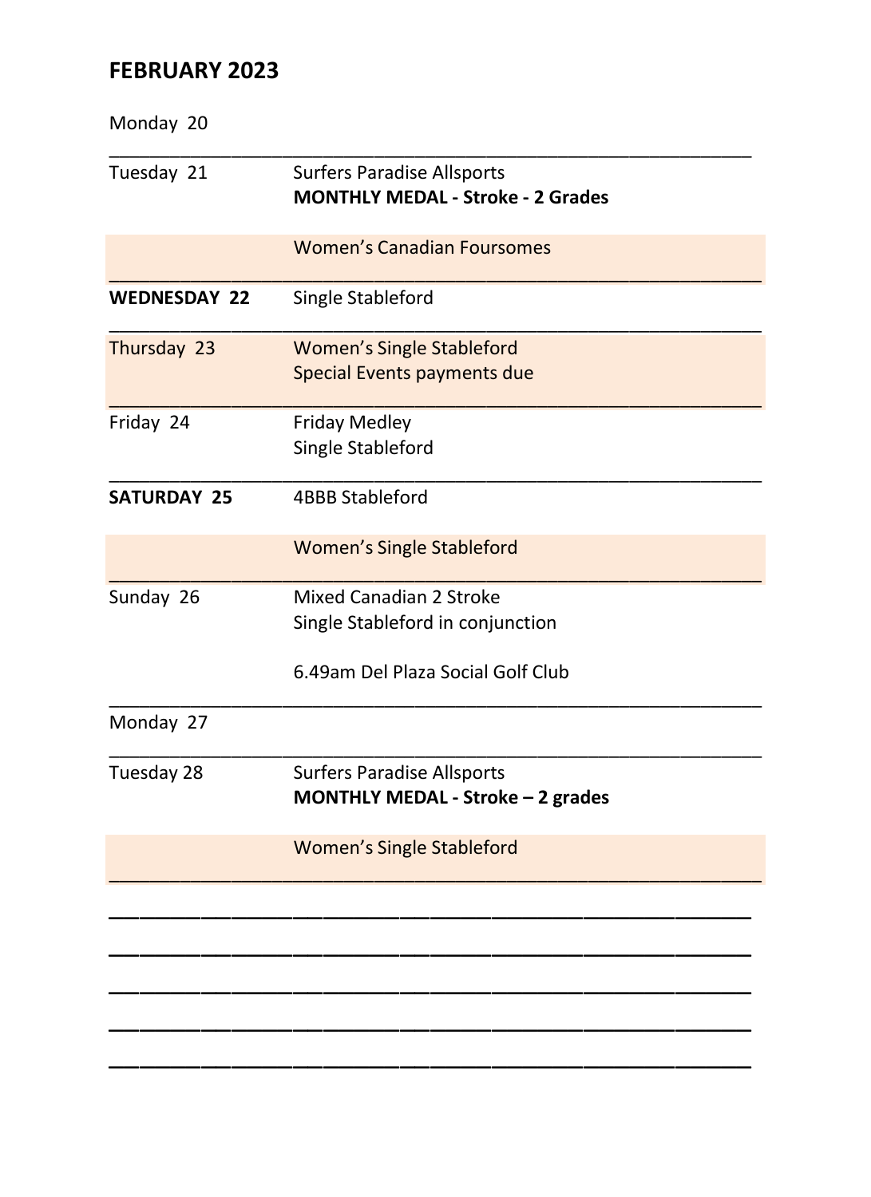## FEBRUARY 2023

| Day | Event |
|---|---|
| Monday 20 | |
| Tuesday 21 | Surfers Paradise Allsports<br>**MONTHLY MEDAL - Stroke - 2 Grades** |
| | Women's Canadian Foursomes |
| **WEDNESDAY 22** | Single Stableford |
| Thursday 23 | Women's Single Stableford<br>Special Events payments due |
| Friday 24 | Friday Medley<br>Single Stableford |
| **SATURDAY 25** | 4BBB Stableford |
| | Women's Single Stableford |
| Sunday 26 | Mixed Canadian 2 Stroke<br>Single Stableford in conjunction<br><br>6.49am Del Plaza Social Golf Club |
| Monday 27 | |
| Tuesday 28 | Surfers Paradise Allsports<br>**MONTHLY MEDAL - Stroke – 2 grades** |
| | Women's Single Stableford |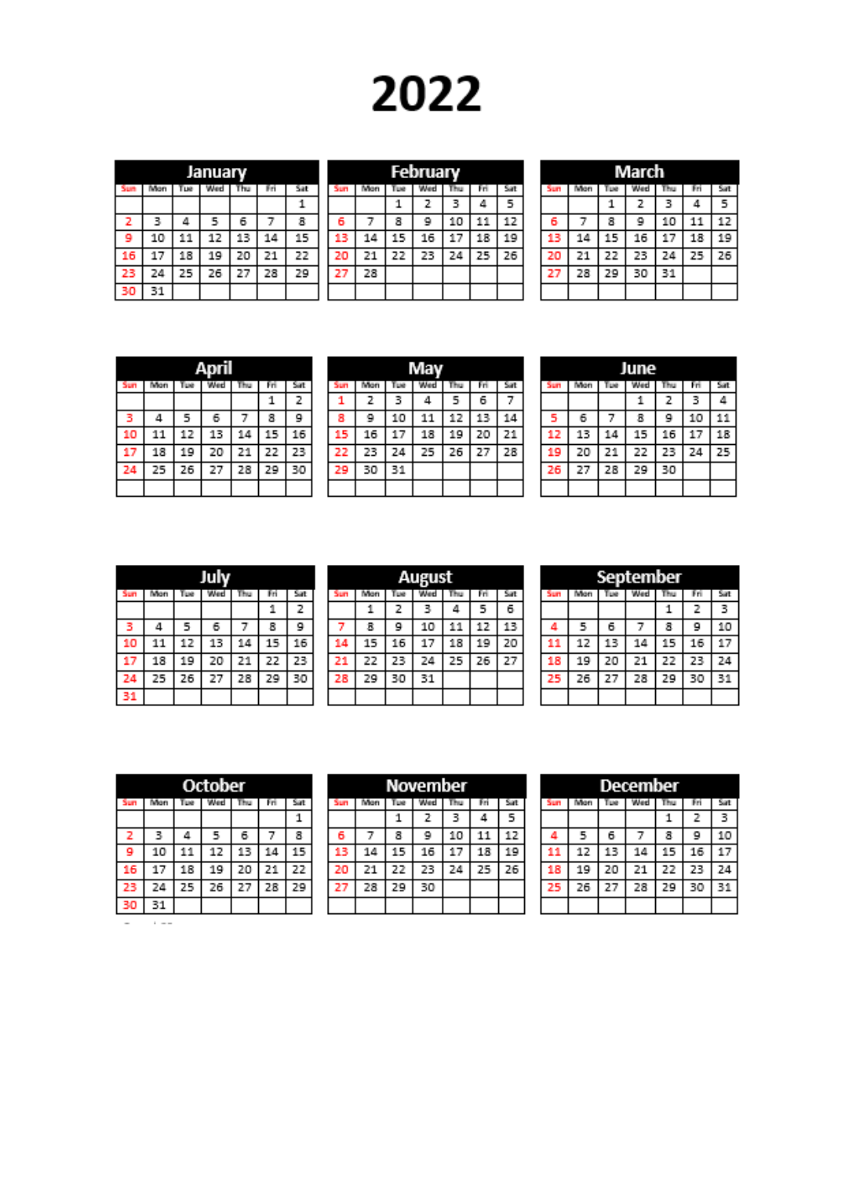# 2022

## January

| Sun | Mon | Tue | Wed | Thu | Fri | Sat |
|---|---|---|---|---|---|---|
| | | | | | | 1 |
| 2 | 3 | 4 | 5 | 6 | 7 | 8 |
| 9 | 10 | 11 | 12 | 13 | 14 | 15 |
| 16 | 17 | 18 | 19 | 20 | 21 | 22 |
| 23 | 24 | 25 | 26 | 27 | 28 | 29 |
| 30 | 31 | | | | | |

## February

| Sun | Mon | Tue | Wed | Thu | Fri | Sat |
|---|---|---|---|---|---|---|
| | | 1 | 2 | 3 | 4 | 5 |
| 6 | 7 | 8 | 9 | 10 | 11 | 12 |
| 13 | 14 | 15 | 16 | 17 | 18 | 19 |
| 20 | 21 | 22 | 23 | 24 | 25 | 26 |
| 27 | 28 | | | | | |

## March

| Sun | Mon | Tue | Wed | Thu | Fri | Sat |
|---|---|---|---|---|---|---|
| | | 1 | 2 | 3 | 4 | 5 |
| 6 | 7 | 8 | 9 | 10 | 11 | 12 |
| 13 | 14 | 15 | 16 | 17 | 18 | 19 |
| 20 | 21 | 22 | 23 | 24 | 25 | 26 |
| 27 | 28 | 29 | 30 | 31 | | |

## April

| Sun | Mon | Tue | Wed | Thu | Fri | Sat |
|---|---|---|---|---|---|---|
| | | | | | 1 | 2 |
| 3 | 4 | 5 | 6 | 7 | 8 | 9 |
| 10 | 11 | 12 | 13 | 14 | 15 | 16 |
| 17 | 18 | 19 | 20 | 21 | 22 | 23 |
| 24 | 25 | 26 | 27 | 28 | 29 | 30 |

## May

| Sun | Mon | Tue | Wed | Thu | Fri | Sat |
|---|---|---|---|---|---|---|
| 1 | 2 | 3 | 4 | 5 | 6 | 7 |
| 8 | 9 | 10 | 11 | 12 | 13 | 14 |
| 15 | 16 | 17 | 18 | 19 | 20 | 21 |
| 22 | 23 | 24 | 25 | 26 | 27 | 28 |
| 29 | 30 | 31 | | | | |

## June

| Sun | Mon | Tue | Wed | Thu | Fri | Sat |
|---|---|---|---|---|---|---|
| | | | 1 | 2 | 3 | 4 |
| 5 | 6 | 7 | 8 | 9 | 10 | 11 |
| 12 | 13 | 14 | 15 | 16 | 17 | 18 |
| 19 | 20 | 21 | 22 | 23 | 24 | 25 |
| 26 | 27 | 28 | 29 | 30 | | |

## July

| Sun | Mon | Tue | Wed | Thu | Fri | Sat |
|---|---|---|---|---|---|---|
| | | | | | 1 | 2 |
| 3 | 4 | 5 | 6 | 7 | 8 | 9 |
| 10 | 11 | 12 | 13 | 14 | 15 | 16 |
| 17 | 18 | 19 | 20 | 21 | 22 | 23 |
| 24 | 25 | 26 | 27 | 28 | 29 | 30 |
| 31 | | | | | | |

## August

| Sun | Mon | Tue | Wed | Thu | Fri | Sat |
|---|---|---|---|---|---|---|
| | 1 | 2 | 3 | 4 | 5 | 6 |
| 7 | 8 | 9 | 10 | 11 | 12 | 13 |
| 14 | 15 | 16 | 17 | 18 | 19 | 20 |
| 21 | 22 | 23 | 24 | 25 | 26 | 27 |
| 28 | 29 | 30 | 31 | | | |

## September

| Sun | Mon | Tue | Wed | Thu | Fri | Sat |
|---|---|---|---|---|---|---|
| | | | | 1 | 2 | 3 |
| 4 | 5 | 6 | 7 | 8 | 9 | 10 |
| 11 | 12 | 13 | 14 | 15 | 16 | 17 |
| 18 | 19 | 20 | 21 | 22 | 23 | 24 |
| 25 | 26 | 27 | 28 | 29 | 30 | 31 |

## October

| Sun | Mon | Tue | Wed | Thu | Fri | Sat |
|---|---|---|---|---|---|---|
| | | | | | | 1 |
| 2 | 3 | 4 | 5 | 6 | 7 | 8 |
| 9 | 10 | 11 | 12 | 13 | 14 | 15 |
| 16 | 17 | 18 | 19 | 20 | 21 | 22 |
| 23 | 24 | 25 | 26 | 27 | 28 | 29 |
| 30 | 31 | | | | | |

## November

| Sun | Mon | Tue | Wed | Thu | Fri | Sat |
|---|---|---|---|---|---|---|
| | | 1 | 2 | 3 | 4 | 5 |
| 6 | 7 | 8 | 9 | 10 | 11 | 12 |
| 13 | 14 | 15 | 16 | 17 | 18 | 19 |
| 20 | 21 | 22 | 23 | 24 | 25 | 26 |
| 27 | 28 | 29 | 30 | | | |

## December

| Sun | Mon | Tue | Wed | Thu | Fri | Sat |
|---|---|---|---|---|---|---|
| | | | | 1 | 2 | 3 |
| 4 | 5 | 6 | 7 | 8 | 9 | 10 |
| 11 | 12 | 13 | 14 | 15 | 16 | 17 |
| 18 | 19 | 20 | 21 | 22 | 23 | 24 |
| 25 | 26 | 27 | 28 | 29 | 30 | 31 |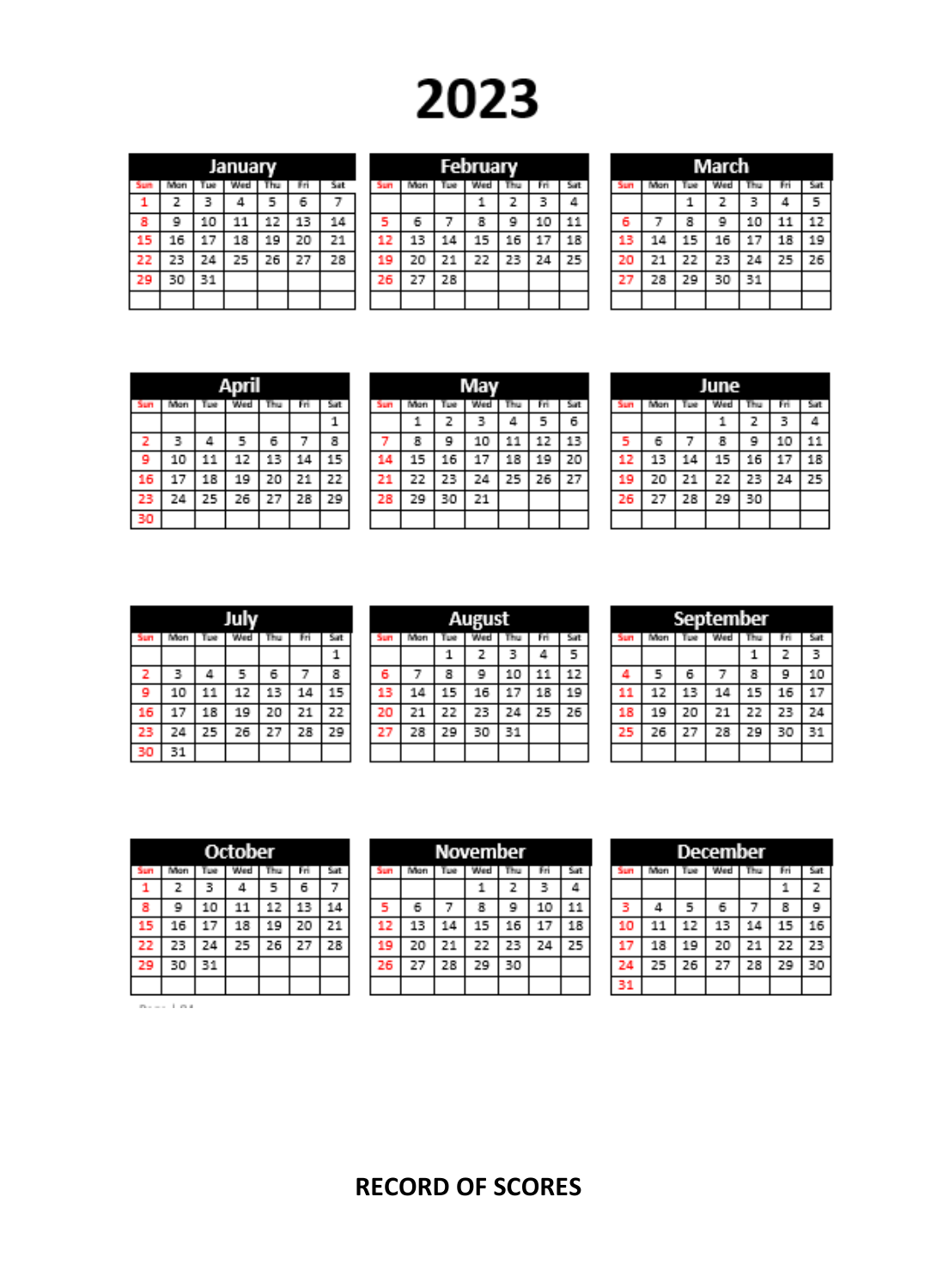# 2023

**January**

| Sun | Mon | Tue | Wed | Thu | Fri | Sat |
|---|---|---|---|---|---|---|
| 1 | 2 | 3 | 4 | 5 | 6 | 7 |
| 8 | 9 | 10 | 11 | 12 | 13 | 14 |
| 15 | 16 | 17 | 18 | 19 | 20 | 21 |
| 22 | 23 | 24 | 25 | 26 | 27 | 28 |
| 29 | 30 | 31 | | | | |

**February**

| Sun | Mon | Tue | Wed | Thu | Fri | Sat |
|---|---|---|---|---|---|---|
| | | | 1 | 2 | 3 | 4 |
| 5 | 6 | 7 | 8 | 9 | 10 | 11 |
| 12 | 13 | 14 | 15 | 16 | 17 | 18 |
| 19 | 20 | 21 | 22 | 23 | 24 | 25 |
| 26 | 27 | 28 | | | | |

**March**

| Sun | Mon | Tue | Wed | Thu | Fri | Sat |
|---|---|---|---|---|---|---|
| | | 1 | 2 | 3 | 4 | 5 |
| 6 | 7 | 8 | 9 | 10 | 11 | 12 |
| 13 | 14 | 15 | 16 | 17 | 18 | 19 |
| 20 | 21 | 22 | 23 | 24 | 25 | 26 |
| 27 | 28 | 29 | 30 | 31 | | |

**April**

| Sun | Mon | Tue | Wed | Thu | Fri | Sat |
|---|---|---|---|---|---|---|
| | | | | | | 1 |
| 2 | 3 | 4 | 5 | 6 | 7 | 8 |
| 9 | 10 | 11 | 12 | 13 | 14 | 15 |
| 16 | 17 | 18 | 19 | 20 | 21 | 22 |
| 23 | 24 | 25 | 26 | 27 | 28 | 29 |
| 30 | | | | | | |

**May**

| Sun | Mon | Tue | Wed | Thu | Fri | Sat |
|---|---|---|---|---|---|---|
| | 1 | 2 | 3 | 4 | 5 | 6 |
| 7 | 8 | 9 | 10 | 11 | 12 | 13 |
| 14 | 15 | 16 | 17 | 18 | 19 | 20 |
| 21 | 22 | 23 | 24 | 25 | 26 | 27 |
| 28 | 29 | 30 | 21 | | | |

**June**

| Sun | Mon | Tue | Wed | Thu | Fri | Sat |
|---|---|---|---|---|---|---|
| | | | 1 | 2 | 3 | 4 |
| 5 | 6 | 7 | 8 | 9 | 10 | 11 |
| 12 | 13 | 14 | 15 | 16 | 17 | 18 |
| 19 | 20 | 21 | 22 | 23 | 24 | 25 |
| 26 | 27 | 28 | 29 | 30 | | |

**July**

| Sun | Mon | Tue | Wed | Thu | Fri | Sat |
|---|---|---|---|---|---|---|
| | | | | | | 1 |
| 2 | 3 | 4 | 5 | 6 | 7 | 8 |
| 9 | 10 | 11 | 12 | 13 | 14 | 15 |
| 16 | 17 | 18 | 19 | 20 | 21 | 22 |
| 23 | 24 | 25 | 26 | 27 | 28 | 29 |
| 30 | 31 | | | | | |

**August**

| Sun | Mon | Tue | Wed | Thu | Fri | Sat |
|---|---|---|---|---|---|---|
| | | 1 | 2 | 3 | 4 | 5 |
| 6 | 7 | 8 | 9 | 10 | 11 | 12 |
| 13 | 14 | 15 | 16 | 17 | 18 | 19 |
| 20 | 21 | 22 | 23 | 24 | 25 | 26 |
| 27 | 28 | 29 | 30 | 31 | | |

**September**

| Sun | Mon | Tue | Wed | Thu | Fri | Sat |
|---|---|---|---|---|---|---|
| | | | | 1 | 2 | 3 |
| 4 | 5 | 6 | 7 | 8 | 9 | 10 |
| 11 | 12 | 13 | 14 | 15 | 16 | 17 |
| 18 | 19 | 20 | 21 | 22 | 23 | 24 |
| 25 | 26 | 27 | 28 | 29 | 30 | 31 |

**October**

| Sun | Mon | Tue | Wed | Thu | Fri | Sat |
|---|---|---|---|---|---|---|
| 1 | 2 | 3 | 4 | 5 | 6 | 7 |
| 8 | 9 | 10 | 11 | 12 | 13 | 14 |
| 15 | 16 | 17 | 18 | 19 | 20 | 21 |
| 22 | 23 | 24 | 25 | 26 | 27 | 28 |
| 29 | 30 | 31 | | | | |

**November**

| Sun | Mon | Tue | Wed | Thu | Fri | Sat |
|---|---|---|---|---|---|---|
| | | | 1 | 2 | 3 | 4 |
| 5 | 6 | 7 | 8 | 9 | 10 | 11 |
| 12 | 13 | 14 | 15 | 16 | 17 | 18 |
| 19 | 20 | 21 | 22 | 23 | 24 | 25 |
| 26 | 27 | 28 | 29 | 30 | | |

**December**

| Sun | Mon | Tue | Wed | Thu | Fri | Sat |
|---|---|---|---|---|---|---|
| | | | | | 1 | 2 |
| 3 | 4 | 5 | 6 | 7 | 8 | 9 |
| 10 | 11 | 12 | 13 | 14 | 15 | 16 |
| 17 | 18 | 19 | 20 | 21 | 22 | 23 |
| 24 | 25 | 26 | 27 | 28 | 29 | 30 |
| 31 | | | | | | |

## RECORD OF SCORES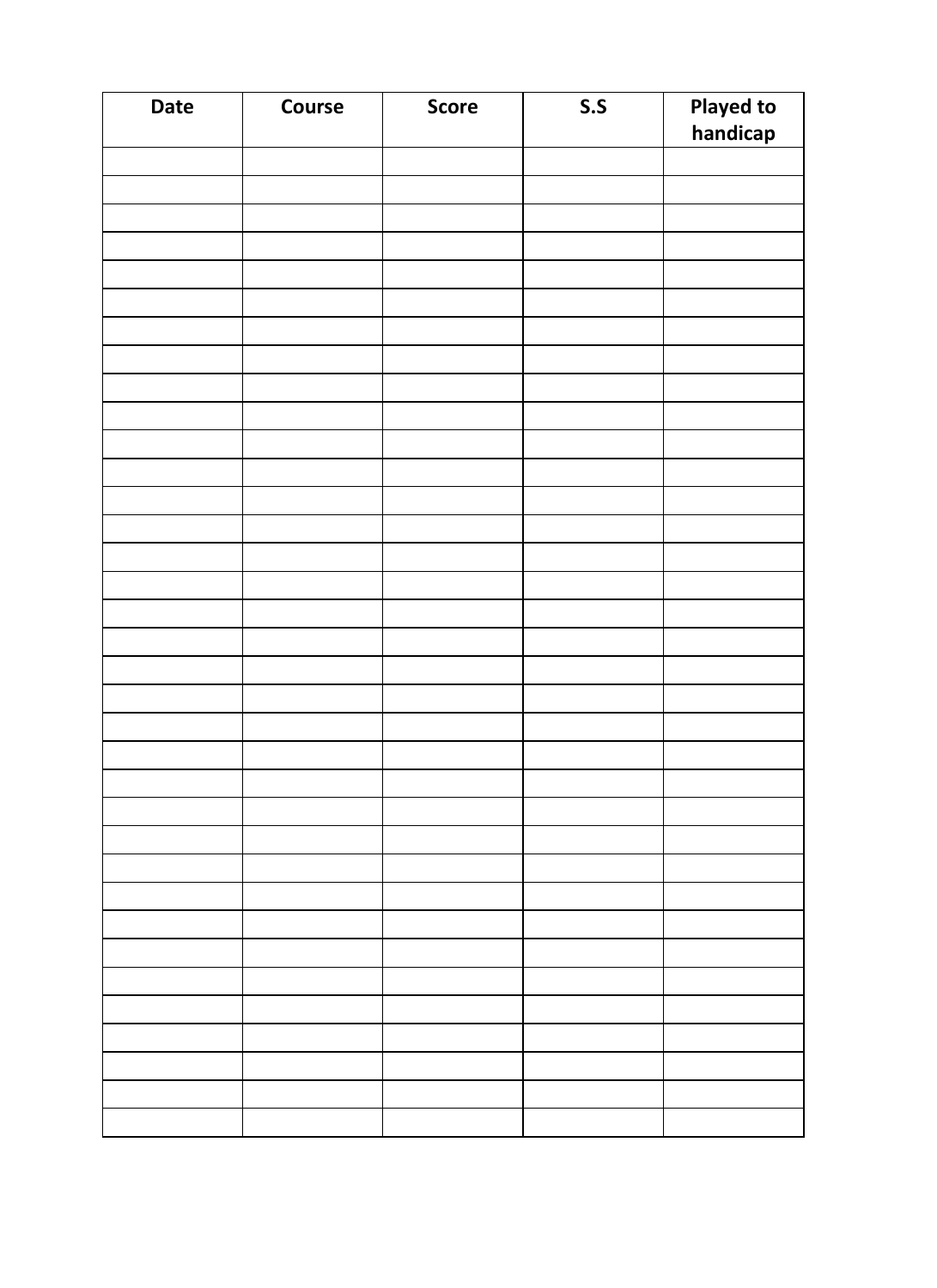| Date | Course | Score | S.S | Played to handicap |
|---|---|---|---|---|
| | | | | |
| | | | | |
| | | | | |
| | | | | |
| | | | | |
| | | | | |
| | | | | |
| | | | | |
| | | | | |
| | | | | |
| | | | | |
| | | | | |
| | | | | |
| | | | | |
| | | | | |
| | | | | |
| | | | | |
| | | | | |
| | | | | |
| | | | | |
| | | | | |
| | | | | |
| | | | | |
| | | | | |
| | | | | |
| | | | | |
| | | | | |
| | | | | |
| | | | | |
| | | | | |
| | | | | |
| | | | | |
| | | | | |
| | | | | |
| | | | | |